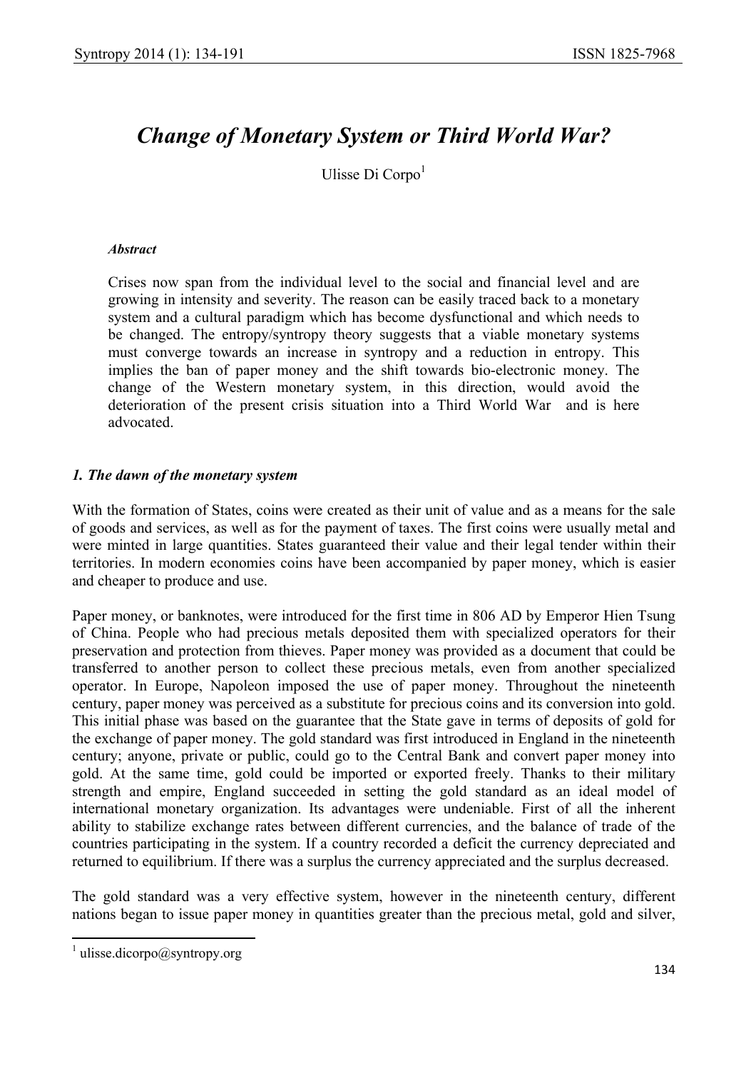# *Change of Monetary System or Third World War?*

Ulisse Di Corpo[1]

***Abstract***

Crises now span from the individual level to the social and financial level and are growing in intensity and severity. The reason can be easily traced back to a monetary system and a cultural paradigm which has become dysfunctional and which needs to be changed. The entropy/syntropy theory suggests that a viable monetary systems must converge towards an increase in syntropy and a reduction in entropy. This implies the ban of paper money and the shift towards bio-electronic money. The change of the Western monetary system, in this direction, would avoid the deterioration of the present crisis situation into a Third World War and is here advocated.

## *1. The dawn of the monetary system*

With the formation of States, coins were created as their unit of value and as a means for the sale of goods and services, as well as for the payment of taxes. The first coins were usually metal and were minted in large quantities. States guaranteed their value and their legal tender within their territories. In modern economies coins have been accompanied by paper money, which is easier and cheaper to produce and use.

Paper money, or banknotes, were introduced for the first time in 806 AD by Emperor Hien Tsung of China. People who had precious metals deposited them with specialized operators for their preservation and protection from thieves. Paper money was provided as a document that could be transferred to another person to collect these precious metals, even from another specialized operator. In Europe, Napoleon imposed the use of paper money. Throughout the nineteenth century, paper money was perceived as a substitute for precious coins and its conversion into gold. This initial phase was based on the guarantee that the State gave in terms of deposits of gold for the exchange of paper money. The gold standard was first introduced in England in the nineteenth century; anyone, private or public, could go to the Central Bank and convert paper money into gold. At the same time, gold could be imported or exported freely. Thanks to their military strength and empire, England succeeded in setting the gold standard as an ideal model of international monetary organization. Its advantages were undeniable. First of all the inherent ability to stabilize exchange rates between different currencies, and the balance of trade of the countries participating in the system. If a country recorded a deficit the currency depreciated and returned to equilibrium. If there was a surplus the currency appreciated and the surplus decreased.

The gold standard was a very effective system, however in the nineteenth century, different nations began to issue paper money in quantities greater than the precious metal, gold and silver,

[1] ulisse.dicorpo@syntropy.org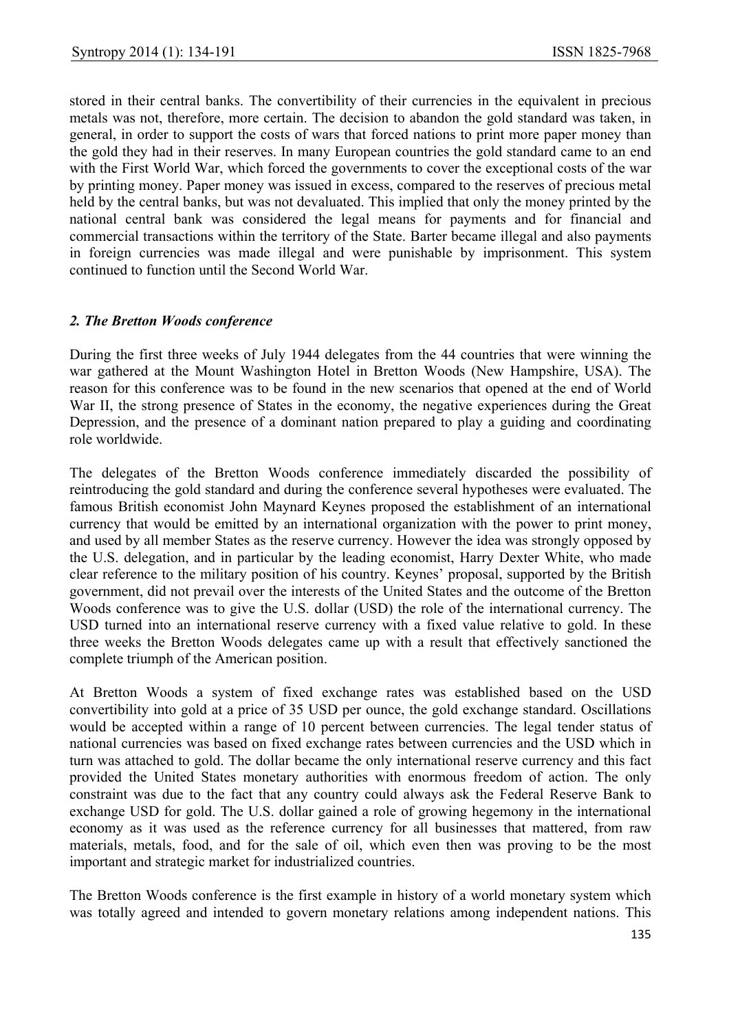stored in their central banks. The convertibility of their currencies in the equivalent in precious metals was not, therefore, more certain. The decision to abandon the gold standard was taken, in general, in order to support the costs of wars that forced nations to print more paper money than the gold they had in their reserves. In many European countries the gold standard came to an end with the First World War, which forced the governments to cover the exceptional costs of the war by printing money. Paper money was issued in excess, compared to the reserves of precious metal held by the central banks, but was not devaluated. This implied that only the money printed by the national central bank was considered the legal means for payments and for financial and commercial transactions within the territory of the State. Barter became illegal and also payments in foreign currencies was made illegal and were punishable by imprisonment. This system continued to function until the Second World War.

## *2. The Bretton Woods conference*

During the first three weeks of July 1944 delegates from the 44 countries that were winning the war gathered at the Mount Washington Hotel in Bretton Woods (New Hampshire, USA). The reason for this conference was to be found in the new scenarios that opened at the end of World War II, the strong presence of States in the economy, the negative experiences during the Great Depression, and the presence of a dominant nation prepared to play a guiding and coordinating role worldwide.

The delegates of the Bretton Woods conference immediately discarded the possibility of reintroducing the gold standard and during the conference several hypotheses were evaluated. The famous British economist John Maynard Keynes proposed the establishment of an international currency that would be emitted by an international organization with the power to print money, and used by all member States as the reserve currency. However the idea was strongly opposed by the U.S. delegation, and in particular by the leading economist, Harry Dexter White, who made clear reference to the military position of his country. Keynes' proposal, supported by the British government, did not prevail over the interests of the United States and the outcome of the Bretton Woods conference was to give the U.S. dollar (USD) the role of the international currency. The USD turned into an international reserve currency with a fixed value relative to gold. In these three weeks the Bretton Woods delegates came up with a result that effectively sanctioned the complete triumph of the American position.

At Bretton Woods a system of fixed exchange rates was established based on the USD convertibility into gold at a price of 35 USD per ounce, the gold exchange standard. Oscillations would be accepted within a range of 10 percent between currencies. The legal tender status of national currencies was based on fixed exchange rates between currencies and the USD which in turn was attached to gold. The dollar became the only international reserve currency and this fact provided the United States monetary authorities with enormous freedom of action. The only constraint was due to the fact that any country could always ask the Federal Reserve Bank to exchange USD for gold. The U.S. dollar gained a role of growing hegemony in the international economy as it was used as the reference currency for all businesses that mattered, from raw materials, metals, food, and for the sale of oil, which even then was proving to be the most important and strategic market for industrialized countries.

The Bretton Woods conference is the first example in history of a world monetary system which was totally agreed and intended to govern monetary relations among independent nations. This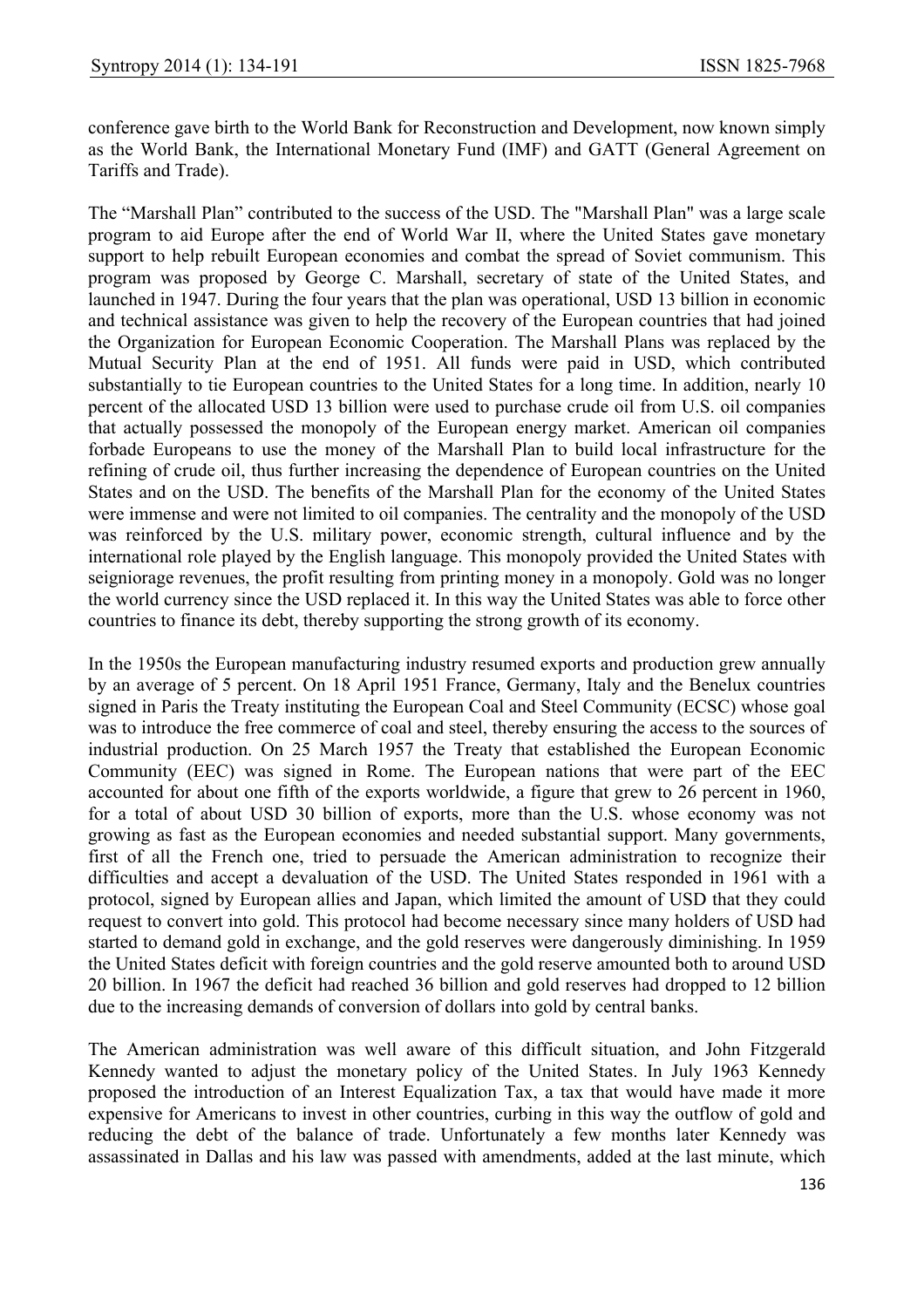conference gave birth to the World Bank for Reconstruction and Development, now known simply as the World Bank, the International Monetary Fund (IMF) and GATT (General Agreement on Tariffs and Trade).

The “Marshall Plan” contributed to the success of the USD. The "Marshall Plan" was a large scale program to aid Europe after the end of World War II, where the United States gave monetary support to help rebuilt European economies and combat the spread of Soviet communism. This program was proposed by George C. Marshall, secretary of state of the United States, and launched in 1947. During the four years that the plan was operational, USD 13 billion in economic and technical assistance was given to help the recovery of the European countries that had joined the Organization for European Economic Cooperation. The Marshall Plans was replaced by the Mutual Security Plan at the end of 1951. All funds were paid in USD, which contributed substantially to tie European countries to the United States for a long time. In addition, nearly 10 percent of the allocated USD 13 billion were used to purchase crude oil from U.S. oil companies that actually possessed the monopoly of the European energy market. American oil companies forbade Europeans to use the money of the Marshall Plan to build local infrastructure for the refining of crude oil, thus further increasing the dependence of European countries on the United States and on the USD. The benefits of the Marshall Plan for the economy of the United States were immense and were not limited to oil companies. The centrality and the monopoly of the USD was reinforced by the U.S. military power, economic strength, cultural influence and by the international role played by the English language. This monopoly provided the United States with seigniorage revenues, the profit resulting from printing money in a monopoly. Gold was no longer the world currency since the USD replaced it. In this way the United States was able to force other countries to finance its debt, thereby supporting the strong growth of its economy.

In the 1950s the European manufacturing industry resumed exports and production grew annually by an average of 5 percent. On 18 April 1951 France, Germany, Italy and the Benelux countries signed in Paris the Treaty instituting the European Coal and Steel Community (ECSC) whose goal was to introduce the free commerce of coal and steel, thereby ensuring the access to the sources of industrial production. On 25 March 1957 the Treaty that established the European Economic Community (EEC) was signed in Rome. The European nations that were part of the EEC accounted for about one fifth of the exports worldwide, a figure that grew to 26 percent in 1960, for a total of about USD 30 billion of exports, more than the U.S. whose economy was not growing as fast as the European economies and needed substantial support. Many governments, first of all the French one, tried to persuade the American administration to recognize their difficulties and accept a devaluation of the USD. The United States responded in 1961 with a protocol, signed by European allies and Japan, which limited the amount of USD that they could request to convert into gold. This protocol had become necessary since many holders of USD had started to demand gold in exchange, and the gold reserves were dangerously diminishing. In 1959 the United States deficit with foreign countries and the gold reserve amounted both to around USD 20 billion. In 1967 the deficit had reached 36 billion and gold reserves had dropped to 12 billion due to the increasing demands of conversion of dollars into gold by central banks.

The American administration was well aware of this difficult situation, and John Fitzgerald Kennedy wanted to adjust the monetary policy of the United States. In July 1963 Kennedy proposed the introduction of an Interest Equalization Tax, a tax that would have made it more expensive for Americans to invest in other countries, curbing in this way the outflow of gold and reducing the debt of the balance of trade. Unfortunately a few months later Kennedy was assassinated in Dallas and his law was passed with amendments, added at the last minute, which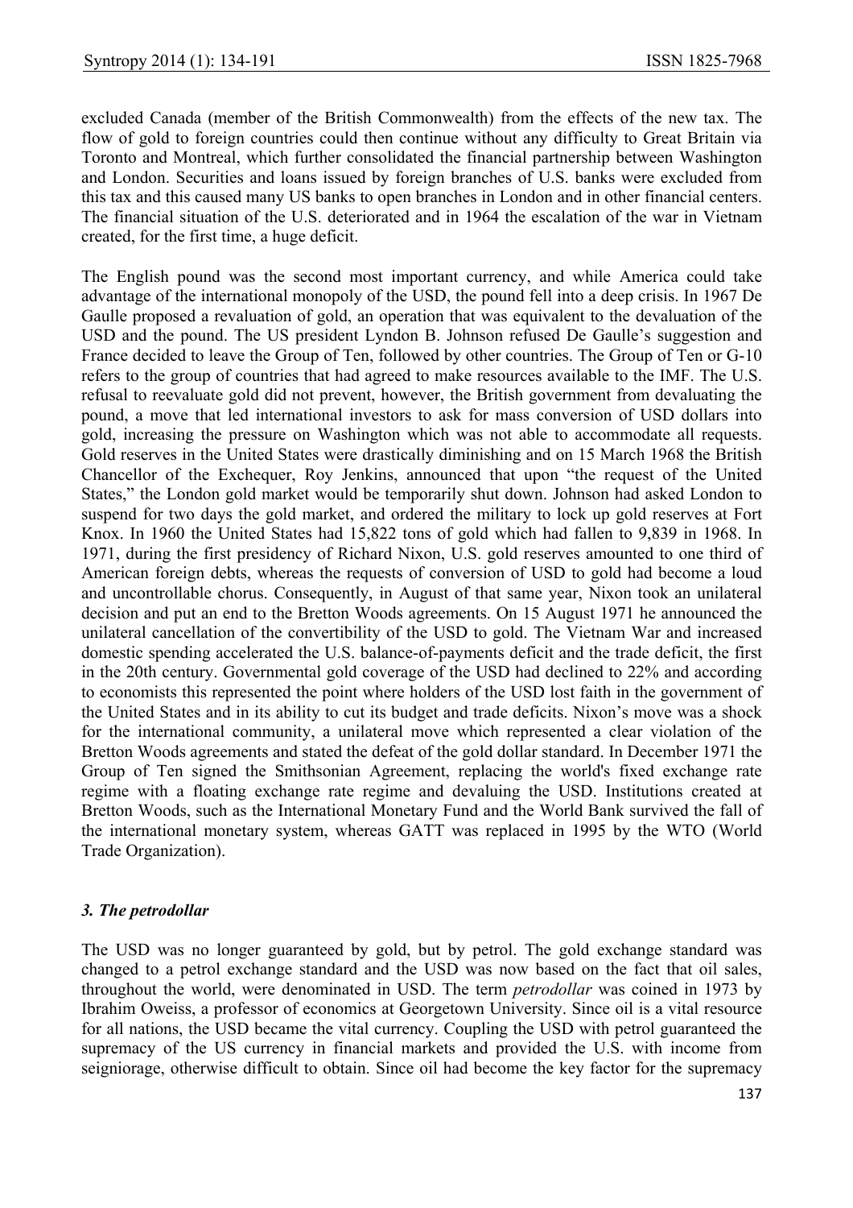excluded Canada (member of the British Commonwealth) from the effects of the new tax. The flow of gold to foreign countries could then continue without any difficulty to Great Britain via Toronto and Montreal, which further consolidated the financial partnership between Washington and London. Securities and loans issued by foreign branches of U.S. banks were excluded from this tax and this caused many US banks to open branches in London and in other financial centers. The financial situation of the U.S. deteriorated and in 1964 the escalation of the war in Vietnam created, for the first time, a huge deficit.

The English pound was the second most important currency, and while America could take advantage of the international monopoly of the USD, the pound fell into a deep crisis. In 1967 De Gaulle proposed a revaluation of gold, an operation that was equivalent to the devaluation of the USD and the pound. The US president Lyndon B. Johnson refused De Gaulle's suggestion and France decided to leave the Group of Ten, followed by other countries. The Group of Ten or G-10 refers to the group of countries that had agreed to make resources available to the IMF. The U.S. refusal to reevaluate gold did not prevent, however, the British government from devaluating the pound, a move that led international investors to ask for mass conversion of USD dollars into gold, increasing the pressure on Washington which was not able to accommodate all requests. Gold reserves in the United States were drastically diminishing and on 15 March 1968 the British Chancellor of the Exchequer, Roy Jenkins, announced that upon "the request of the United States," the London gold market would be temporarily shut down. Johnson had asked London to suspend for two days the gold market, and ordered the military to lock up gold reserves at Fort Knox. In 1960 the United States had 15,822 tons of gold which had fallen to 9,839 in 1968. In 1971, during the first presidency of Richard Nixon, U.S. gold reserves amounted to one third of American foreign debts, whereas the requests of conversion of USD to gold had become a loud and uncontrollable chorus. Consequently, in August of that same year, Nixon took an unilateral decision and put an end to the Bretton Woods agreements. On 15 August 1971 he announced the unilateral cancellation of the convertibility of the USD to gold. The Vietnam War and increased domestic spending accelerated the U.S. balance-of-payments deficit and the trade deficit, the first in the 20th century. Governmental gold coverage of the USD had declined to 22% and according to economists this represented the point where holders of the USD lost faith in the government of the United States and in its ability to cut its budget and trade deficits. Nixon's move was a shock for the international community, a unilateral move which represented a clear violation of the Bretton Woods agreements and stated the defeat of the gold dollar standard. In December 1971 the Group of Ten signed the Smithsonian Agreement, replacing the world's fixed exchange rate regime with a floating exchange rate regime and devaluing the USD. Institutions created at Bretton Woods, such as the International Monetary Fund and the World Bank survived the fall of the international monetary system, whereas GATT was replaced in 1995 by the WTO (World Trade Organization).

### *3. The petrodollar*

The USD was no longer guaranteed by gold, but by petrol. The gold exchange standard was changed to a petrol exchange standard and the USD was now based on the fact that oil sales, throughout the world, were denominated in USD. The term *petrodollar* was coined in 1973 by Ibrahim Oweiss, a professor of economics at Georgetown University. Since oil is a vital resource for all nations, the USD became the vital currency. Coupling the USD with petrol guaranteed the supremacy of the US currency in financial markets and provided the U.S. with income from seigniorage, otherwise difficult to obtain. Since oil had become the key factor for the supremacy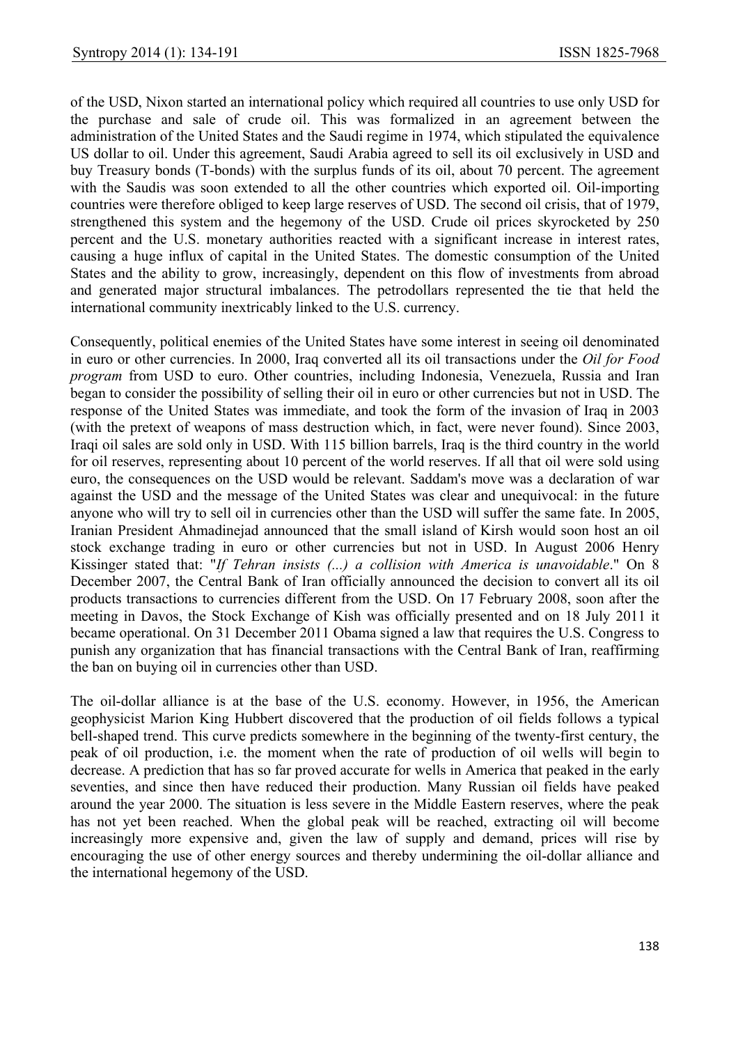of the USD, Nixon started an international policy which required all countries to use only USD for the purchase and sale of crude oil. This was formalized in an agreement between the administration of the United States and the Saudi regime in 1974, which stipulated the equivalence US dollar to oil. Under this agreement, Saudi Arabia agreed to sell its oil exclusively in USD and buy Treasury bonds (T-bonds) with the surplus funds of its oil, about 70 percent. The agreement with the Saudis was soon extended to all the other countries which exported oil. Oil-importing countries were therefore obliged to keep large reserves of USD. The second oil crisis, that of 1979, strengthened this system and the hegemony of the USD. Crude oil prices skyrocketed by 250 percent and the U.S. monetary authorities reacted with a significant increase in interest rates, causing a huge influx of capital in the United States. The domestic consumption of the United States and the ability to grow, increasingly, dependent on this flow of investments from abroad and generated major structural imbalances. The petrodollars represented the tie that held the international community inextricably linked to the U.S. currency.

Consequently, political enemies of the United States have some interest in seeing oil denominated in euro or other currencies. In 2000, Iraq converted all its oil transactions under the *Oil for Food program* from USD to euro. Other countries, including Indonesia, Venezuela, Russia and Iran began to consider the possibility of selling their oil in euro or other currencies but not in USD. The response of the United States was immediate, and took the form of the invasion of Iraq in 2003 (with the pretext of weapons of mass destruction which, in fact, were never found). Since 2003, Iraqi oil sales are sold only in USD. With 115 billion barrels, Iraq is the third country in the world for oil reserves, representing about 10 percent of the world reserves. If all that oil were sold using euro, the consequences on the USD would be relevant. Saddam's move was a declaration of war against the USD and the message of the United States was clear and unequivocal: in the future anyone who will try to sell oil in currencies other than the USD will suffer the same fate. In 2005, Iranian President Ahmadinejad announced that the small island of Kirsh would soon host an oil stock exchange trading in euro or other currencies but not in USD. In August 2006 Henry Kissinger stated that: "*If Tehran insists (...) a collision with America is unavoidable*." On 8 December 2007, the Central Bank of Iran officially announced the decision to convert all its oil products transactions to currencies different from the USD. On 17 February 2008, soon after the meeting in Davos, the Stock Exchange of Kish was officially presented and on 18 July 2011 it became operational. On 31 December 2011 Obama signed a law that requires the U.S. Congress to punish any organization that has financial transactions with the Central Bank of Iran, reaffirming the ban on buying oil in currencies other than USD.

The oil-dollar alliance is at the base of the U.S. economy. However, in 1956, the American geophysicist Marion King Hubbert discovered that the production of oil fields follows a typical bell-shaped trend. This curve predicts somewhere in the beginning of the twenty-first century, the peak of oil production, i.e. the moment when the rate of production of oil wells will begin to decrease. A prediction that has so far proved accurate for wells in America that peaked in the early seventies, and since then have reduced their production. Many Russian oil fields have peaked around the year 2000. The situation is less severe in the Middle Eastern reserves, where the peak has not yet been reached. When the global peak will be reached, extracting oil will become increasingly more expensive and, given the law of supply and demand, prices will rise by encouraging the use of other energy sources and thereby undermining the oil-dollar alliance and the international hegemony of the USD.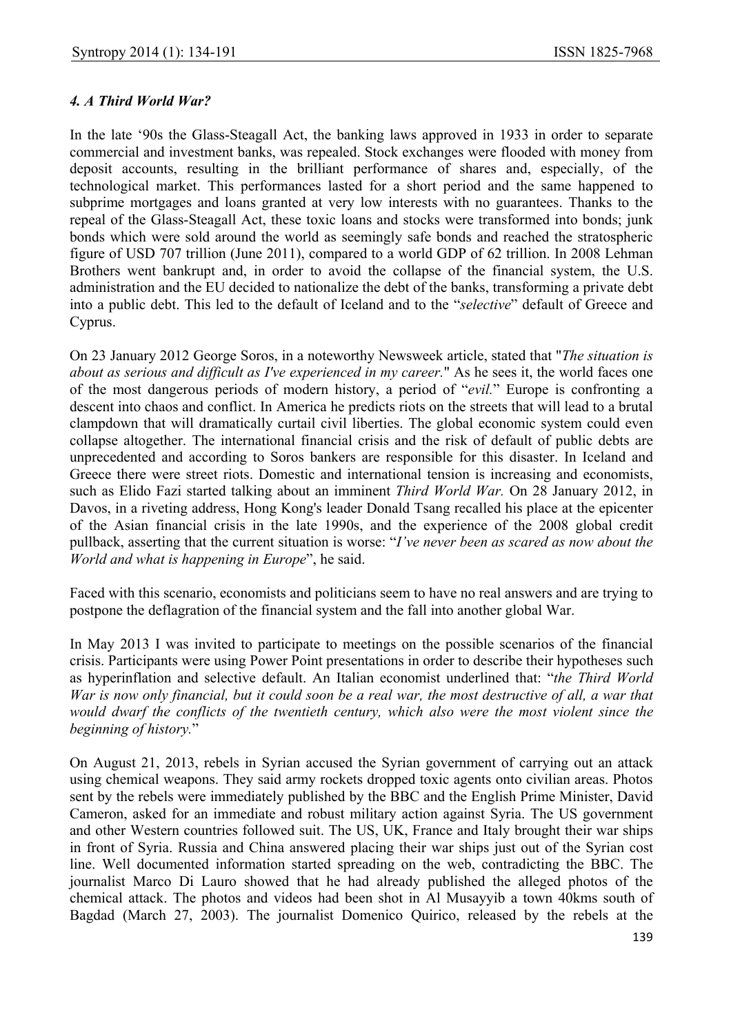### *4. A Third World War?*

In the late '90s the Glass-Steagall Act, the banking laws approved in 1933 in order to separate commercial and investment banks, was repealed. Stock exchanges were flooded with money from deposit accounts, resulting in the brilliant performance of shares and, especially, of the technological market. This performances lasted for a short period and the same happened to subprime mortgages and loans granted at very low interests with no guarantees. Thanks to the repeal of the Glass-Steagall Act, these toxic loans and stocks were transformed into bonds; junk bonds which were sold around the world as seemingly safe bonds and reached the stratospheric figure of USD 707 trillion (June 2011), compared to a world GDP of 62 trillion. In 2008 Lehman Brothers went bankrupt and, in order to avoid the collapse of the financial system, the U.S. administration and the EU decided to nationalize the debt of the banks, transforming a private debt into a public debt. This led to the default of Iceland and to the "*selective*" default of Greece and Cyprus.

On 23 January 2012 George Soros, in a noteworthy Newsweek article, stated that "*The situation is about as serious and difficult as I've experienced in my career.*" As he sees it, the world faces one of the most dangerous periods of modern history, a period of "*evil.*" Europe is confronting a descent into chaos and conflict. In America he predicts riots on the streets that will lead to a brutal clampdown that will dramatically curtail civil liberties. The global economic system could even collapse altogether. The international financial crisis and the risk of default of public debts are unprecedented and according to Soros bankers are responsible for this disaster. In Iceland and Greece there were street riots. Domestic and international tension is increasing and economists, such as Elido Fazi started talking about an imminent *Third World War.* On 28 January 2012, in Davos, in a riveting address, Hong Kong's leader Donald Tsang recalled his place at the epicenter of the Asian financial crisis in the late 1990s, and the experience of the 2008 global credit pullback, asserting that the current situation is worse: "*I've never been as scared as now about the World and what is happening in Europe*", he said.

Faced with this scenario, economists and politicians seem to have no real answers and are trying to postpone the deflagration of the financial system and the fall into another global War.

In May 2013 I was invited to participate to meetings on the possible scenarios of the financial crisis. Participants were using Power Point presentations in order to describe their hypotheses such as hyperinflation and selective default. An Italian economist underlined that: "*the Third World War is now only financial, but it could soon be a real war, the most destructive of all, a war that would dwarf the conflicts of the twentieth century, which also were the most violent since the beginning of history.*"

On August 21, 2013, rebels in Syrian accused the Syrian government of carrying out an attack using chemical weapons. They said army rockets dropped toxic agents onto civilian areas. Photos sent by the rebels were immediately published by the BBC and the English Prime Minister, David Cameron, asked for an immediate and robust military action against Syria. The US government and other Western countries followed suit. The US, UK, France and Italy brought their war ships in front of Syria. Russia and China answered placing their war ships just out of the Syrian cost line. Well documented information started spreading on the web, contradicting the BBC. The journalist Marco Di Lauro showed that he had already published the alleged photos of the chemical attack. The photos and videos had been shot in Al Musayyib a town 40kms south of Bagdad (March 27, 2003). The journalist Domenico Quirico, released by the rebels at the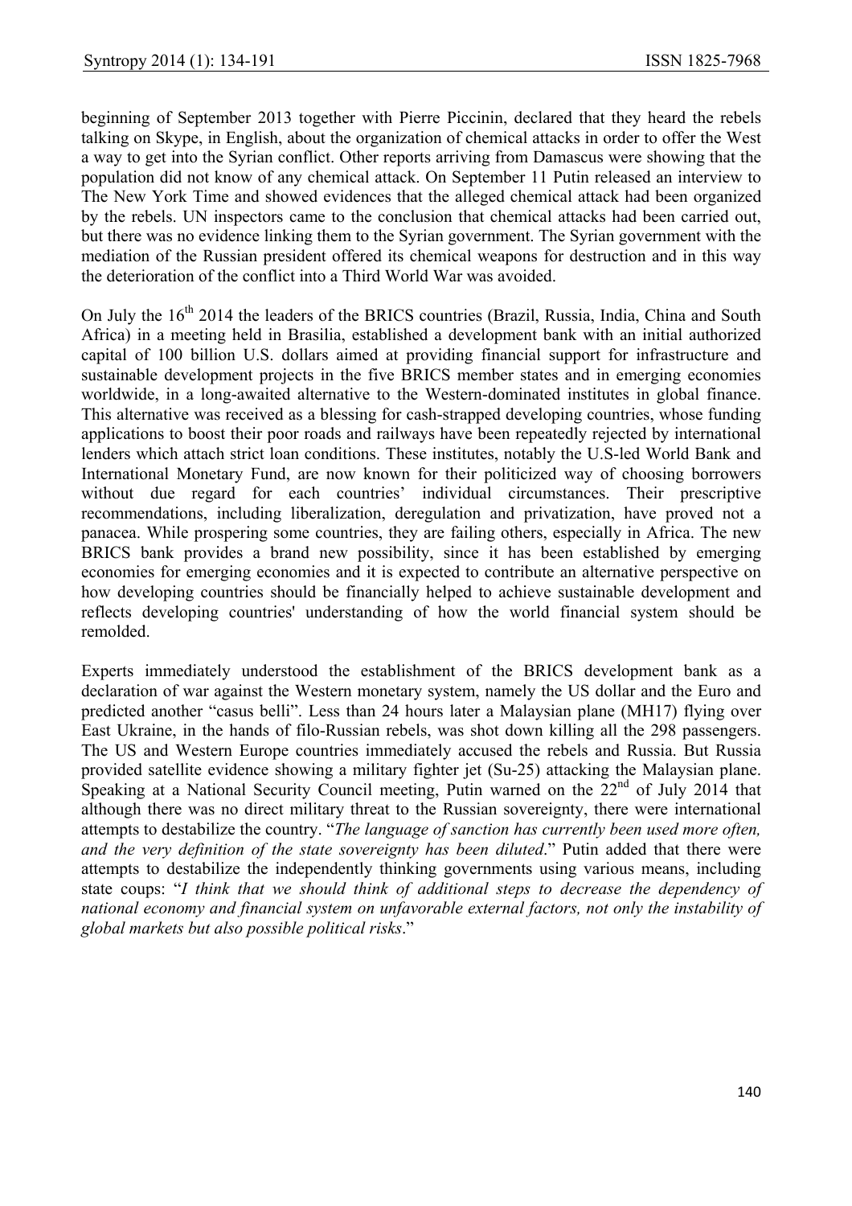beginning of September 2013 together with Pierre Piccinin, declared that they heard the rebels talking on Skype, in English, about the organization of chemical attacks in order to offer the West a way to get into the Syrian conflict. Other reports arriving from Damascus were showing that the population did not know of any chemical attack. On September 11 Putin released an interview to The New York Time and showed evidences that the alleged chemical attack had been organized by the rebels. UN inspectors came to the conclusion that chemical attacks had been carried out, but there was no evidence linking them to the Syrian government. The Syrian government with the mediation of the Russian president offered its chemical weapons for destruction and in this way the deterioration of the conflict into a Third World War was avoided.

On July the 16th 2014 the leaders of the BRICS countries (Brazil, Russia, India, China and South Africa) in a meeting held in Brasilia, established a development bank with an initial authorized capital of 100 billion U.S. dollars aimed at providing financial support for infrastructure and sustainable development projects in the five BRICS member states and in emerging economies worldwide, in a long-awaited alternative to the Western-dominated institutes in global finance. This alternative was received as a blessing for cash-strapped developing countries, whose funding applications to boost their poor roads and railways have been repeatedly rejected by international lenders which attach strict loan conditions. These institutes, notably the U.S-led World Bank and International Monetary Fund, are now known for their politicized way of choosing borrowers without due regard for each countries' individual circumstances. Their prescriptive recommendations, including liberalization, deregulation and privatization, have proved not a panacea. While prospering some countries, they are failing others, especially in Africa. The new BRICS bank provides a brand new possibility, since it has been established by emerging economies for emerging economies and it is expected to contribute an alternative perspective on how developing countries should be financially helped to achieve sustainable development and reflects developing countries' understanding of how the world financial system should be remolded.

Experts immediately understood the establishment of the BRICS development bank as a declaration of war against the Western monetary system, namely the US dollar and the Euro and predicted another "casus belli". Less than 24 hours later a Malaysian plane (MH17) flying over East Ukraine, in the hands of filo-Russian rebels, was shot down killing all the 298 passengers. The US and Western Europe countries immediately accused the rebels and Russia. But Russia provided satellite evidence showing a military fighter jet (Su-25) attacking the Malaysian plane. Speaking at a National Security Council meeting, Putin warned on the 22nd of July 2014 that although there was no direct military threat to the Russian sovereignty, there were international attempts to destabilize the country. "*The language of sanction has currently been used more often, and the very definition of the state sovereignty has been diluted*." Putin added that there were attempts to destabilize the independently thinking governments using various means, including state coups: "*I think that we should think of additional steps to decrease the dependency of national economy and financial system on unfavorable external factors, not only the instability of global markets but also possible political risks*."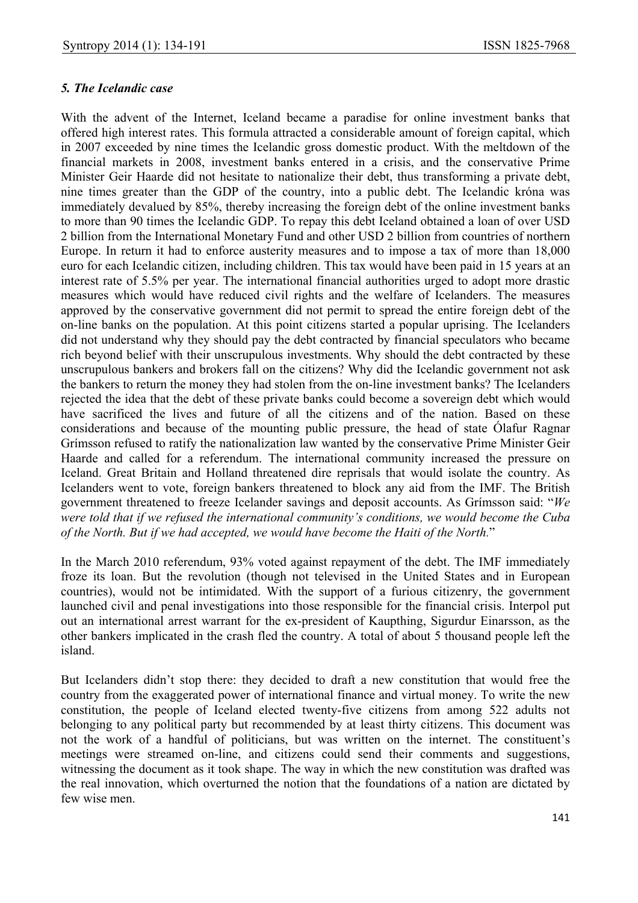### *5. The Icelandic case*

With the advent of the Internet, Iceland became a paradise for online investment banks that offered high interest rates. This formula attracted a considerable amount of foreign capital, which in 2007 exceeded by nine times the Icelandic gross domestic product. With the meltdown of the financial markets in 2008, investment banks entered in a crisis, and the conservative Prime Minister Geir Haarde did not hesitate to nationalize their debt, thus transforming a private debt, nine times greater than the GDP of the country, into a public debt. The Icelandic króna was immediately devalued by 85%, thereby increasing the foreign debt of the online investment banks to more than 90 times the Icelandic GDP. To repay this debt Iceland obtained a loan of over USD 2 billion from the International Monetary Fund and other USD 2 billion from countries of northern Europe. In return it had to enforce austerity measures and to impose a tax of more than 18,000 euro for each Icelandic citizen, including children. This tax would have been paid in 15 years at an interest rate of 5.5% per year. The international financial authorities urged to adopt more drastic measures which would have reduced civil rights and the welfare of Icelanders. The measures approved by the conservative government did not permit to spread the entire foreign debt of the on-line banks on the population. At this point citizens started a popular uprising. The Icelanders did not understand why they should pay the debt contracted by financial speculators who became rich beyond belief with their unscrupulous investments. Why should the debt contracted by these unscrupulous bankers and brokers fall on the citizens? Why did the Icelandic government not ask the bankers to return the money they had stolen from the on-line investment banks? The Icelanders rejected the idea that the debt of these private banks could become a sovereign debt which would have sacrificed the lives and future of all the citizens and of the nation. Based on these considerations and because of the mounting public pressure, the head of state Ólafur Ragnar Grímsson refused to ratify the nationalization law wanted by the conservative Prime Minister Geir Haarde and called for a referendum. The international community increased the pressure on Iceland. Great Britain and Holland threatened dire reprisals that would isolate the country. As Icelanders went to vote, foreign bankers threatened to block any aid from the IMF. The British government threatened to freeze Icelander savings and deposit accounts. As Grímsson said: "*We were told that if we refused the international community's conditions, we would become the Cuba of the North. But if we had accepted, we would have become the Haiti of the North.*"

In the March 2010 referendum, 93% voted against repayment of the debt. The IMF immediately froze its loan. But the revolution (though not televised in the United States and in European countries), would not be intimidated. With the support of a furious citizenry, the government launched civil and penal investigations into those responsible for the financial crisis. Interpol put out an international arrest warrant for the ex-president of Kaupthing, Sigurdur Einarsson, as the other bankers implicated in the crash fled the country. A total of about 5 thousand people left the island.

But Icelanders didn't stop there: they decided to draft a new constitution that would free the country from the exaggerated power of international finance and virtual money. To write the new constitution, the people of Iceland elected twenty-five citizens from among 522 adults not belonging to any political party but recommended by at least thirty citizens. This document was not the work of a handful of politicians, but was written on the internet. The constituent's meetings were streamed on-line, and citizens could send their comments and suggestions, witnessing the document as it took shape. The way in which the new constitution was drafted was the real innovation, which overturned the notion that the foundations of a nation are dictated by few wise men.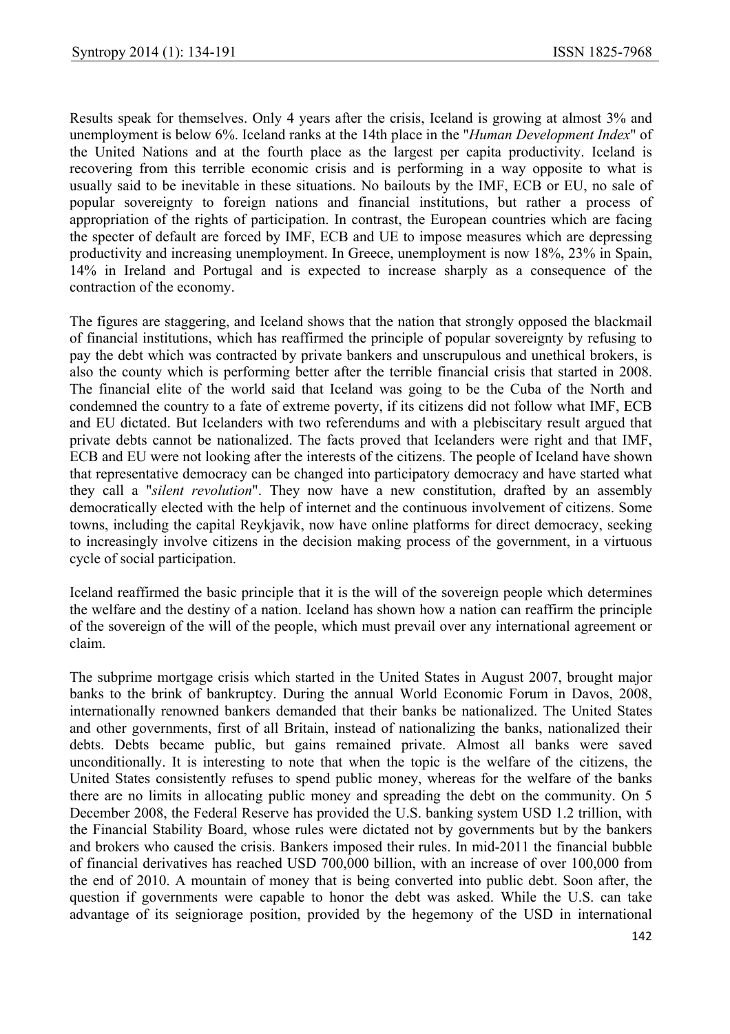Results speak for themselves. Only 4 years after the crisis, Iceland is growing at almost 3% and unemployment is below 6%. Iceland ranks at the 14th place in the "*Human Development Index*" of the United Nations and at the fourth place as the largest per capita productivity. Iceland is recovering from this terrible economic crisis and is performing in a way opposite to what is usually said to be inevitable in these situations. No bailouts by the IMF, ECB or EU, no sale of popular sovereignty to foreign nations and financial institutions, but rather a process of appropriation of the rights of participation. In contrast, the European countries which are facing the specter of default are forced by IMF, ECB and UE to impose measures which are depressing productivity and increasing unemployment. In Greece, unemployment is now 18%, 23% in Spain, 14% in Ireland and Portugal and is expected to increase sharply as a consequence of the contraction of the economy.

The figures are staggering, and Iceland shows that the nation that strongly opposed the blackmail of financial institutions, which has reaffirmed the principle of popular sovereignty by refusing to pay the debt which was contracted by private bankers and unscrupulous and unethical brokers, is also the county which is performing better after the terrible financial crisis that started in 2008. The financial elite of the world said that Iceland was going to be the Cuba of the North and condemned the country to a fate of extreme poverty, if its citizens did not follow what IMF, ECB and EU dictated. But Icelanders with two referendums and with a plebiscitary result argued that private debts cannot be nationalized. The facts proved that Icelanders were right and that IMF, ECB and EU were not looking after the interests of the citizens. The people of Iceland have shown that representative democracy can be changed into participatory democracy and have started what they call a "*silent revolution*". They now have a new constitution, drafted by an assembly democratically elected with the help of internet and the continuous involvement of citizens. Some towns, including the capital Reykjavik, now have online platforms for direct democracy, seeking to increasingly involve citizens in the decision making process of the government, in a virtuous cycle of social participation.

Iceland reaffirmed the basic principle that it is the will of the sovereign people which determines the welfare and the destiny of a nation. Iceland has shown how a nation can reaffirm the principle of the sovereign of the will of the people, which must prevail over any international agreement or claim.

The subprime mortgage crisis which started in the United States in August 2007, brought major banks to the brink of bankruptcy. During the annual World Economic Forum in Davos, 2008, internationally renowned bankers demanded that their banks be nationalized. The United States and other governments, first of all Britain, instead of nationalizing the banks, nationalized their debts. Debts became public, but gains remained private. Almost all banks were saved unconditionally. It is interesting to note that when the topic is the welfare of the citizens, the United States consistently refuses to spend public money, whereas for the welfare of the banks there are no limits in allocating public money and spreading the debt on the community. On 5 December 2008, the Federal Reserve has provided the U.S. banking system USD 1.2 trillion, with the Financial Stability Board, whose rules were dictated not by governments but by the bankers and brokers who caused the crisis. Bankers imposed their rules. In mid-2011 the financial bubble of financial derivatives has reached USD 700,000 billion, with an increase of over 100,000 from the end of 2010. A mountain of money that is being converted into public debt. Soon after, the question if governments were capable to honor the debt was asked. While the U.S. can take advantage of its seigniorage position, provided by the hegemony of the USD in international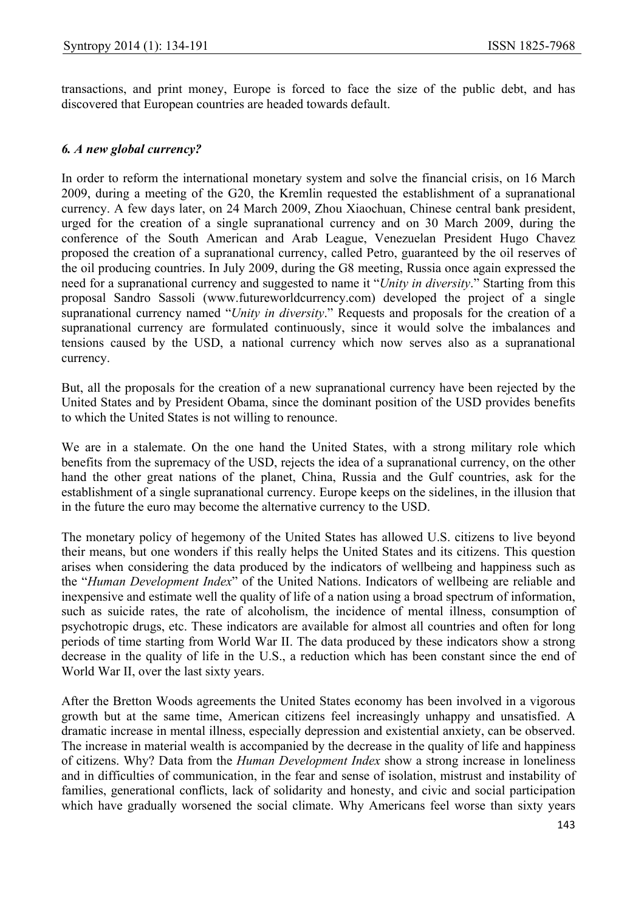transactions, and print money, Europe is forced to face the size of the public debt, and has discovered that European countries are headed towards default.

### *6. A new global currency?*

In order to reform the international monetary system and solve the financial crisis, on 16 March 2009, during a meeting of the G20, the Kremlin requested the establishment of a supranational currency. A few days later, on 24 March 2009, Zhou Xiaochuan, Chinese central bank president, urged for the creation of a single supranational currency and on 30 March 2009, during the conference of the South American and Arab League, Venezuelan President Hugo Chavez proposed the creation of a supranational currency, called Petro, guaranteed by the oil reserves of the oil producing countries. In July 2009, during the G8 meeting, Russia once again expressed the need for a supranational currency and suggested to name it "*Unity in diversity*." Starting from this proposal Sandro Sassoli (www.futureworldcurrency.com) developed the project of a single supranational currency named "*Unity in diversity*." Requests and proposals for the creation of a supranational currency are formulated continuously, since it would solve the imbalances and tensions caused by the USD, a national currency which now serves also as a supranational currency.

But, all the proposals for the creation of a new supranational currency have been rejected by the United States and by President Obama, since the dominant position of the USD provides benefits to which the United States is not willing to renounce.

We are in a stalemate. On the one hand the United States, with a strong military role which benefits from the supremacy of the USD, rejects the idea of a supranational currency, on the other hand the other great nations of the planet, China, Russia and the Gulf countries, ask for the establishment of a single supranational currency. Europe keeps on the sidelines, in the illusion that in the future the euro may become the alternative currency to the USD.

The monetary policy of hegemony of the United States has allowed U.S. citizens to live beyond their means, but one wonders if this really helps the United States and its citizens. This question arises when considering the data produced by the indicators of wellbeing and happiness such as the "*Human Development Index*" of the United Nations. Indicators of wellbeing are reliable and inexpensive and estimate well the quality of life of a nation using a broad spectrum of information, such as suicide rates, the rate of alcoholism, the incidence of mental illness, consumption of psychotropic drugs, etc. These indicators are available for almost all countries and often for long periods of time starting from World War II. The data produced by these indicators show a strong decrease in the quality of life in the U.S., a reduction which has been constant since the end of World War II, over the last sixty years.

After the Bretton Woods agreements the United States economy has been involved in a vigorous growth but at the same time, American citizens feel increasingly unhappy and unsatisfied. A dramatic increase in mental illness, especially depression and existential anxiety, can be observed. The increase in material wealth is accompanied by the decrease in the quality of life and happiness of citizens. Why? Data from the *Human Development Index* show a strong increase in loneliness and in difficulties of communication, in the fear and sense of isolation, mistrust and instability of families, generational conflicts, lack of solidarity and honesty, and civic and social participation which have gradually worsened the social climate. Why Americans feel worse than sixty years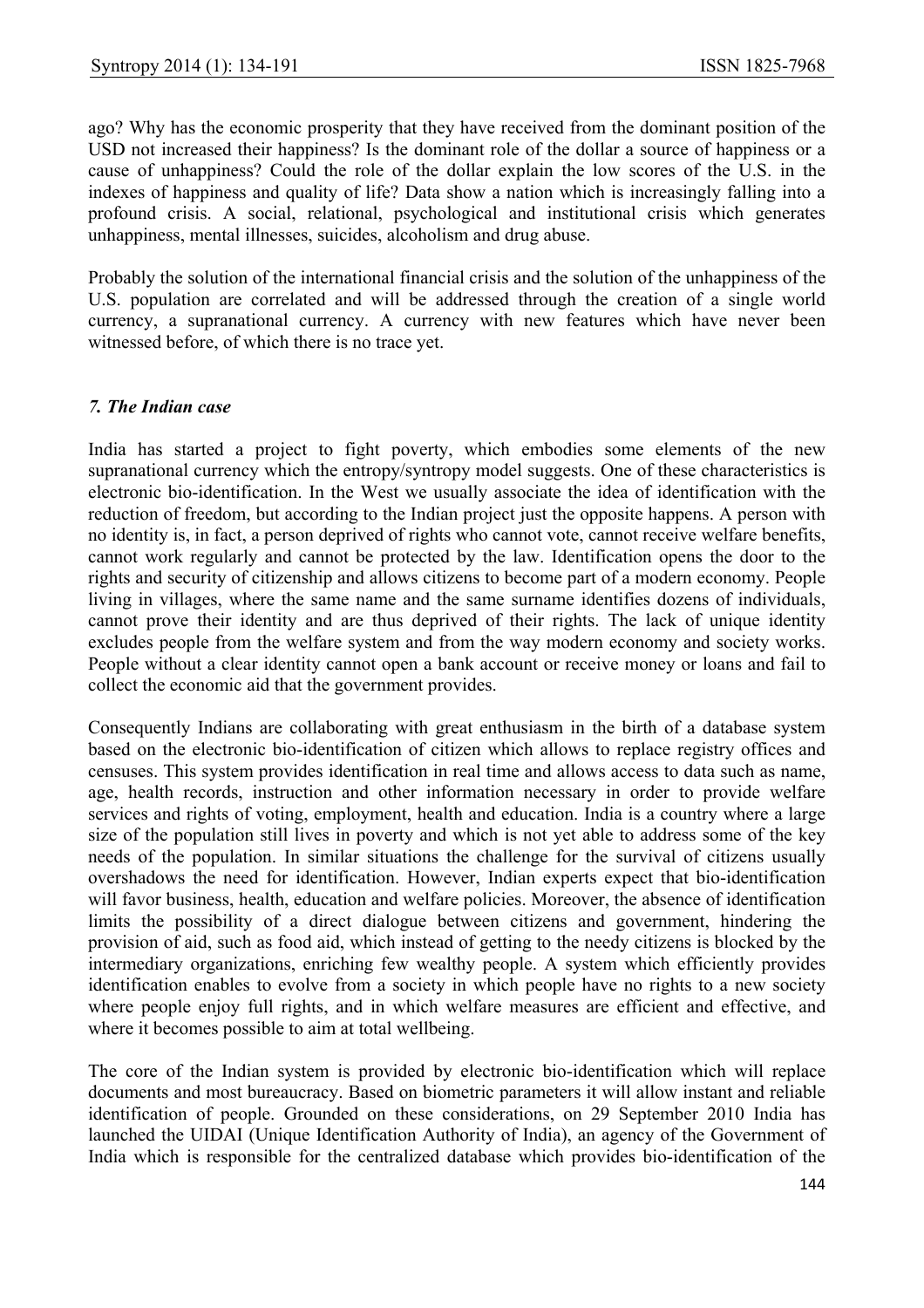ago? Why has the economic prosperity that they have received from the dominant position of the USD not increased their happiness? Is the dominant role of the dollar a source of happiness or a cause of unhappiness? Could the role of the dollar explain the low scores of the U.S. in the indexes of happiness and quality of life? Data show a nation which is increasingly falling into a profound crisis. A social, relational, psychological and institutional crisis which generates unhappiness, mental illnesses, suicides, alcoholism and drug abuse.

Probably the solution of the international financial crisis and the solution of the unhappiness of the U.S. population are correlated and will be addressed through the creation of a single world currency, a supranational currency. A currency with new features which have never been witnessed before, of which there is no trace yet.

### *7. The Indian case*

India has started a project to fight poverty, which embodies some elements of the new supranational currency which the entropy/syntropy model suggests. One of these characteristics is electronic bio-identification. In the West we usually associate the idea of identification with the reduction of freedom, but according to the Indian project just the opposite happens. A person with no identity is, in fact, a person deprived of rights who cannot vote, cannot receive welfare benefits, cannot work regularly and cannot be protected by the law. Identification opens the door to the rights and security of citizenship and allows citizens to become part of a modern economy. People living in villages, where the same name and the same surname identifies dozens of individuals, cannot prove their identity and are thus deprived of their rights. The lack of unique identity excludes people from the welfare system and from the way modern economy and society works. People without a clear identity cannot open a bank account or receive money or loans and fail to collect the economic aid that the government provides.

Consequently Indians are collaborating with great enthusiasm in the birth of a database system based on the electronic bio-identification of citizen which allows to replace registry offices and censuses. This system provides identification in real time and allows access to data such as name, age, health records, instruction and other information necessary in order to provide welfare services and rights of voting, employment, health and education. India is a country where a large size of the population still lives in poverty and which is not yet able to address some of the key needs of the population. In similar situations the challenge for the survival of citizens usually overshadows the need for identification. However, Indian experts expect that bio-identification will favor business, health, education and welfare policies. Moreover, the absence of identification limits the possibility of a direct dialogue between citizens and government, hindering the provision of aid, such as food aid, which instead of getting to the needy citizens is blocked by the intermediary organizations, enriching few wealthy people. A system which efficiently provides identification enables to evolve from a society in which people have no rights to a new society where people enjoy full rights, and in which welfare measures are efficient and effective, and where it becomes possible to aim at total wellbeing.

The core of the Indian system is provided by electronic bio-identification which will replace documents and most bureaucracy. Based on biometric parameters it will allow instant and reliable identification of people. Grounded on these considerations, on 29 September 2010 India has launched the UIDAI (Unique Identification Authority of India), an agency of the Government of India which is responsible for the centralized database which provides bio-identification of the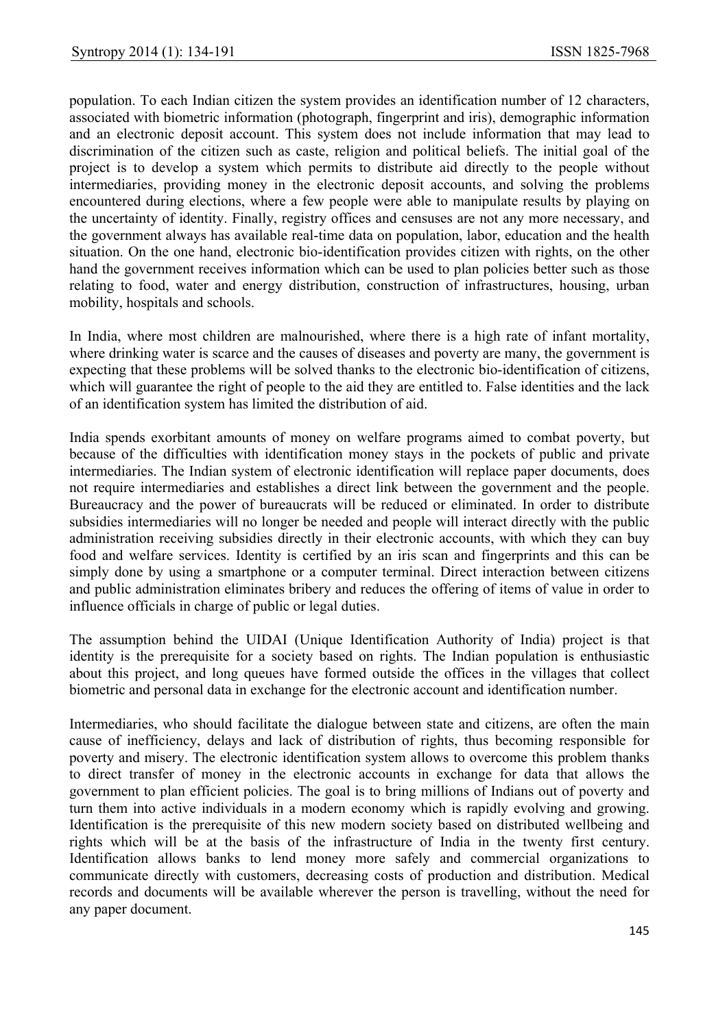population. To each Indian citizen the system provides an identification number of 12 characters, associated with biometric information (photograph, fingerprint and iris), demographic information and an electronic deposit account. This system does not include information that may lead to discrimination of the citizen such as caste, religion and political beliefs. The initial goal of the project is to develop a system which permits to distribute aid directly to the people without intermediaries, providing money in the electronic deposit accounts, and solving the problems encountered during elections, where a few people were able to manipulate results by playing on the uncertainty of identity. Finally, registry offices and censuses are not any more necessary, and the government always has available real-time data on population, labor, education and the health situation. On the one hand, electronic bio-identification provides citizen with rights, on the other hand the government receives information which can be used to plan policies better such as those relating to food, water and energy distribution, construction of infrastructures, housing, urban mobility, hospitals and schools.

In India, where most children are malnourished, where there is a high rate of infant mortality, where drinking water is scarce and the causes of diseases and poverty are many, the government is expecting that these problems will be solved thanks to the electronic bio-identification of citizens, which will guarantee the right of people to the aid they are entitled to. False identities and the lack of an identification system has limited the distribution of aid.

India spends exorbitant amounts of money on welfare programs aimed to combat poverty, but because of the difficulties with identification money stays in the pockets of public and private intermediaries. The Indian system of electronic identification will replace paper documents, does not require intermediaries and establishes a direct link between the government and the people. Bureaucracy and the power of bureaucrats will be reduced or eliminated. In order to distribute subsidies intermediaries will no longer be needed and people will interact directly with the public administration receiving subsidies directly in their electronic accounts, with which they can buy food and welfare services. Identity is certified by an iris scan and fingerprints and this can be simply done by using a smartphone or a computer terminal. Direct interaction between citizens and public administration eliminates bribery and reduces the offering of items of value in order to influence officials in charge of public or legal duties.

The assumption behind the UIDAI (Unique Identification Authority of India) project is that identity is the prerequisite for a society based on rights. The Indian population is enthusiastic about this project, and long queues have formed outside the offices in the villages that collect biometric and personal data in exchange for the electronic account and identification number.

Intermediaries, who should facilitate the dialogue between state and citizens, are often the main cause of inefficiency, delays and lack of distribution of rights, thus becoming responsible for poverty and misery. The electronic identification system allows to overcome this problem thanks to direct transfer of money in the electronic accounts in exchange for data that allows the government to plan efficient policies. The goal is to bring millions of Indians out of poverty and turn them into active individuals in a modern economy which is rapidly evolving and growing. Identification is the prerequisite of this new modern society based on distributed wellbeing and rights which will be at the basis of the infrastructure of India in the twenty first century. Identification allows banks to lend money more safely and commercial organizations to communicate directly with customers, decreasing costs of production and distribution. Medical records and documents will be available wherever the person is travelling, without the need for any paper document.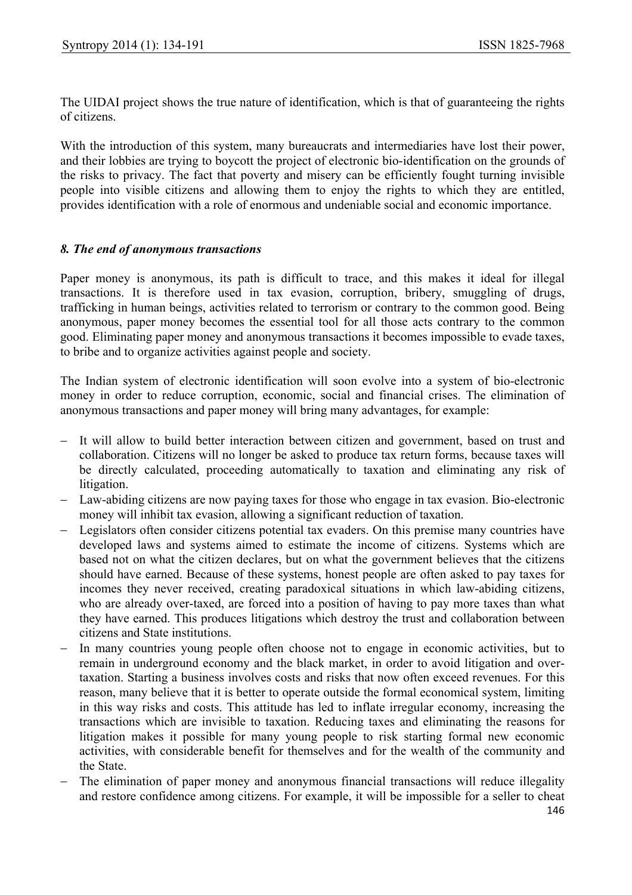The UIDAI project shows the true nature of identification, which is that of guaranteeing the rights of citizens.

With the introduction of this system, many bureaucrats and intermediaries have lost their power, and their lobbies are trying to boycott the project of electronic bio-identification on the grounds of the risks to privacy. The fact that poverty and misery can be efficiently fought turning invisible people into visible citizens and allowing them to enjoy the rights to which they are entitled, provides identification with a role of enormous and undeniable social and economic importance.

### *8. The end of anonymous transactions*

Paper money is anonymous, its path is difficult to trace, and this makes it ideal for illegal transactions. It is therefore used in tax evasion, corruption, bribery, smuggling of drugs, trafficking in human beings, activities related to terrorism or contrary to the common good. Being anonymous, paper money becomes the essential tool for all those acts contrary to the common good. Eliminating paper money and anonymous transactions it becomes impossible to evade taxes, to bribe and to organize activities against people and society.

The Indian system of electronic identification will soon evolve into a system of bio-electronic money in order to reduce corruption, economic, social and financial crises. The elimination of anonymous transactions and paper money will bring many advantages, for example:

- It will allow to build better interaction between citizen and government, based on trust and collaboration. Citizens will no longer be asked to produce tax return forms, because taxes will be directly calculated, proceeding automatically to taxation and eliminating any risk of litigation.
- Law-abiding citizens are now paying taxes for those who engage in tax evasion. Bio-electronic money will inhibit tax evasion, allowing a significant reduction of taxation.
- Legislators often consider citizens potential tax evaders. On this premise many countries have developed laws and systems aimed to estimate the income of citizens. Systems which are based not on what the citizen declares, but on what the government believes that the citizens should have earned. Because of these systems, honest people are often asked to pay taxes for incomes they never received, creating paradoxical situations in which law-abiding citizens, who are already over-taxed, are forced into a position of having to pay more taxes than what they have earned. This produces litigations which destroy the trust and collaboration between citizens and State institutions.
- In many countries young people often choose not to engage in economic activities, but to remain in underground economy and the black market, in order to avoid litigation and over-taxation. Starting a business involves costs and risks that now often exceed revenues. For this reason, many believe that it is better to operate outside the formal economical system, limiting in this way risks and costs. This attitude has led to inflate irregular economy, increasing the transactions which are invisible to taxation. Reducing taxes and eliminating the reasons for litigation makes it possible for many young people to risk starting formal new economic activities, with considerable benefit for themselves and for the wealth of the community and the State.
- The elimination of paper money and anonymous financial transactions will reduce illegality and restore confidence among citizens. For example, it will be impossible for a seller to cheat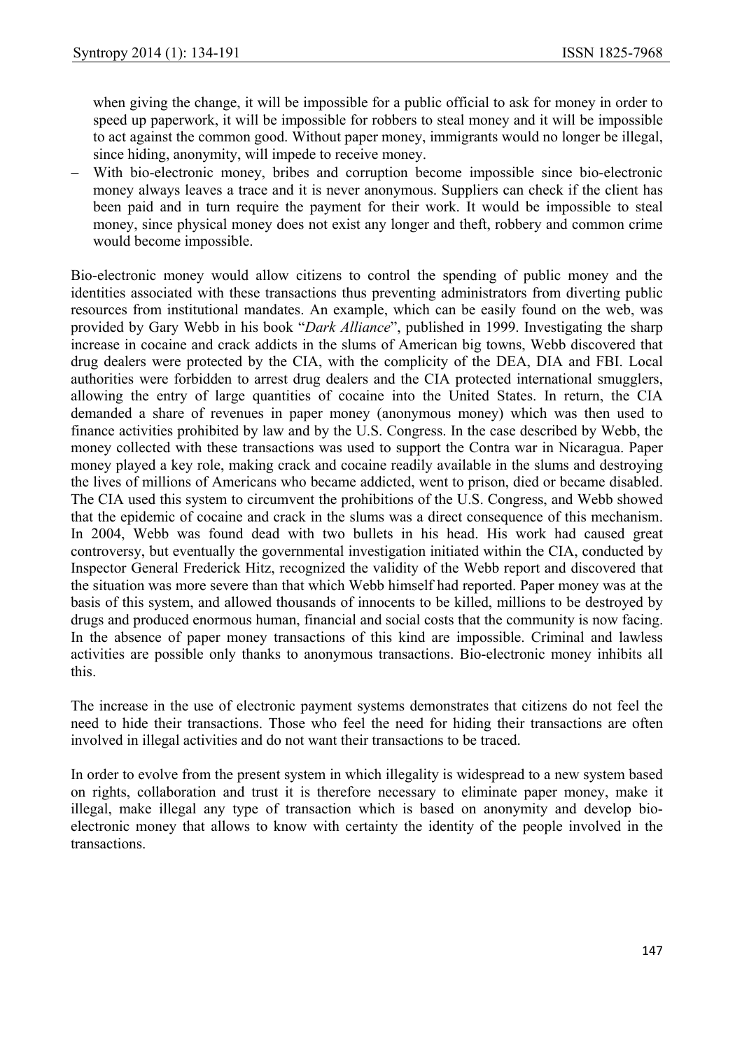when giving the change, it will be impossible for a public official to ask for money in order to speed up paperwork, it will be impossible for robbers to steal money and it will be impossible to act against the common good. Without paper money, immigrants would no longer be illegal, since hiding, anonymity, will impede to receive money.

- With bio-electronic money, bribes and corruption become impossible since bio-electronic money always leaves a trace and it is never anonymous. Suppliers can check if the client has been paid and in turn require the payment for their work. It would be impossible to steal money, since physical money does not exist any longer and theft, robbery and common crime would become impossible.

Bio-electronic money would allow citizens to control the spending of public money and the identities associated with these transactions thus preventing administrators from diverting public resources from institutional mandates. An example, which can be easily found on the web, was provided by Gary Webb in his book "*Dark Alliance*", published in 1999. Investigating the sharp increase in cocaine and crack addicts in the slums of American big towns, Webb discovered that drug dealers were protected by the CIA, with the complicity of the DEA, DIA and FBI. Local authorities were forbidden to arrest drug dealers and the CIA protected international smugglers, allowing the entry of large quantities of cocaine into the United States. In return, the CIA demanded a share of revenues in paper money (anonymous money) which was then used to finance activities prohibited by law and by the U.S. Congress. In the case described by Webb, the money collected with these transactions was used to support the Contra war in Nicaragua. Paper money played a key role, making crack and cocaine readily available in the slums and destroying the lives of millions of Americans who became addicted, went to prison, died or became disabled. The CIA used this system to circumvent the prohibitions of the U.S. Congress, and Webb showed that the epidemic of cocaine and crack in the slums was a direct consequence of this mechanism. In 2004, Webb was found dead with two bullets in his head. His work had caused great controversy, but eventually the governmental investigation initiated within the CIA, conducted by Inspector General Frederick Hitz, recognized the validity of the Webb report and discovered that the situation was more severe than that which Webb himself had reported. Paper money was at the basis of this system, and allowed thousands of innocents to be killed, millions to be destroyed by drugs and produced enormous human, financial and social costs that the community is now facing. In the absence of paper money transactions of this kind are impossible. Criminal and lawless activities are possible only thanks to anonymous transactions. Bio-electronic money inhibits all this.

The increase in the use of electronic payment systems demonstrates that citizens do not feel the need to hide their transactions. Those who feel the need for hiding their transactions are often involved in illegal activities and do not want their transactions to be traced.

In order to evolve from the present system in which illegality is widespread to a new system based on rights, collaboration and trust it is therefore necessary to eliminate paper money, make it illegal, make illegal any type of transaction which is based on anonymity and develop bio-electronic money that allows to know with certainty the identity of the people involved in the transactions.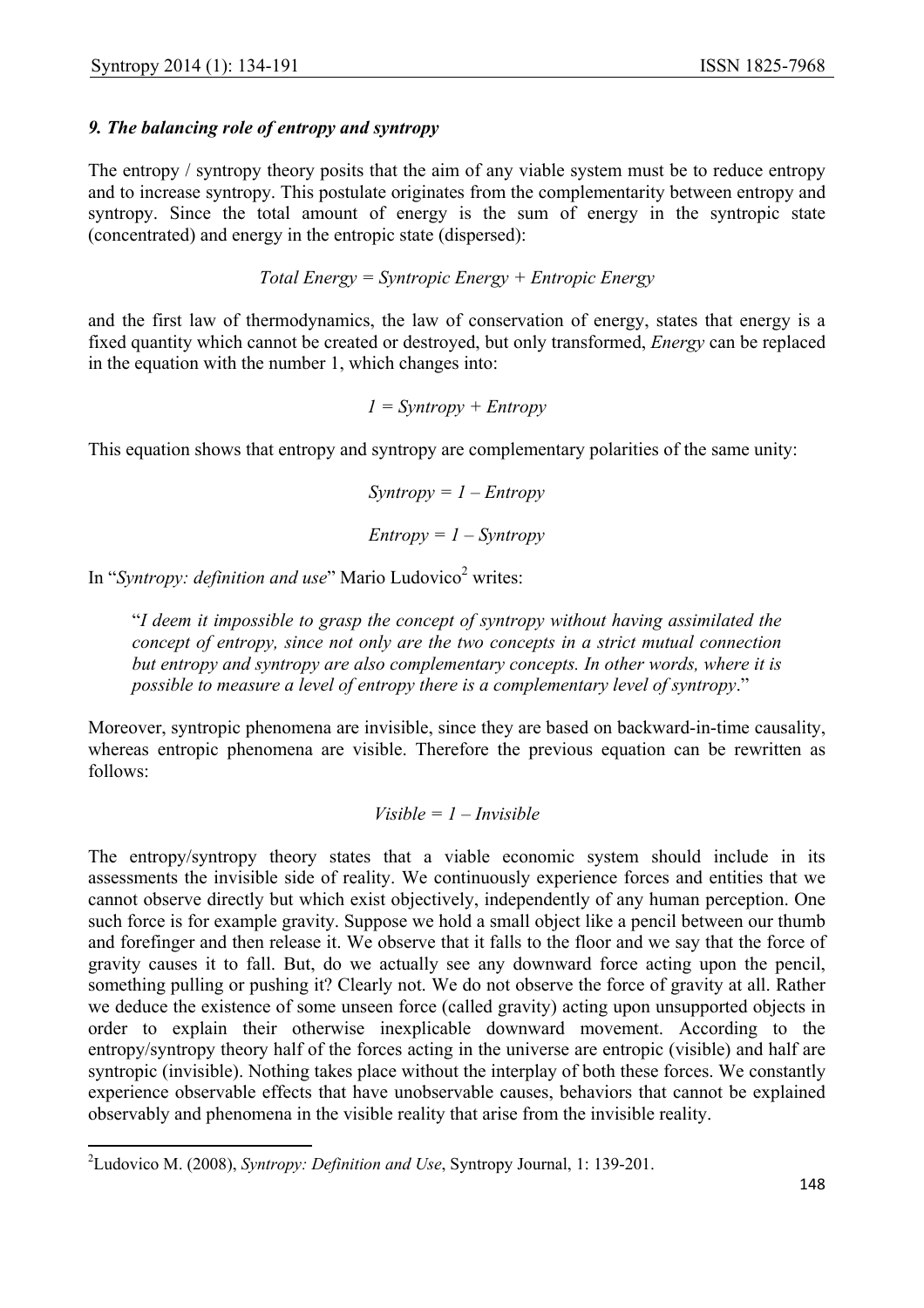### *9. The balancing role of entropy and syntropy*

The entropy / syntropy theory posits that the aim of any viable system must be to reduce entropy and to increase syntropy. This postulate originates from the complementarity between entropy and syntropy. Since the total amount of energy is the sum of energy in the syntropic state (concentrated) and energy in the entropic state (dispersed):

$$\textit{Total Energy} = \textit{Syntropic Energy} + \textit{Entropic Energy}$$

and the first law of thermodynamics, the law of conservation of energy, states that energy is a fixed quantity which cannot be created or destroyed, but only transformed, *Energy* can be replaced in the equation with the number 1, which changes into:

$$1 = \textit{Syntropy} + \textit{Entropy}$$

This equation shows that entropy and syntropy are complementary polarities of the same unity:

$$\textit{Syntropy} = 1 - \textit{Entropy}$$

$$\textit{Entropy} = 1 - \textit{Syntropy}$$

In "*Syntropy: definition and use*" Mario Ludovico[2] writes:

> "*I deem it impossible to grasp the concept of syntropy without having assimilated the concept of entropy, since not only are the two concepts in a strict mutual connection but entropy and syntropy are also complementary concepts. In other words, where it is possible to measure a level of entropy there is a complementary level of syntropy*."

Moreover, syntropic phenomena are invisible, since they are based on backward-in-time causality, whereas entropic phenomena are visible. Therefore the previous equation can be rewritten as follows:

$$\textit{Visible} = 1 - \textit{Invisible}$$

The entropy/syntropy theory states that a viable economic system should include in its assessments the invisible side of reality. We continuously experience forces and entities that we cannot observe directly but which exist objectively, independently of any human perception. One such force is for example gravity. Suppose we hold a small object like a pencil between our thumb and forefinger and then release it. We observe that it falls to the floor and we say that the force of gravity causes it to fall. But, do we actually see any downward force acting upon the pencil, something pulling or pushing it? Clearly not. We do not observe the force of gravity at all. Rather we deduce the existence of some unseen force (called gravity) acting upon unsupported objects in order to explain their otherwise inexplicable downward movement. According to the entropy/syntropy theory half of the forces acting in the universe are entropic (visible) and half are syntropic (invisible). Nothing takes place without the interplay of both these forces. We constantly experience observable effects that have unobservable causes, behaviors that cannot be explained observably and phenomena in the visible reality that arise from the invisible reality.

---

[2] Ludovico M. (2008), *Syntropy: Definition and Use*, Syntropy Journal, 1: 139-201.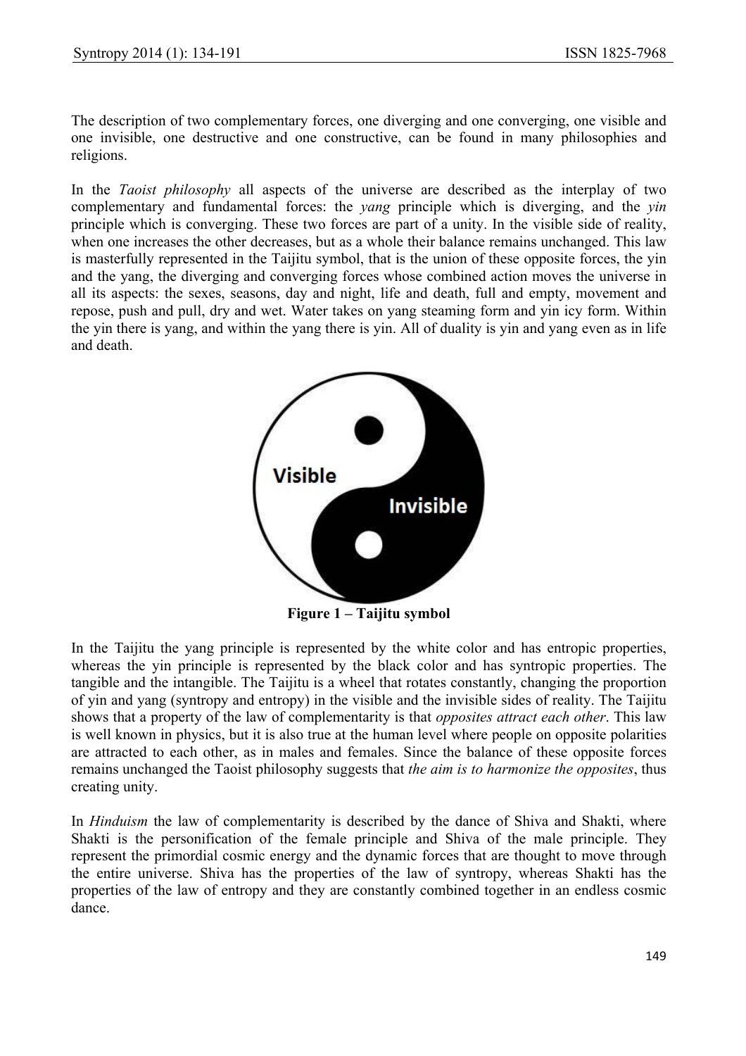The description of two complementary forces, one diverging and one converging, one visible and one invisible, one destructive and one constructive, can be found in many philosophies and religions.

In the *Taoist philosophy* all aspects of the universe are described as the interplay of two complementary and fundamental forces: the *yang* principle which is diverging, and the *yin* principle which is converging. These two forces are part of a unity. In the visible side of reality, when one increases the other decreases, but as a whole their balance remains unchanged. This law is masterfully represented in the Taijitu symbol, that is the union of these opposite forces, the yin and the yang, the diverging and converging forces whose combined action moves the universe in all its aspects: the sexes, seasons, day and night, life and death, full and empty, movement and repose, push and pull, dry and wet. Water takes on yang steaming form and yin icy form. Within the yin there is yang, and within the yang there is yin. All of duality is yin and yang even as in life and death.

**Figure 1 – Taijitu symbol**

In the Taijitu the yang principle is represented by the white color and has entropic properties, whereas the yin principle is represented by the black color and has syntropic properties. The tangible and the intangible. The Taijitu is a wheel that rotates constantly, changing the proportion of yin and yang (syntropy and entropy) in the visible and the invisible sides of reality. The Taijitu shows that a property of the law of complementarity is that *opposites attract each other*. This law is well known in physics, but it is also true at the human level where people on opposite polarities are attracted to each other, as in males and females. Since the balance of these opposite forces remains unchanged the Taoist philosophy suggests that *the aim is to harmonize the opposites*, thus creating unity.

In *Hinduism* the law of complementarity is described by the dance of Shiva and Shakti, where Shakti is the personification of the female principle and Shiva of the male principle. They represent the primordial cosmic energy and the dynamic forces that are thought to move through the entire universe. Shiva has the properties of the law of syntropy, whereas Shakti has the properties of the law of entropy and they are constantly combined together in an endless cosmic dance.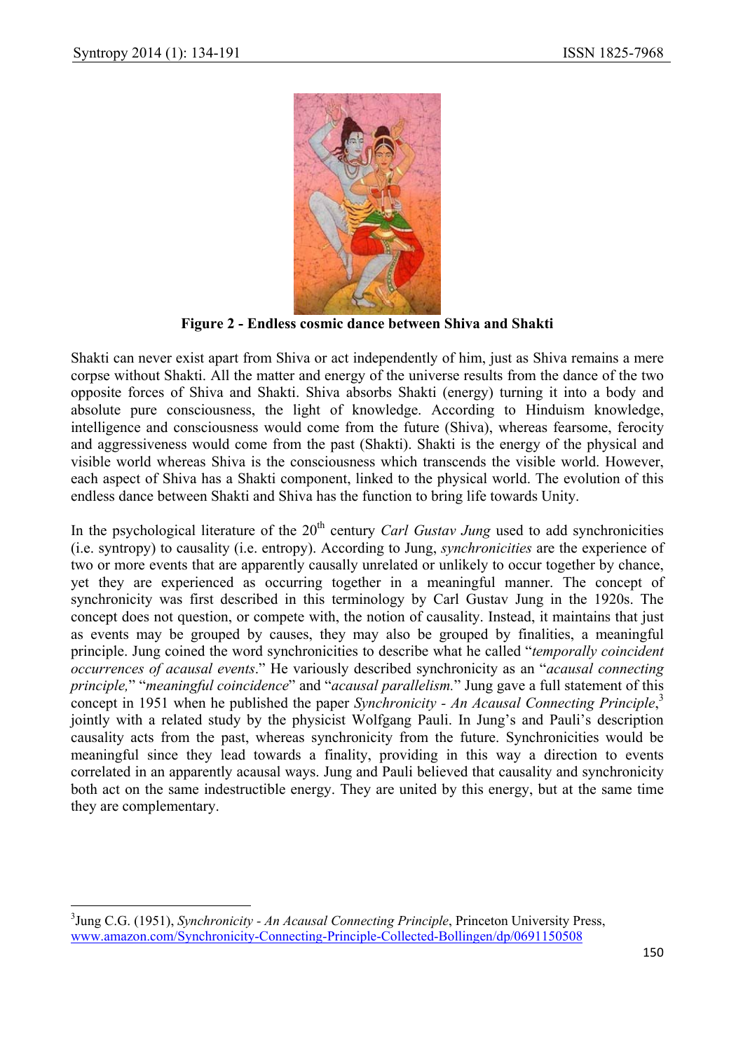**Figure 2 - Endless cosmic dance between Shiva and Shakti**

Shakti can never exist apart from Shiva or act independently of him, just as Shiva remains a mere corpse without Shakti. All the matter and energy of the universe results from the dance of the two opposite forces of Shiva and Shakti. Shiva absorbs Shakti (energy) turning it into a body and absolute pure consciousness, the light of knowledge. According to Hinduism knowledge, intelligence and consciousness would come from the future (Shiva), whereas fearsome, ferocity and aggressiveness would come from the past (Shakti). Shakti is the energy of the physical and visible world whereas Shiva is the consciousness which transcends the visible world. However, each aspect of Shiva has a Shakti component, linked to the physical world. The evolution of this endless dance between Shakti and Shiva has the function to bring life towards Unity.

In the psychological literature of the 20th century *Carl Gustav Jung* used to add synchronicities (i.e. syntropy) to causality (i.e. entropy). According to Jung, *synchronicities* are the experience of two or more events that are apparently causally unrelated or unlikely to occur together by chance, yet they are experienced as occurring together in a meaningful manner. The concept of synchronicity was first described in this terminology by Carl Gustav Jung in the 1920s. The concept does not question, or compete with, the notion of causality. Instead, it maintains that just as events may be grouped by causes, they may also be grouped by finalities, a meaningful principle. Jung coined the word synchronicities to describe what he called "*temporally coincident occurrences of acausal events*." He variously described synchronicity as an "*acausal connecting principle,*" "*meaningful coincidence*" and "*acausal parallelism.*" Jung gave a full statement of this concept in 1951 when he published the paper *Synchronicity - An Acausal Connecting Principle*,[3] jointly with a related study by the physicist Wolfgang Pauli. In Jung's and Pauli's description causality acts from the past, whereas synchronicity from the future. Synchronicities would be meaningful since they lead towards a finality, providing in this way a direction to events correlated in an apparently acausal ways. Jung and Pauli believed that causality and synchronicity both act on the same indestructible energy. They are united by this energy, but at the same time they are complementary.

[3] Jung C.G. (1951), *Synchronicity - An Acausal Connecting Principle*, Princeton University Press, www.amazon.com/Synchronicity-Connecting-Principle-Collected-Bollingen/dp/0691150508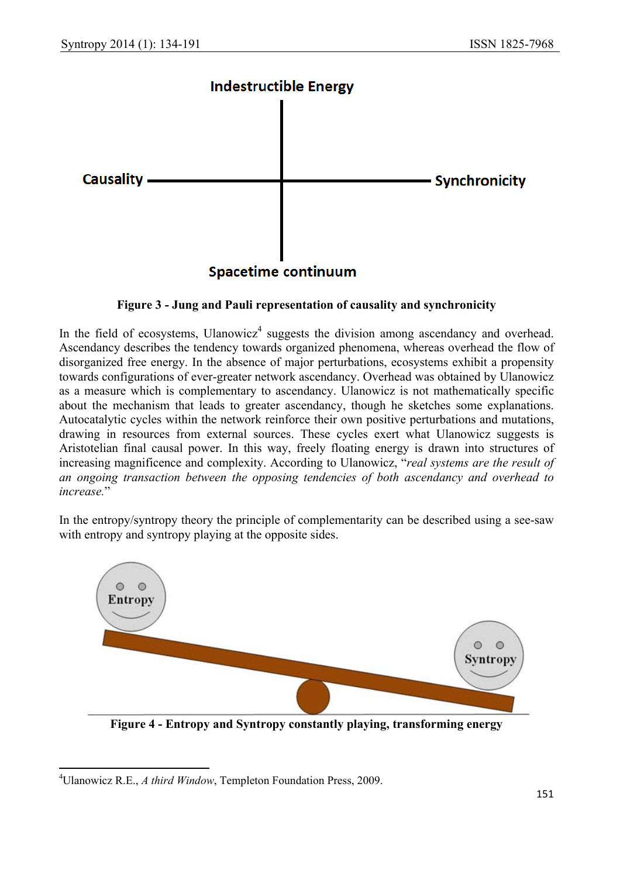Indestructible Energy

Causality — Synchronicity

Spacetime continuum

**Figure 3 - Jung and Pauli representation of causality and synchronicity**

In the field of ecosystems, Ulanowicz[4] suggests the division among ascendancy and overhead. Ascendancy describes the tendency towards organized phenomena, whereas overhead the flow of disorganized free energy. In the absence of major perturbations, ecosystems exhibit a propensity towards configurations of ever-greater network ascendancy. Overhead was obtained by Ulanowicz as a measure which is complementary to ascendancy. Ulanowicz is not mathematically specific about the mechanism that leads to greater ascendancy, though he sketches some explanations. Autocatalytic cycles within the network reinforce their own positive perturbations and mutations, drawing in resources from external sources. These cycles exert what Ulanowicz suggests is Aristotelian final causal power. In this way, freely floating energy is drawn into structures of increasing magnificence and complexity. According to Ulanowicz, "*real systems are the result of an ongoing transaction between the opposing tendencies of both ascendancy and overhead to increase.*"

In the entropy/syntropy theory the principle of complementarity can be described using a see-saw with entropy and syntropy playing at the opposite sides.

Entropy — Syntropy

**Figure 4 - Entropy and Syntropy constantly playing, transforming energy**

[4] Ulanowicz R.E., *A third Window*, Templeton Foundation Press, 2009.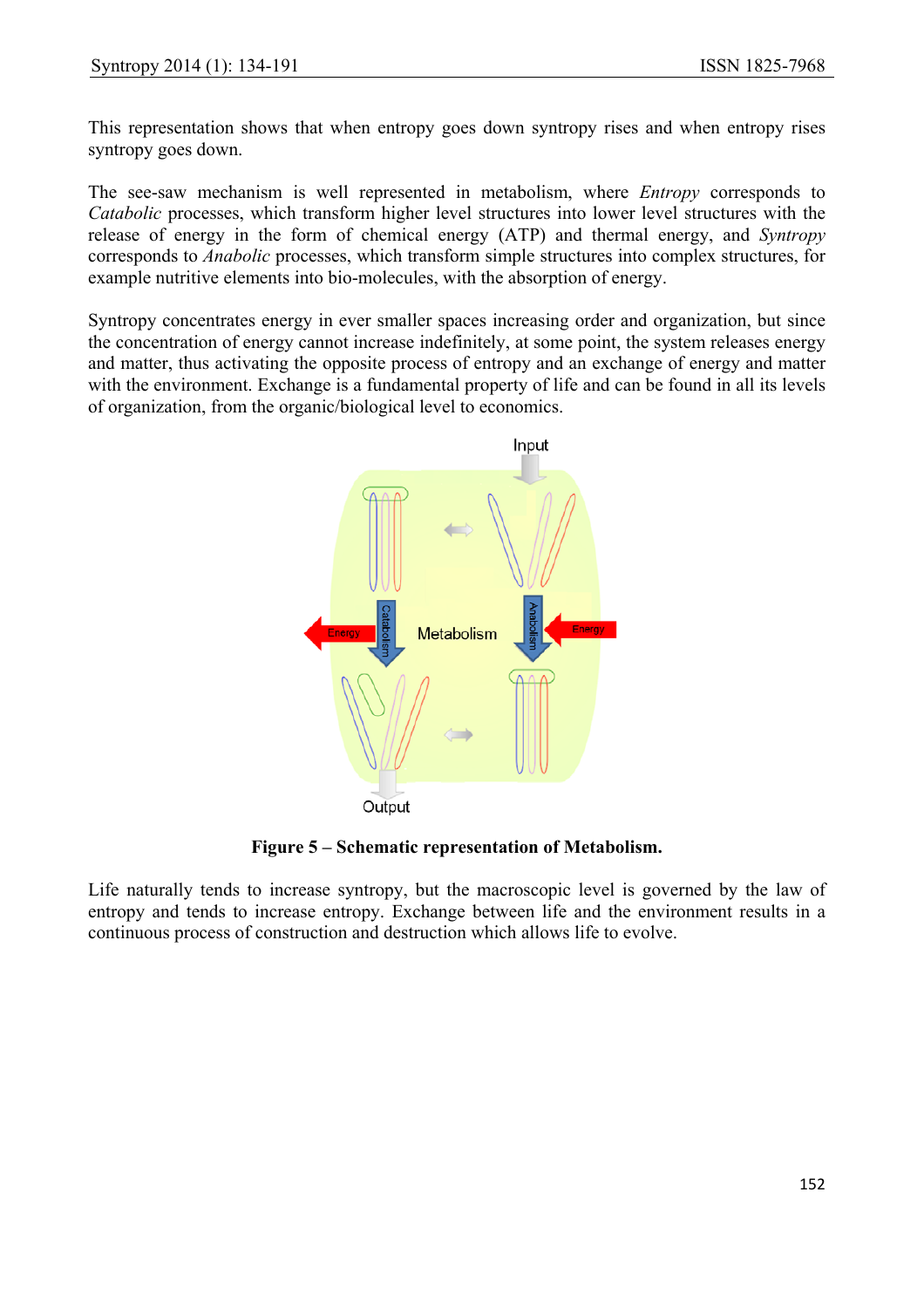This representation shows that when entropy goes down syntropy rises and when entropy rises syntropy goes down.

The see-saw mechanism is well represented in metabolism, where *Entropy* corresponds to *Catabolic* processes, which transform higher level structures into lower level structures with the release of energy in the form of chemical energy (ATP) and thermal energy, and *Syntropy* corresponds to *Anabolic* processes, which transform simple structures into complex structures, for example nutritive elements into bio-molecules, with the absorption of energy.

Syntropy concentrates energy in ever smaller spaces increasing order and organization, but since the concentration of energy cannot increase indefinitely, at some point, the system releases energy and matter, thus activating the opposite process of entropy and an exchange of energy and matter with the environment. Exchange is a fundamental property of life and can be found in all its levels of organization, from the organic/biological level to economics.

**Figure 5 – Schematic representation of Metabolism.**

Life naturally tends to increase syntropy, but the macroscopic level is governed by the law of entropy and tends to increase entropy. Exchange between life and the environment results in a continuous process of construction and destruction which allows life to evolve.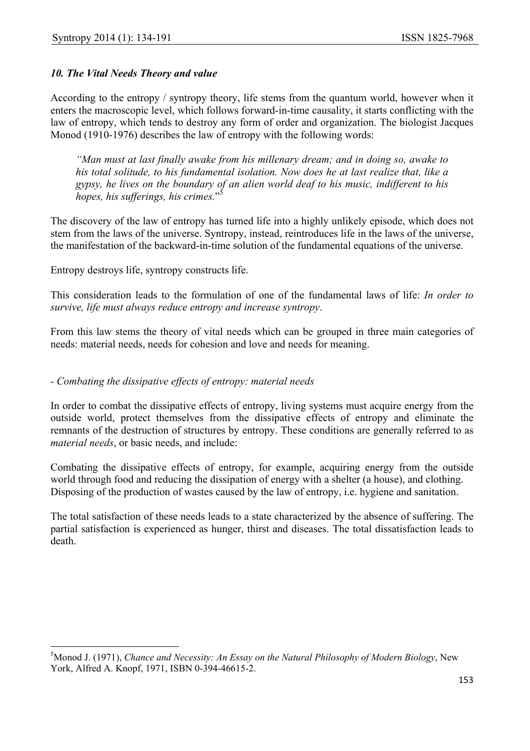### *10. The Vital Needs Theory and value*

According to the entropy / syntropy theory, life stems from the quantum world, however when it enters the macroscopic level, which follows forward-in-time causality, it starts conflicting with the law of entropy, which tends to destroy any form of order and organization. The biologist Jacques Monod (1910-1976) describes the law of entropy with the following words:

> *"Man must at last finally awake from his millenary dream; and in doing so, awake to his total solitude, to his fundamental isolation. Now does he at last realize that, like a gypsy, he lives on the boundary of an alien world deaf to his music, indifferent to his hopes, his sufferings, his crimes.*"[5]

The discovery of the law of entropy has turned life into a highly unlikely episode, which does not stem from the laws of the universe. Syntropy, instead, reintroduces life in the laws of the universe, the manifestation of the backward-in-time solution of the fundamental equations of the universe.

Entropy destroys life, syntropy constructs life.

This consideration leads to the formulation of one of the fundamental laws of life: *In order to survive, life must always reduce entropy and increase syntropy*.

From this law stems the theory of vital needs which can be grouped in three main categories of needs: material needs, needs for cohesion and love and needs for meaning.

- *Combating the dissipative effects of entropy: material needs*

In order to combat the dissipative effects of entropy, living systems must acquire energy from the outside world, protect themselves from the dissipative effects of entropy and eliminate the remnants of the destruction of structures by entropy. These conditions are generally referred to as *material needs*, or basic needs, and include:

Combating the dissipative effects of entropy, for example, acquiring energy from the outside world through food and reducing the dissipation of energy with a shelter (a house), and clothing. Disposing of the production of wastes caused by the law of entropy, i.e. hygiene and sanitation.

The total satisfaction of these needs leads to a state characterized by the absence of suffering. The partial satisfaction is experienced as hunger, thirst and diseases. The total dissatisfaction leads to death.

---

[5] Monod J. (1971), *Chance and Necessity: An Essay on the Natural Philosophy of Modern Biology*, New York, Alfred A. Knopf, 1971, ISBN 0-394-46615-2.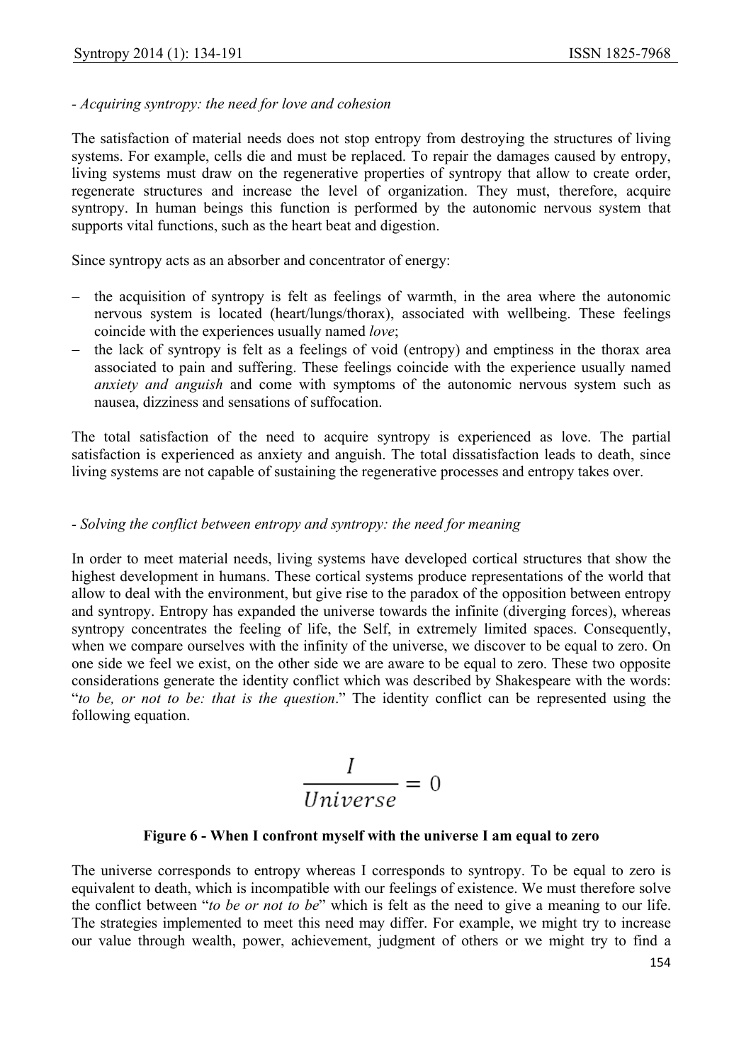*- Acquiring syntropy: the need for love and cohesion*

The satisfaction of material needs does not stop entropy from destroying the structures of living systems. For example, cells die and must be replaced. To repair the damages caused by entropy, living systems must draw on the regenerative properties of syntropy that allow to create order, regenerate structures and increase the level of organization. They must, therefore, acquire syntropy. In human beings this function is performed by the autonomic nervous system that supports vital functions, such as the heart beat and digestion.

Since syntropy acts as an absorber and concentrator of energy:

- the acquisition of syntropy is felt as feelings of warmth, in the area where the autonomic nervous system is located (heart/lungs/thorax), associated with wellbeing. These feelings coincide with the experiences usually named *love*;
- the lack of syntropy is felt as a feelings of void (entropy) and emptiness in the thorax area associated to pain and suffering. These feelings coincide with the experience usually named *anxiety and anguish* and come with symptoms of the autonomic nervous system such as nausea, dizziness and sensations of suffocation.

The total satisfaction of the need to acquire syntropy is experienced as love. The partial satisfaction is experienced as anxiety and anguish. The total dissatisfaction leads to death, since living systems are not capable of sustaining the regenerative processes and entropy takes over.

*- Solving the conflict between entropy and syntropy: the need for meaning*

In order to meet material needs, living systems have developed cortical structures that show the highest development in humans. These cortical systems produce representations of the world that allow to deal with the environment, but give rise to the paradox of the opposition between entropy and syntropy. Entropy has expanded the universe towards the infinite (diverging forces), whereas syntropy concentrates the feeling of life, the Self, in extremely limited spaces. Consequently, when we compare ourselves with the infinity of the universe, we discover to be equal to zero. On one side we feel we exist, on the other side we are aware to be equal to zero. These two opposite considerations generate the identity conflict which was described by Shakespeare with the words: "*to be, or not to be: that is the question*." The identity conflict can be represented using the following equation.

$$\frac{I}{Universe} = 0$$

**Figure 6 - When I confront myself with the universe I am equal to zero**

The universe corresponds to entropy whereas I corresponds to syntropy. To be equal to zero is equivalent to death, which is incompatible with our feelings of existence. We must therefore solve the conflict between "*to be or not to be*" which is felt as the need to give a meaning to our life. The strategies implemented to meet this need may differ. For example, we might try to increase our value through wealth, power, achievement, judgment of others or we might try to find a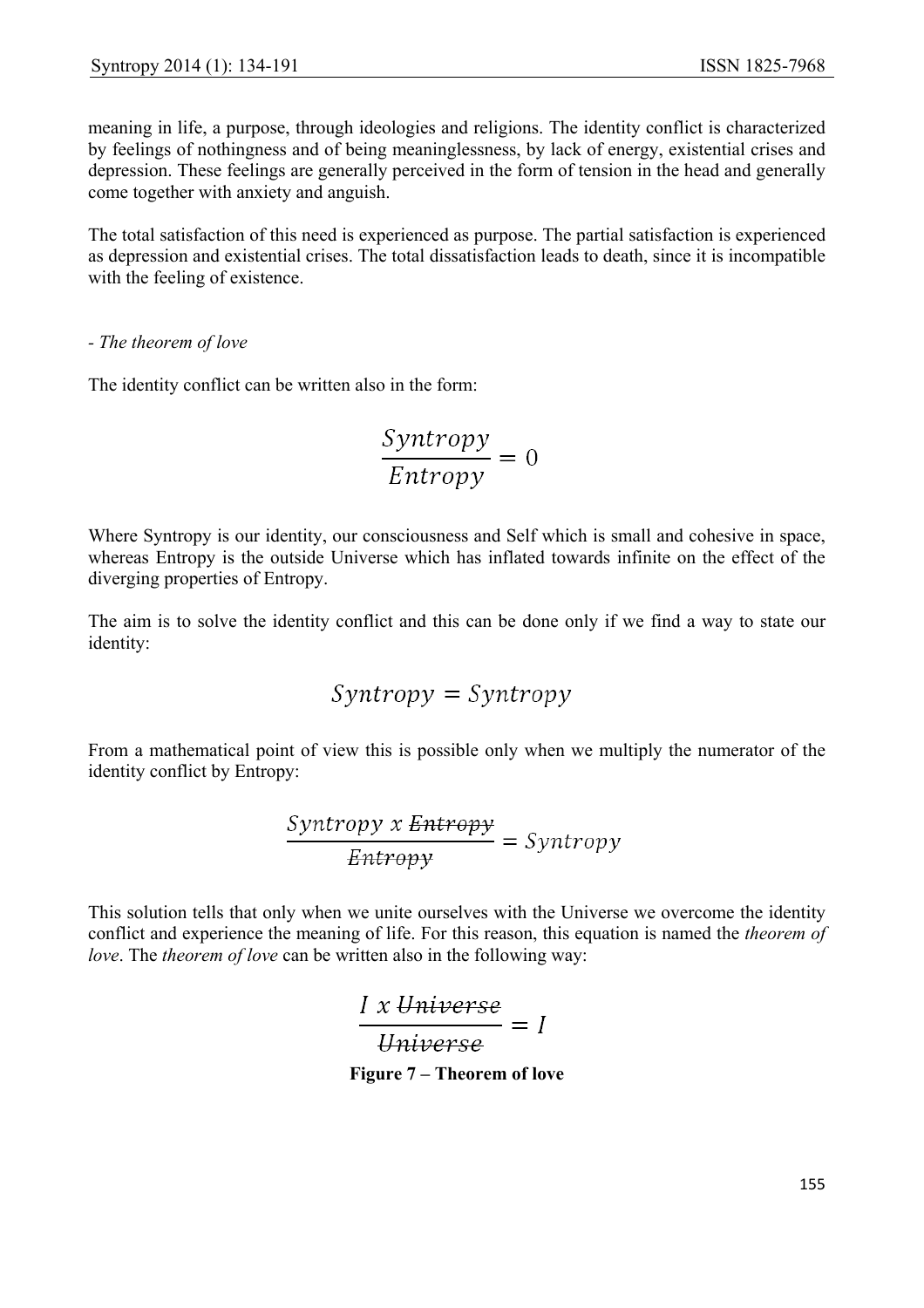meaning in life, a purpose, through ideologies and religions. The identity conflict is characterized by feelings of nothingness and of being meaninglessness, by lack of energy, existential crises and depression. These feelings are generally perceived in the form of tension in the head and generally come together with anxiety and anguish.

The total satisfaction of this need is experienced as purpose. The partial satisfaction is experienced as depression and existential crises. The total dissatisfaction leads to death, since it is incompatible with the feeling of existence.

- *The theorem of love*

The identity conflict can be written also in the form:

$$\frac{Syntropy}{Entropy} = 0$$

Where Syntropy is our identity, our consciousness and Self which is small and cohesive in space, whereas Entropy is the outside Universe which has inflated towards infinite on the effect of the diverging properties of Entropy.

The aim is to solve the identity conflict and this can be done only if we find a way to state our identity:

$$Syntropy = Syntropy$$

From a mathematical point of view this is possible only when we multiply the numerator of the identity conflict by Entropy:

$$\frac{Syntropy\ x\ \cancel{Entropy}}{\cancel{Entropy}} = Syntropy$$

This solution tells that only when we unite ourselves with the Universe we overcome the identity conflict and experience the meaning of life. For this reason, this equation is named the *theorem of love*. The *theorem of love* can be written also in the following way:

$$\frac{I\ x\ \cancel{Universe}}{\cancel{Universe}} = I$$

**Figure 7 – Theorem of love**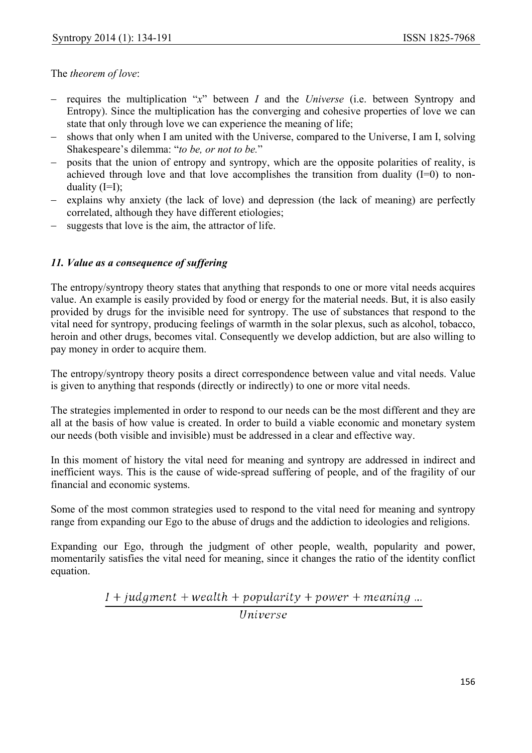The *theorem of love*:

- requires the multiplication “*x*” between *I* and the *Universe* (i.e. between Syntropy and Entropy). Since the multiplication has the converging and cohesive properties of love we can state that only through love we can experience the meaning of life;
- shows that only when I am united with the Universe, compared to the Universe, I am I, solving Shakespeare’s dilemma: “*to be, or not to be.*”
- posits that the union of entropy and syntropy, which are the opposite polarities of reality, is achieved through love and that love accomplishes the transition from duality (I=0) to non-duality (I=I);
- explains why anxiety (the lack of love) and depression (the lack of meaning) are perfectly correlated, although they have different etiologies;
- suggests that love is the aim, the attractor of life.

### *11. Value as a consequence of suffering*

The entropy/syntropy theory states that anything that responds to one or more vital needs acquires value. An example is easily provided by food or energy for the material needs. But, it is also easily provided by drugs for the invisible need for syntropy. The use of substances that respond to the vital need for syntropy, producing feelings of warmth in the solar plexus, such as alcohol, tobacco, heroin and other drugs, becomes vital. Consequently we develop addiction, but are also willing to pay money in order to acquire them.

The entropy/syntropy theory posits a direct correspondence between value and vital needs. Value is given to anything that responds (directly or indirectly) to one or more vital needs.

The strategies implemented in order to respond to our needs can be the most different and they are all at the basis of how value is created. In order to build a viable economic and monetary system our needs (both visible and invisible) must be addressed in a clear and effective way.

In this moment of history the vital need for meaning and syntropy are addressed in indirect and inefficient ways. This is the cause of wide-spread suffering of people, and of the fragility of our financial and economic systems.

Some of the most common strategies used to respond to the vital need for meaning and syntropy range from expanding our Ego to the abuse of drugs and the addiction to ideologies and religions.

Expanding our Ego, through the judgment of other people, wealth, popularity and power, momentarily satisfies the vital need for meaning, since it changes the ratio of the identity conflict equation.

$$\frac{I + judgment + wealth + popularity + power + meaning \ldots}{Universe}$$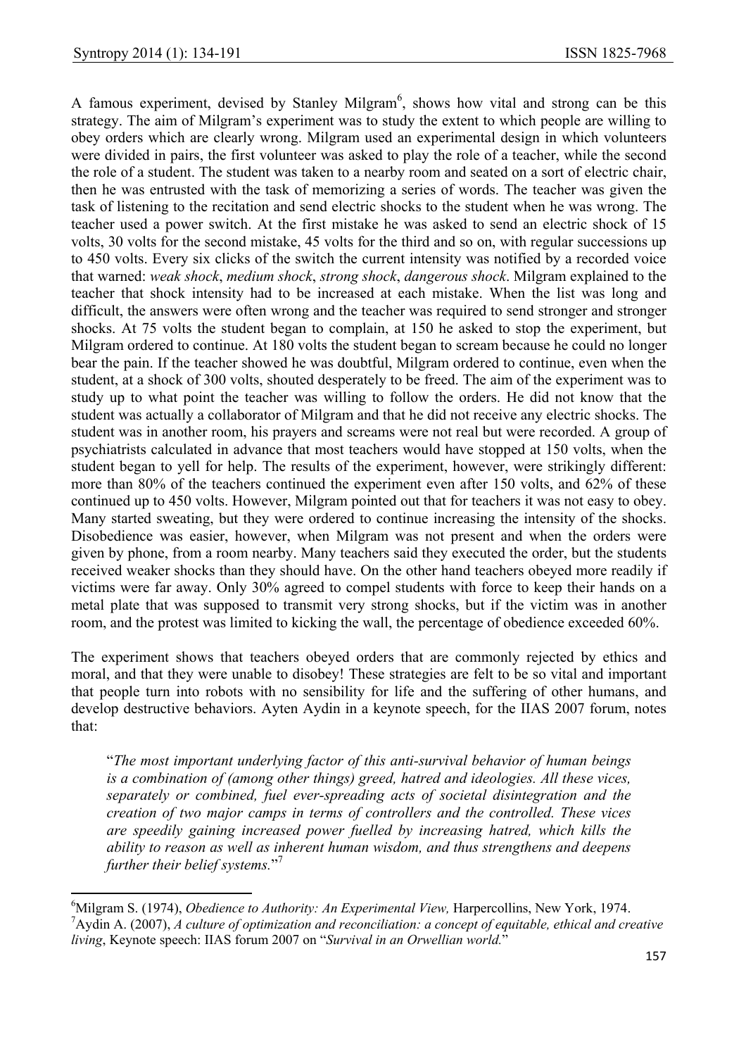A famous experiment, devised by Stanley Milgram[6], shows how vital and strong can be this strategy. The aim of Milgram's experiment was to study the extent to which people are willing to obey orders which are clearly wrong. Milgram used an experimental design in which volunteers were divided in pairs, the first volunteer was asked to play the role of a teacher, while the second the role of a student. The student was taken to a nearby room and seated on a sort of electric chair, then he was entrusted with the task of memorizing a series of words. The teacher was given the task of listening to the recitation and send electric shocks to the student when he was wrong. The teacher used a power switch. At the first mistake he was asked to send an electric shock of 15 volts, 30 volts for the second mistake, 45 volts for the third and so on, with regular successions up to 450 volts. Every six clicks of the switch the current intensity was notified by a recorded voice that warned: *weak shock*, *medium shock*, *strong shock*, *dangerous shock*. Milgram explained to the teacher that shock intensity had to be increased at each mistake. When the list was long and difficult, the answers were often wrong and the teacher was required to send stronger and stronger shocks. At 75 volts the student began to complain, at 150 he asked to stop the experiment, but Milgram ordered to continue. At 180 volts the student began to scream because he could no longer bear the pain. If the teacher showed he was doubtful, Milgram ordered to continue, even when the student, at a shock of 300 volts, shouted desperately to be freed. The aim of the experiment was to study up to what point the teacher was willing to follow the orders. He did not know that the student was actually a collaborator of Milgram and that he did not receive any electric shocks. The student was in another room, his prayers and screams were not real but were recorded. A group of psychiatrists calculated in advance that most teachers would have stopped at 150 volts, when the student began to yell for help. The results of the experiment, however, were strikingly different: more than 80% of the teachers continued the experiment even after 150 volts, and 62% of these continued up to 450 volts. However, Milgram pointed out that for teachers it was not easy to obey. Many started sweating, but they were ordered to continue increasing the intensity of the shocks. Disobedience was easier, however, when Milgram was not present and when the orders were given by phone, from a room nearby. Many teachers said they executed the order, but the students received weaker shocks than they should have. On the other hand teachers obeyed more readily if victims were far away. Only 30% agreed to compel students with force to keep their hands on a metal plate that was supposed to transmit very strong shocks, but if the victim was in another room, and the protest was limited to kicking the wall, the percentage of obedience exceeded 60%.

The experiment shows that teachers obeyed orders that are commonly rejected by ethics and moral, and that they were unable to disobey! These strategies are felt to be so vital and important that people turn into robots with no sensibility for life and the suffering of other humans, and develop destructive behaviors. Ayten Aydin in a keynote speech, for the IIAS 2007 forum, notes that:

> "*The most important underlying factor of this anti-survival behavior of human beings is a combination of (among other things) greed, hatred and ideologies. All these vices, separately or combined, fuel ever-spreading acts of societal disintegration and the creation of two major camps in terms of controllers and the controlled. These vices are speedily gaining increased power fuelled by increasing hatred, which kills the ability to reason as well as inherent human wisdom, and thus strengthens and deepens further their belief systems.*"[7]

---

[6] Milgram S. (1974), *Obedience to Authority: An Experimental View,* Harpercollins, New York, 1974.

[7] Aydin A. (2007), *A culture of optimization and reconciliation: a concept of equitable, ethical and creative living*, Keynote speech: IIAS forum 2007 on "*Survival in an Orwellian world.*"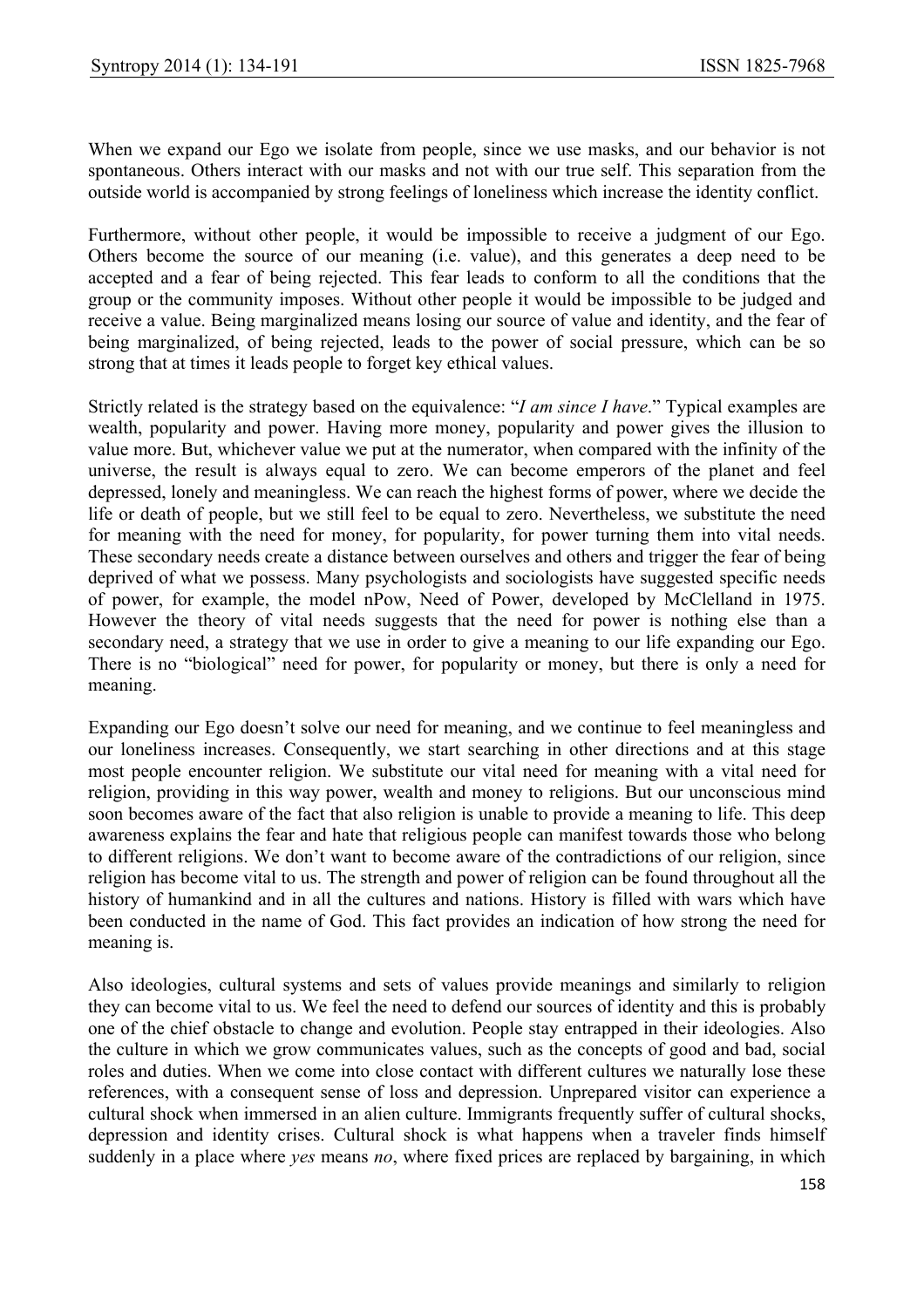When we expand our Ego we isolate from people, since we use masks, and our behavior is not spontaneous. Others interact with our masks and not with our true self. This separation from the outside world is accompanied by strong feelings of loneliness which increase the identity conflict.

Furthermore, without other people, it would be impossible to receive a judgment of our Ego. Others become the source of our meaning (i.e. value), and this generates a deep need to be accepted and a fear of being rejected. This fear leads to conform to all the conditions that the group or the community imposes. Without other people it would be impossible to be judged and receive a value. Being marginalized means losing our source of value and identity, and the fear of being marginalized, of being rejected, leads to the power of social pressure, which can be so strong that at times it leads people to forget key ethical values.

Strictly related is the strategy based on the equivalence: "*I am since I have*." Typical examples are wealth, popularity and power. Having more money, popularity and power gives the illusion to value more. But, whichever value we put at the numerator, when compared with the infinity of the universe, the result is always equal to zero. We can become emperors of the planet and feel depressed, lonely and meaningless. We can reach the highest forms of power, where we decide the life or death of people, but we still feel to be equal to zero. Nevertheless, we substitute the need for meaning with the need for money, for popularity, for power turning them into vital needs. These secondary needs create a distance between ourselves and others and trigger the fear of being deprived of what we possess. Many psychologists and sociologists have suggested specific needs of power, for example, the model nPow, Need of Power, developed by McClelland in 1975. However the theory of vital needs suggests that the need for power is nothing else than a secondary need, a strategy that we use in order to give a meaning to our life expanding our Ego. There is no "biological" need for power, for popularity or money, but there is only a need for meaning.

Expanding our Ego doesn't solve our need for meaning, and we continue to feel meaningless and our loneliness increases. Consequently, we start searching in other directions and at this stage most people encounter religion. We substitute our vital need for meaning with a vital need for religion, providing in this way power, wealth and money to religions. But our unconscious mind soon becomes aware of the fact that also religion is unable to provide a meaning to life. This deep awareness explains the fear and hate that religious people can manifest towards those who belong to different religions. We don't want to become aware of the contradictions of our religion, since religion has become vital to us. The strength and power of religion can be found throughout all the history of humankind and in all the cultures and nations. History is filled with wars which have been conducted in the name of God. This fact provides an indication of how strong the need for meaning is.

Also ideologies, cultural systems and sets of values provide meanings and similarly to religion they can become vital to us. We feel the need to defend our sources of identity and this is probably one of the chief obstacle to change and evolution. People stay entrapped in their ideologies. Also the culture in which we grow communicates values, such as the concepts of good and bad, social roles and duties. When we come into close contact with different cultures we naturally lose these references, with a consequent sense of loss and depression. Unprepared visitor can experience a cultural shock when immersed in an alien culture. Immigrants frequently suffer of cultural shocks, depression and identity crises. Cultural shock is what happens when a traveler finds himself suddenly in a place where *yes* means *no*, where fixed prices are replaced by bargaining, in which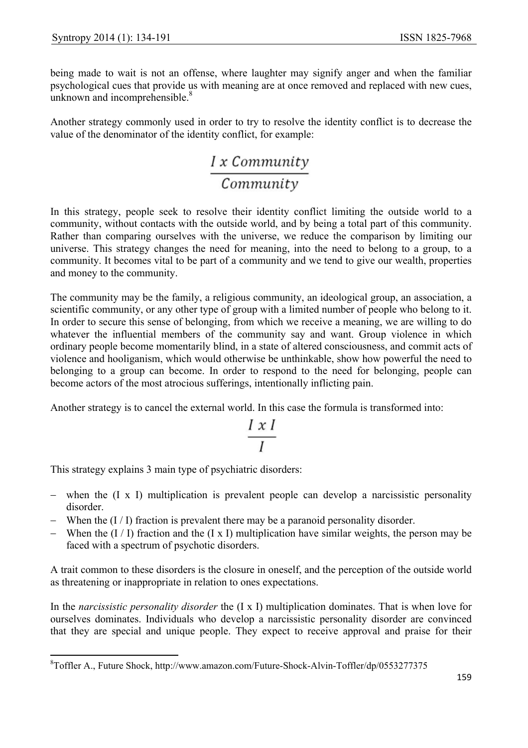being made to wait is not an offense, where laughter may signify anger and when the familiar psychological cues that provide us with meaning are at once removed and replaced with new cues, unknown and incomprehensible.[8]

Another strategy commonly used in order to try to resolve the identity conflict is to decrease the value of the denominator of the identity conflict, for example:

$$\frac{I \text{ x } Community}{Community}$$

In this strategy, people seek to resolve their identity conflict limiting the outside world to a community, without contacts with the outside world, and by being a total part of this community. Rather than comparing ourselves with the universe, we reduce the comparison by limiting our universe. This strategy changes the need for meaning, into the need to belong to a group, to a community. It becomes vital to be part of a community and we tend to give our wealth, properties and money to the community.

The community may be the family, a religious community, an ideological group, an association, a scientific community, or any other type of group with a limited number of people who belong to it. In order to secure this sense of belonging, from which we receive a meaning, we are willing to do whatever the influential members of the community say and want. Group violence in which ordinary people become momentarily blind, in a state of altered consciousness, and commit acts of violence and hooliganism, which would otherwise be unthinkable, show how powerful the need to belonging to a group can become. In order to respond to the need for belonging, people can become actors of the most atrocious sufferings, intentionally inflicting pain.

Another strategy is to cancel the external world. In this case the formula is transformed into:

$$\frac{I \text{ x } I}{I}$$

This strategy explains 3 main type of psychiatric disorders:

- when the (I x I) multiplication is prevalent people can develop a narcissistic personality disorder.
- When the (I / I) fraction is prevalent there may be a paranoid personality disorder.
- When the (I / I) fraction and the (I x I) multiplication have similar weights, the person may be faced with a spectrum of psychotic disorders.

A trait common to these disorders is the closure in oneself, and the perception of the outside world as threatening or inappropriate in relation to ones expectations.

In the *narcissistic personality disorder* the (I x I) multiplication dominates. That is when love for ourselves dominates. Individuals who develop a narcissistic personality disorder are convinced that they are special and unique people. They expect to receive approval and praise for their

---

[8] Toffler A., Future Shock, http://www.amazon.com/Future-Shock-Alvin-Toffler/dp/0553277375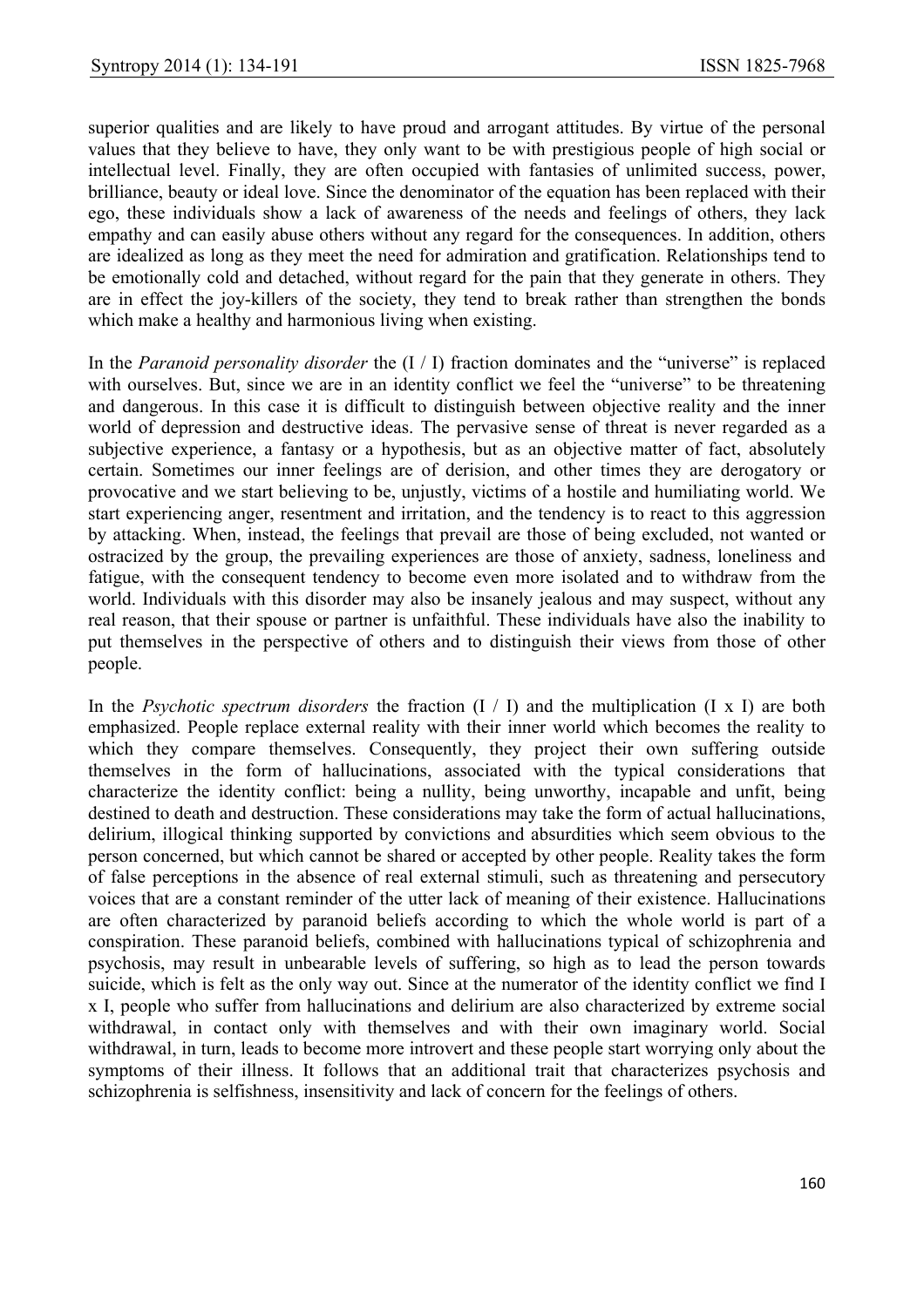superior qualities and are likely to have proud and arrogant attitudes. By virtue of the personal values that they believe to have, they only want to be with prestigious people of high social or intellectual level. Finally, they are often occupied with fantasies of unlimited success, power, brilliance, beauty or ideal love. Since the denominator of the equation has been replaced with their ego, these individuals show a lack of awareness of the needs and feelings of others, they lack empathy and can easily abuse others without any regard for the consequences. In addition, others are idealized as long as they meet the need for admiration and gratification. Relationships tend to be emotionally cold and detached, without regard for the pain that they generate in others. They are in effect the joy-killers of the society, they tend to break rather than strengthen the bonds which make a healthy and harmonious living when existing.

In the *Paranoid personality disorder* the (I / I) fraction dominates and the "universe" is replaced with ourselves. But, since we are in an identity conflict we feel the "universe" to be threatening and dangerous. In this case it is difficult to distinguish between objective reality and the inner world of depression and destructive ideas. The pervasive sense of threat is never regarded as a subjective experience, a fantasy or a hypothesis, but as an objective matter of fact, absolutely certain. Sometimes our inner feelings are of derision, and other times they are derogatory or provocative and we start believing to be, unjustly, victims of a hostile and humiliating world. We start experiencing anger, resentment and irritation, and the tendency is to react to this aggression by attacking. When, instead, the feelings that prevail are those of being excluded, not wanted or ostracized by the group, the prevailing experiences are those of anxiety, sadness, loneliness and fatigue, with the consequent tendency to become even more isolated and to withdraw from the world. Individuals with this disorder may also be insanely jealous and may suspect, without any real reason, that their spouse or partner is unfaithful. These individuals have also the inability to put themselves in the perspective of others and to distinguish their views from those of other people.

In the *Psychotic spectrum disorders* the fraction (I / I) and the multiplication (I x I) are both emphasized. People replace external reality with their inner world which becomes the reality to which they compare themselves. Consequently, they project their own suffering outside themselves in the form of hallucinations, associated with the typical considerations that characterize the identity conflict: being a nullity, being unworthy, incapable and unfit, being destined to death and destruction. These considerations may take the form of actual hallucinations, delirium, illogical thinking supported by convictions and absurdities which seem obvious to the person concerned, but which cannot be shared or accepted by other people. Reality takes the form of false perceptions in the absence of real external stimuli, such as threatening and persecutory voices that are a constant reminder of the utter lack of meaning of their existence. Hallucinations are often characterized by paranoid beliefs according to which the whole world is part of a conspiration. These paranoid beliefs, combined with hallucinations typical of schizophrenia and psychosis, may result in unbearable levels of suffering, so high as to lead the person towards suicide, which is felt as the only way out. Since at the numerator of the identity conflict we find I x I, people who suffer from hallucinations and delirium are also characterized by extreme social withdrawal, in contact only with themselves and with their own imaginary world. Social withdrawal, in turn, leads to become more introvert and these people start worrying only about the symptoms of their illness. It follows that an additional trait that characterizes psychosis and schizophrenia is selfishness, insensitivity and lack of concern for the feelings of others.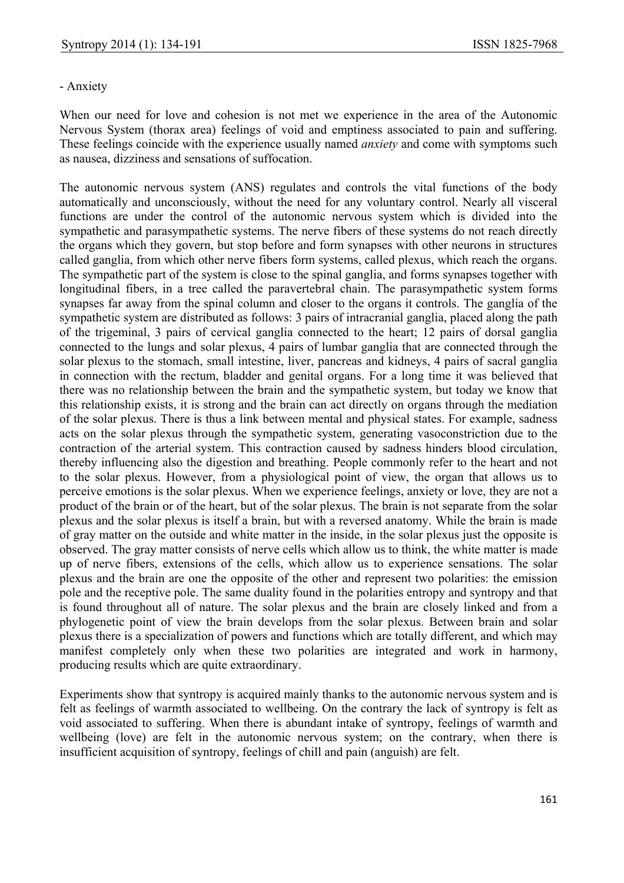- Anxiety

When our need for love and cohesion is not met we experience in the area of the Autonomic Nervous System (thorax area) feelings of void and emptiness associated to pain and suffering. These feelings coincide with the experience usually named *anxiety* and come with symptoms such as nausea, dizziness and sensations of suffocation.

The autonomic nervous system (ANS) regulates and controls the vital functions of the body automatically and unconsciously, without the need for any voluntary control. Nearly all visceral functions are under the control of the autonomic nervous system which is divided into the sympathetic and parasympathetic systems. The nerve fibers of these systems do not reach directly the organs which they govern, but stop before and form synapses with other neurons in structures called ganglia, from which other nerve fibers form systems, called plexus, which reach the organs. The sympathetic part of the system is close to the spinal ganglia, and forms synapses together with longitudinal fibers, in a tree called the paravertebral chain. The parasympathetic system forms synapses far away from the spinal column and closer to the organs it controls. The ganglia of the sympathetic system are distributed as follows: 3 pairs of intracranial ganglia, placed along the path of the trigeminal, 3 pairs of cervical ganglia connected to the heart; 12 pairs of dorsal ganglia connected to the lungs and solar plexus, 4 pairs of lumbar ganglia that are connected through the solar plexus to the stomach, small intestine, liver, pancreas and kidneys, 4 pairs of sacral ganglia in connection with the rectum, bladder and genital organs. For a long time it was believed that there was no relationship between the brain and the sympathetic system, but today we know that this relationship exists, it is strong and the brain can act directly on organs through the mediation of the solar plexus. There is thus a link between mental and physical states. For example, sadness acts on the solar plexus through the sympathetic system, generating vasoconstriction due to the contraction of the arterial system. This contraction caused by sadness hinders blood circulation, thereby influencing also the digestion and breathing. People commonly refer to the heart and not to the solar plexus. However, from a physiological point of view, the organ that allows us to perceive emotions is the solar plexus. When we experience feelings, anxiety or love, they are not a product of the brain or of the heart, but of the solar plexus. The brain is not separate from the solar plexus and the solar plexus is itself a brain, but with a reversed anatomy. While the brain is made of gray matter on the outside and white matter in the inside, in the solar plexus just the opposite is observed. The gray matter consists of nerve cells which allow us to think, the white matter is made up of nerve fibers, extensions of the cells, which allow us to experience sensations. The solar plexus and the brain are one the opposite of the other and represent two polarities: the emission pole and the receptive pole. The same duality found in the polarities entropy and syntropy and that is found throughout all of nature. The solar plexus and the brain are closely linked and from a phylogenetic point of view the brain develops from the solar plexus. Between brain and solar plexus there is a specialization of powers and functions which are totally different, and which may manifest completely only when these two polarities are integrated and work in harmony, producing results which are quite extraordinary.

Experiments show that syntropy is acquired mainly thanks to the autonomic nervous system and is felt as feelings of warmth associated to wellbeing. On the contrary the lack of syntropy is felt as void associated to suffering. When there is abundant intake of syntropy, feelings of warmth and wellbeing (love) are felt in the autonomic nervous system; on the contrary, when there is insufficient acquisition of syntropy, feelings of chill and pain (anguish) are felt.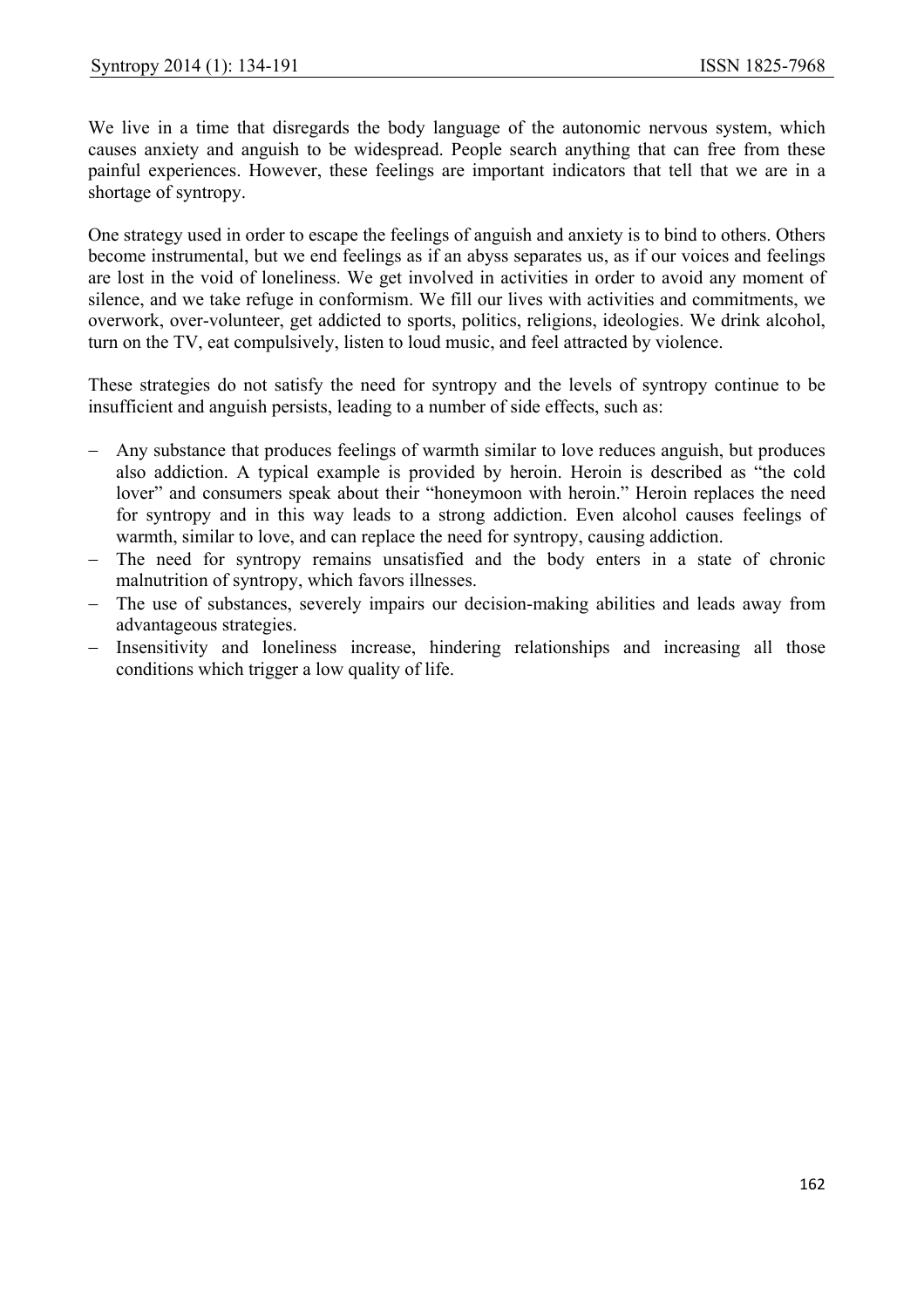We live in a time that disregards the body language of the autonomic nervous system, which causes anxiety and anguish to be widespread. People search anything that can free from these painful experiences. However, these feelings are important indicators that tell that we are in a shortage of syntropy.

One strategy used in order to escape the feelings of anguish and anxiety is to bind to others. Others become instrumental, but we end feelings as if an abyss separates us, as if our voices and feelings are lost in the void of loneliness. We get involved in activities in order to avoid any moment of silence, and we take refuge in conformism. We fill our lives with activities and commitments, we overwork, over-volunteer, get addicted to sports, politics, religions, ideologies. We drink alcohol, turn on the TV, eat compulsively, listen to loud music, and feel attracted by violence.

These strategies do not satisfy the need for syntropy and the levels of syntropy continue to be insufficient and anguish persists, leading to a number of side effects, such as:

- Any substance that produces feelings of warmth similar to love reduces anguish, but produces also addiction. A typical example is provided by heroin. Heroin is described as "the cold lover" and consumers speak about their "honeymoon with heroin." Heroin replaces the need for syntropy and in this way leads to a strong addiction. Even alcohol causes feelings of warmth, similar to love, and can replace the need for syntropy, causing addiction.
- The need for syntropy remains unsatisfied and the body enters in a state of chronic malnutrition of syntropy, which favors illnesses.
- The use of substances, severely impairs our decision-making abilities and leads away from advantageous strategies.
- Insensitivity and loneliness increase, hindering relationships and increasing all those conditions which trigger a low quality of life.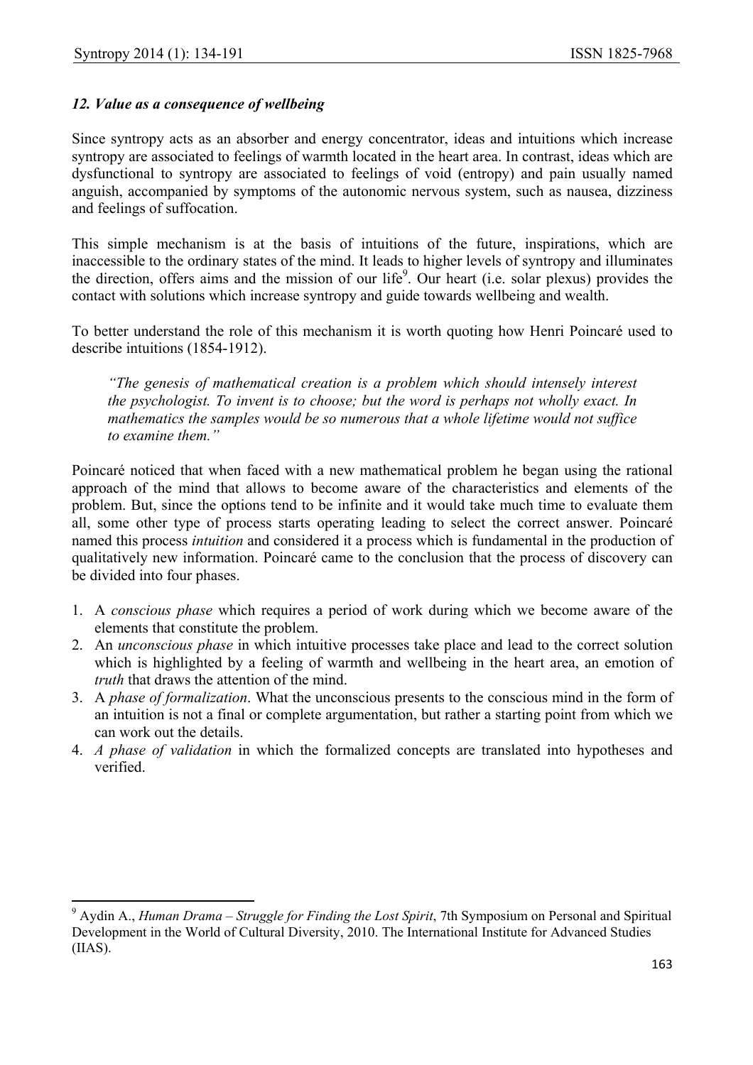### *12. Value as a consequence of wellbeing*

Since syntropy acts as an absorber and energy concentrator, ideas and intuitions which increase syntropy are associated to feelings of warmth located in the heart area. In contrast, ideas which are dysfunctional to syntropy are associated to feelings of void (entropy) and pain usually named anguish, accompanied by symptoms of the autonomic nervous system, such as nausea, dizziness and feelings of suffocation.

This simple mechanism is at the basis of intuitions of the future, inspirations, which are inaccessible to the ordinary states of the mind. It leads to higher levels of syntropy and illuminates the direction, offers aims and the mission of our life[9]. Our heart (i.e. solar plexus) provides the contact with solutions which increase syntropy and guide towards wellbeing and wealth.

To better understand the role of this mechanism it is worth quoting how Henri Poincaré used to describe intuitions (1854-1912).

> *"The genesis of mathematical creation is a problem which should intensely interest the psychologist. To invent is to choose; but the word is perhaps not wholly exact. In mathematics the samples would be so numerous that a whole lifetime would not suffice to examine them."*

Poincaré noticed that when faced with a new mathematical problem he began using the rational approach of the mind that allows to become aware of the characteristics and elements of the problem. But, since the options tend to be infinite and it would take much time to evaluate them all, some other type of process starts operating leading to select the correct answer. Poincaré named this process *intuition* and considered it a process which is fundamental in the production of qualitatively new information. Poincaré came to the conclusion that the process of discovery can be divided into four phases.

1. A *conscious phase* which requires a period of work during which we become aware of the elements that constitute the problem.
2. An *unconscious phase* in which intuitive processes take place and lead to the correct solution which is highlighted by a feeling of warmth and wellbeing in the heart area, an emotion of *truth* that draws the attention of the mind.
3. A *phase of formalization*. What the unconscious presents to the conscious mind in the form of an intuition is not a final or complete argumentation, but rather a starting point from which we can work out the details.
4. *A phase of validation* in which the formalized concepts are translated into hypotheses and verified.

---

[9] Aydin A., *Human Drama – Struggle for Finding the Lost Spirit*, 7th Symposium on Personal and Spiritual Development in the World of Cultural Diversity, 2010. The International Institute for Advanced Studies (IIAS).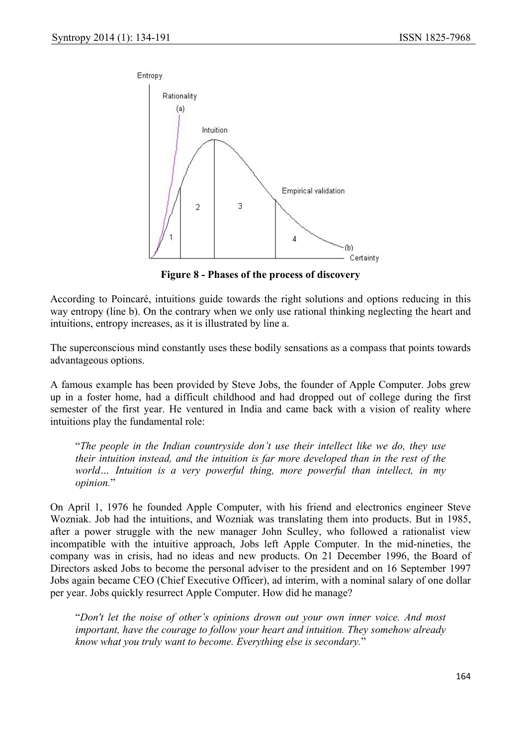Entropy

Rationality

(a)

Intuition

Empirical validation

1

2

3

4

(b)

Certainty

**Figure 8 - Phases of the process of discovery**

According to Poincaré, intuitions guide towards the right solutions and options reducing in this way entropy (line b). On the contrary when we only use rational thinking neglecting the heart and intuitions, entropy increases, as it is illustrated by line a.

The superconscious mind constantly uses these bodily sensations as a compass that points towards advantageous options.

A famous example has been provided by Steve Jobs, the founder of Apple Computer. Jobs grew up in a foster home, had a difficult childhood and had dropped out of college during the first semester of the first year. He ventured in India and came back with a vision of reality where intuitions play the fundamental role:

> "*The people in the Indian countryside don't use their intellect like we do, they use their intuition instead, and the intuition is far more developed than in the rest of the world… Intuition is a very powerful thing, more powerful than intellect, in my opinion.*"

On April 1, 1976 he founded Apple Computer, with his friend and electronics engineer Steve Wozniak. Job had the intuitions, and Wozniak was translating them into products. But in 1985, after a power struggle with the new manager John Sculley, who followed a rationalist view incompatible with the intuitive approach, Jobs left Apple Computer. In the mid-nineties, the company was in crisis, had no ideas and new products. On 21 December 1996, the Board of Directors asked Jobs to become the personal adviser to the president and on 16 September 1997 Jobs again became CEO (Chief Executive Officer), ad interim, with a nominal salary of one dollar per year. Jobs quickly resurrect Apple Computer. How did he manage?

> "*Don't let the noise of other's opinions drown out your own inner voice. And most important, have the courage to follow your heart and intuition. They somehow already know what you truly want to become. Everything else is secondary.*"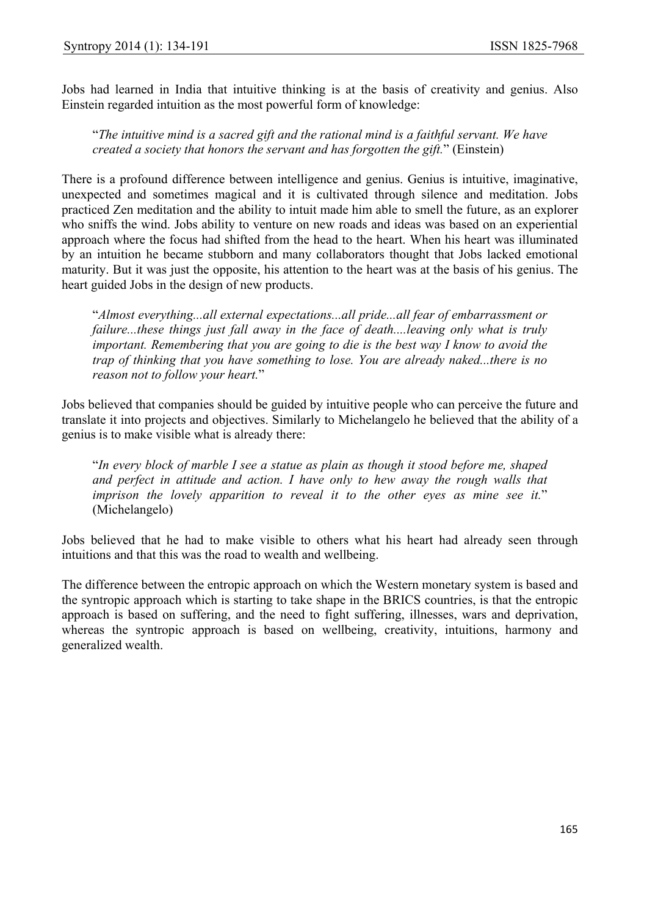Jobs had learned in India that intuitive thinking is at the basis of creativity and genius. Also Einstein regarded intuition as the most powerful form of knowledge:

> "*The intuitive mind is a sacred gift and the rational mind is a faithful servant. We have created a society that honors the servant and has forgotten the gift.*" (Einstein)

There is a profound difference between intelligence and genius. Genius is intuitive, imaginative, unexpected and sometimes magical and it is cultivated through silence and meditation. Jobs practiced Zen meditation and the ability to intuit made him able to smell the future, as an explorer who sniffs the wind. Jobs ability to venture on new roads and ideas was based on an experiential approach where the focus had shifted from the head to the heart. When his heart was illuminated by an intuition he became stubborn and many collaborators thought that Jobs lacked emotional maturity. But it was just the opposite, his attention to the heart was at the basis of his genius. The heart guided Jobs in the design of new products.

> "*Almost everything...all external expectations...all pride...all fear of embarrassment or failure...these things just fall away in the face of death....leaving only what is truly important. Remembering that you are going to die is the best way I know to avoid the trap of thinking that you have something to lose. You are already naked...there is no reason not to follow your heart.*"

Jobs believed that companies should be guided by intuitive people who can perceive the future and translate it into projects and objectives. Similarly to Michelangelo he believed that the ability of a genius is to make visible what is already there:

> "*In every block of marble I see a statue as plain as though it stood before me, shaped and perfect in attitude and action. I have only to hew away the rough walls that imprison the lovely apparition to reveal it to the other eyes as mine see it.*" (Michelangelo)

Jobs believed that he had to make visible to others what his heart had already seen through intuitions and that this was the road to wealth and wellbeing.

The difference between the entropic approach on which the Western monetary system is based and the syntropic approach which is starting to take shape in the BRICS countries, is that the entropic approach is based on suffering, and the need to fight suffering, illnesses, wars and deprivation, whereas the syntropic approach is based on wellbeing, creativity, intuitions, harmony and generalized wealth.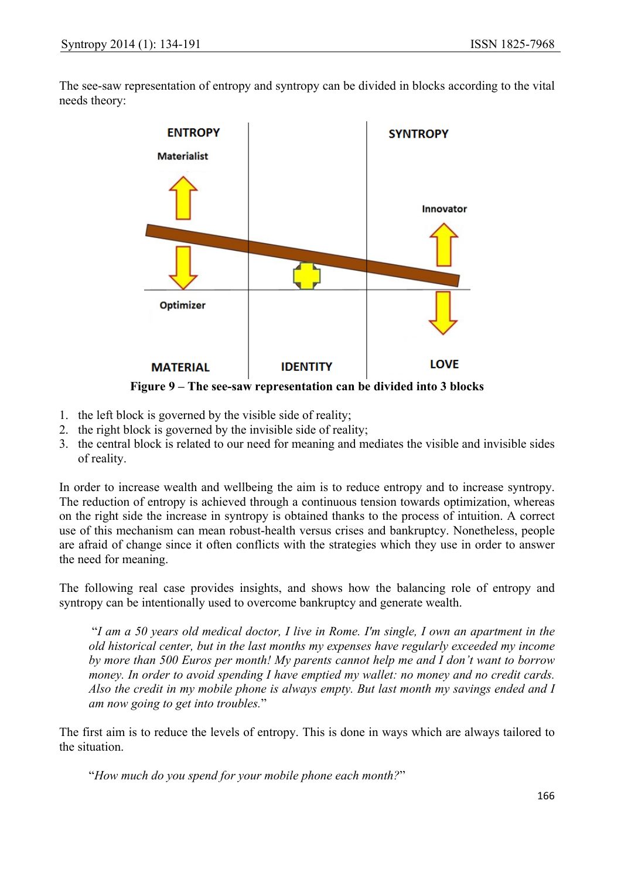The see-saw representation of entropy and syntropy can be divided in blocks according to the vital needs theory:

**Figure 9 – The see-saw representation can be divided into 3 blocks**

1. the left block is governed by the visible side of reality;
2. the right block is governed by the invisible side of reality;
3. the central block is related to our need for meaning and mediates the visible and invisible sides of reality.

In order to increase wealth and wellbeing the aim is to reduce entropy and to increase syntropy. The reduction of entropy is achieved through a continuous tension towards optimization, whereas on the right side the increase in syntropy is obtained thanks to the process of intuition. A correct use of this mechanism can mean robust-health versus crises and bankruptcy. Nonetheless, people are afraid of change since it often conflicts with the strategies which they use in order to answer the need for meaning.

The following real case provides insights, and shows how the balancing role of entropy and syntropy can be intentionally used to overcome bankruptcy and generate wealth.

> "*I am a 50 years old medical doctor, I live in Rome. I'm single, I own an apartment in the old historical center, but in the last months my expenses have regularly exceeded my income by more than 500 Euros per month! My parents cannot help me and I don't want to borrow money. In order to avoid spending I have emptied my wallet: no money and no credit cards. Also the credit in my mobile phone is always empty. But last month my savings ended and I am now going to get into troubles.*"

The first aim is to reduce the levels of entropy. This is done in ways which are always tailored to the situation.

> "*How much do you spend for your mobile phone each month?*"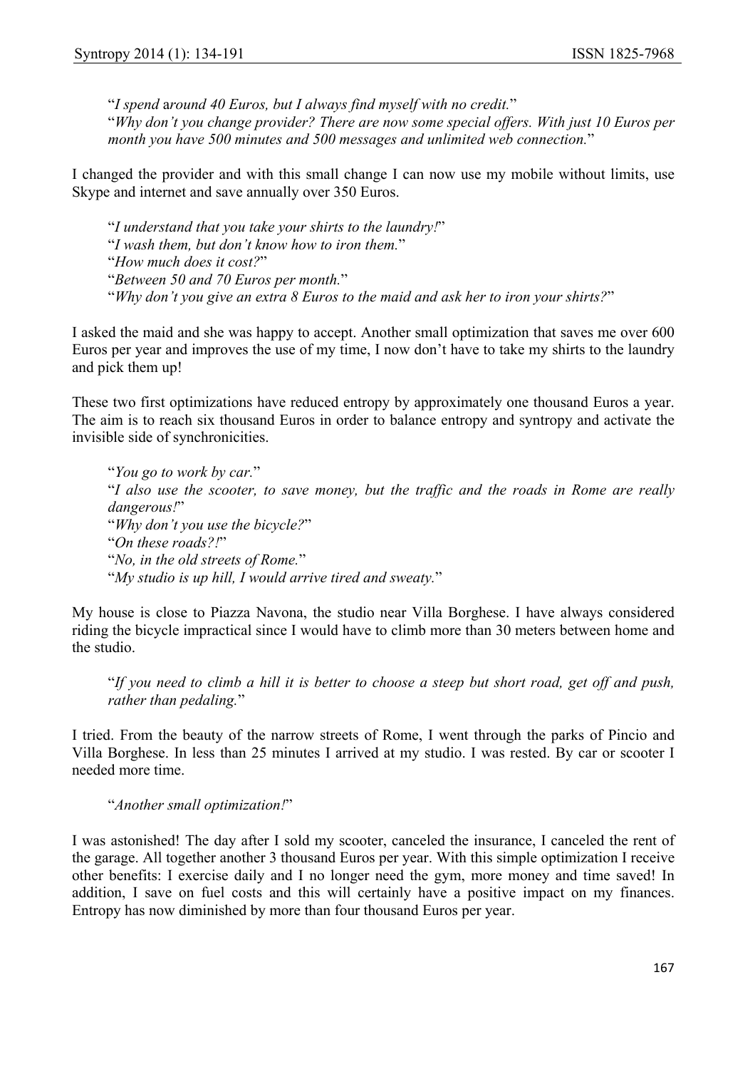"*I spend* a*round 40 Euros, but I always find myself with no credit.*"
"*Why don't you change provider? There are now some special offers. With just 10 Euros per month you have 500 minutes and 500 messages and unlimited web connection.*"

I changed the provider and with this small change I can now use my mobile without limits, use Skype and internet and save annually over 350 Euros.

"*I understand that you take your shirts to the laundry!*"
"*I wash them, but don't know how to iron them.*"
"*How much does it cost?*"
"*Between 50 and 70 Euros per month.*"
"*Why don't you give an extra 8 Euros to the maid and ask her to iron your shirts?*"

I asked the maid and she was happy to accept. Another small optimization that saves me over 600 Euros per year and improves the use of my time, I now don't have to take my shirts to the laundry and pick them up!

These two first optimizations have reduced entropy by approximately one thousand Euros a year. The aim is to reach six thousand Euros in order to balance entropy and syntropy and activate the invisible side of synchronicities.

"*You go to work by car.*"
"*I also use the scooter, to save money, but the traffic and the roads in Rome are really dangerous!*"
"*Why don't you use the bicycle?*"
"*On these roads?!*"
"*No, in the old streets of Rome.*"
"*My studio is up hill, I would arrive tired and sweaty.*"

My house is close to Piazza Navona, the studio near Villa Borghese. I have always considered riding the bicycle impractical since I would have to climb more than 30 meters between home and the studio.

"*If you need to climb a hill it is better to choose a steep but short road, get off and push, rather than pedaling.*"

I tried. From the beauty of the narrow streets of Rome, I went through the parks of Pincio and Villa Borghese. In less than 25 minutes I arrived at my studio. I was rested. By car or scooter I needed more time.

"*Another small optimization!*"

I was astonished! The day after I sold my scooter, canceled the insurance, I canceled the rent of the garage. All together another 3 thousand Euros per year. With this simple optimization I receive other benefits: I exercise daily and I no longer need the gym, more money and time saved! In addition, I save on fuel costs and this will certainly have a positive impact on my finances. Entropy has now diminished by more than four thousand Euros per year.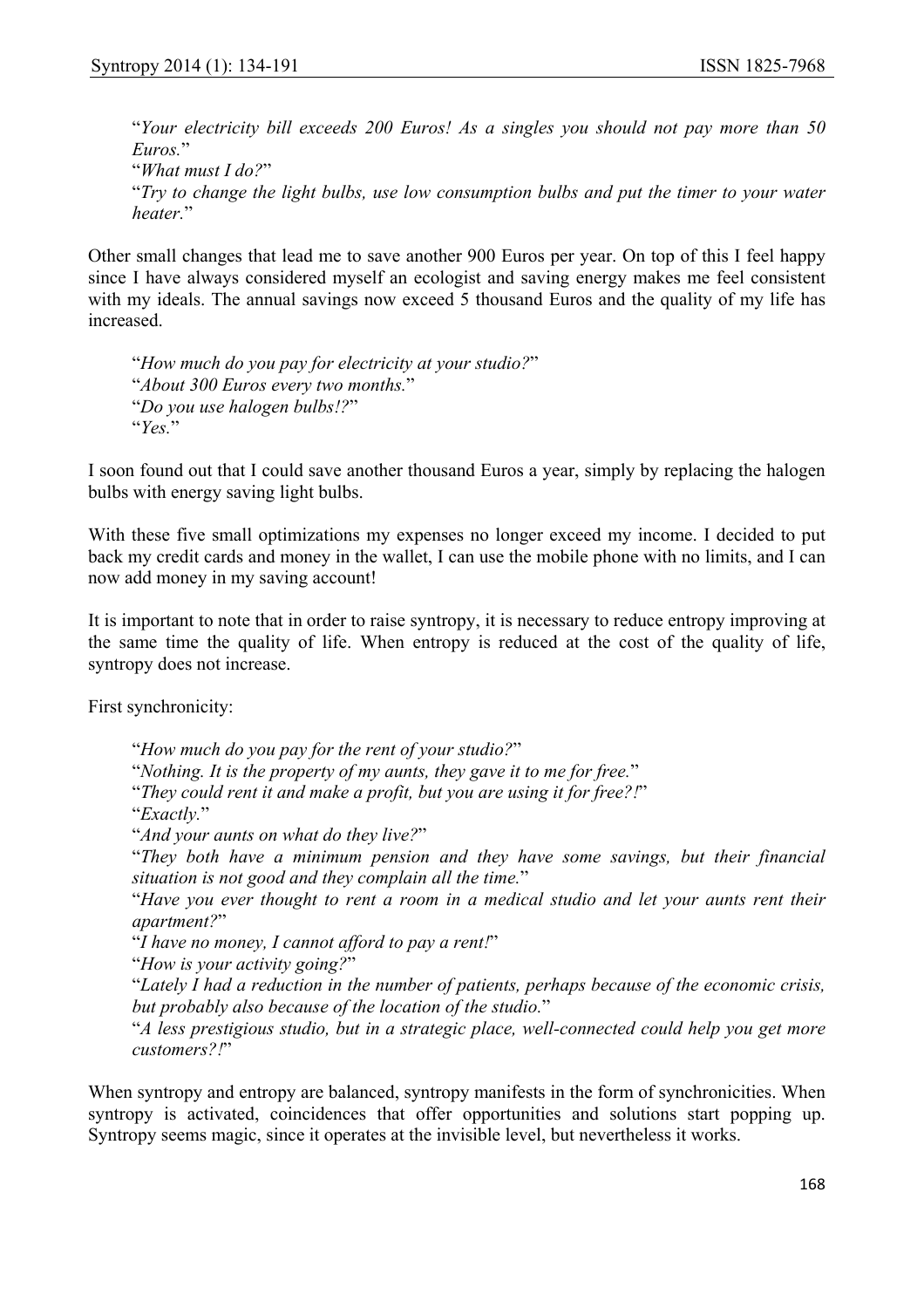"*Your electricity bill exceeds 200 Euros! As a singles you should not pay more than 50 Euros.*"
"*What must I do?*"
"*Try to change the light bulbs, use low consumption bulbs and put the timer to your water heater.*"

Other small changes that lead me to save another 900 Euros per year. On top of this I feel happy since I have always considered myself an ecologist and saving energy makes me feel consistent with my ideals. The annual savings now exceed 5 thousand Euros and the quality of my life has increased.

"*How much do you pay for electricity at your studio?*"
"*About 300 Euros every two months.*"
"*Do you use halogen bulbs!?*"
"*Yes.*"

I soon found out that I could save another thousand Euros a year, simply by replacing the halogen bulbs with energy saving light bulbs.

With these five small optimizations my expenses no longer exceed my income. I decided to put back my credit cards and money in the wallet, I can use the mobile phone with no limits, and I can now add money in my saving account!

It is important to note that in order to raise syntropy, it is necessary to reduce entropy improving at the same time the quality of life. When entropy is reduced at the cost of the quality of life, syntropy does not increase.

First synchronicity:

"*How much do you pay for the rent of your studio?*"
"*Nothing. It is the property of my aunts, they gave it to me for free.*"
"*They could rent it and make a profit, but you are using it for free?!*"
"*Exactly.*"
"*And your aunts on what do they live?*"
"*They both have a minimum pension and they have some savings, but their financial situation is not good and they complain all the time.*"
"*Have you ever thought to rent a room in a medical studio and let your aunts rent their apartment?*"
"*I have no money, I cannot afford to pay a rent!*"
"*How is your activity going?*"
"*Lately I had a reduction in the number of patients, perhaps because of the economic crisis, but probably also because of the location of the studio.*"
"*A less prestigious studio, but in a strategic place, well-connected could help you get more customers?!*"

When syntropy and entropy are balanced, syntropy manifests in the form of synchronicities. When syntropy is activated, coincidences that offer opportunities and solutions start popping up. Syntropy seems magic, since it operates at the invisible level, but nevertheless it works.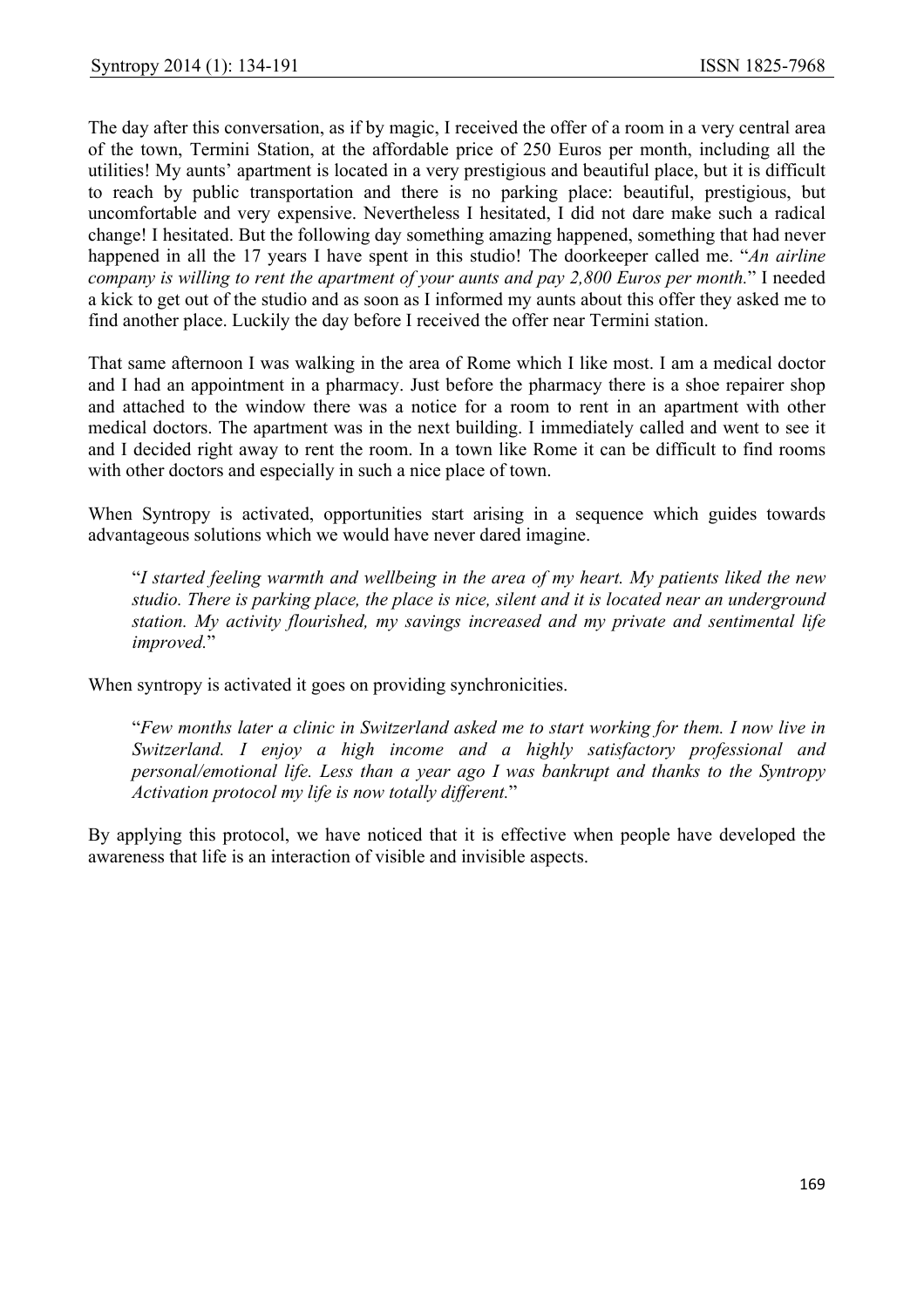The day after this conversation, as if by magic, I received the offer of a room in a very central area of the town, Termini Station, at the affordable price of 250 Euros per month, including all the utilities! My aunts' apartment is located in a very prestigious and beautiful place, but it is difficult to reach by public transportation and there is no parking place: beautiful, prestigious, but uncomfortable and very expensive. Nevertheless I hesitated, I did not dare make such a radical change! I hesitated. But the following day something amazing happened, something that had never happened in all the 17 years I have spent in this studio! The doorkeeper called me. "*An airline company is willing to rent the apartment of your aunts and pay 2,800 Euros per month.*" I needed a kick to get out of the studio and as soon as I informed my aunts about this offer they asked me to find another place. Luckily the day before I received the offer near Termini station.

That same afternoon I was walking in the area of Rome which I like most. I am a medical doctor and I had an appointment in a pharmacy. Just before the pharmacy there is a shoe repairer shop and attached to the window there was a notice for a room to rent in an apartment with other medical doctors. The apartment was in the next building. I immediately called and went to see it and I decided right away to rent the room. In a town like Rome it can be difficult to find rooms with other doctors and especially in such a nice place of town.

When Syntropy is activated, opportunities start arising in a sequence which guides towards advantageous solutions which we would have never dared imagine.

> "*I started feeling warmth and wellbeing in the area of my heart. My patients liked the new studio. There is parking place, the place is nice, silent and it is located near an underground station. My activity flourished, my savings increased and my private and sentimental life improved.*"

When syntropy is activated it goes on providing synchronicities.

> "*Few months later a clinic in Switzerland asked me to start working for them. I now live in Switzerland. I enjoy a high income and a highly satisfactory professional and personal/emotional life. Less than a year ago I was bankrupt and thanks to the Syntropy Activation protocol my life is now totally different.*"

By applying this protocol, we have noticed that it is effective when people have developed the awareness that life is an interaction of visible and invisible aspects.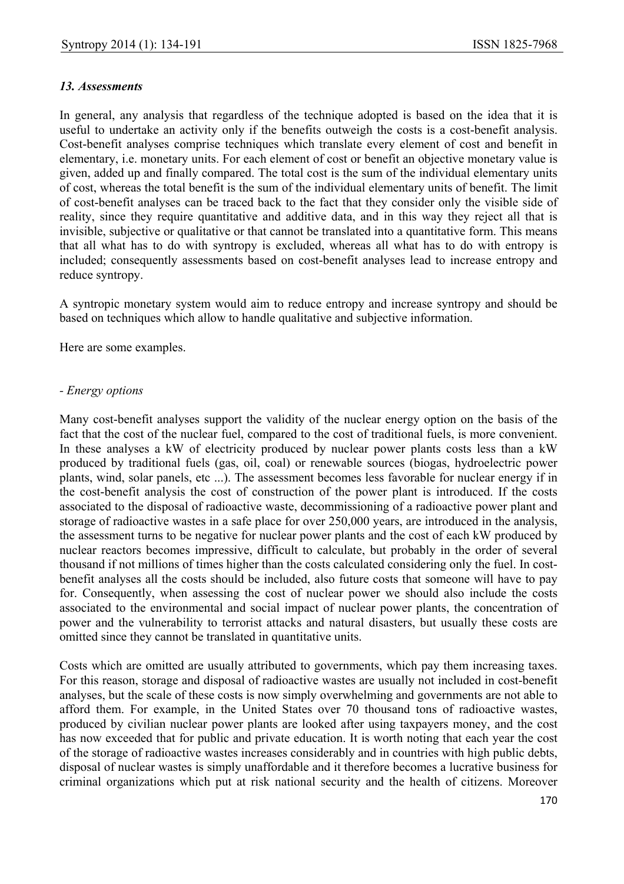### *13. Assessments*

In general, any analysis that regardless of the technique adopted is based on the idea that it is useful to undertake an activity only if the benefits outweigh the costs is a cost-benefit analysis. Cost-benefit analyses comprise techniques which translate every element of cost and benefit in elementary, i.e. monetary units. For each element of cost or benefit an objective monetary value is given, added up and finally compared. The total cost is the sum of the individual elementary units of cost, whereas the total benefit is the sum of the individual elementary units of benefit. The limit of cost-benefit analyses can be traced back to the fact that they consider only the visible side of reality, since they require quantitative and additive data, and in this way they reject all that is invisible, subjective or qualitative or that cannot be translated into a quantitative form. This means that all what has to do with syntropy is excluded, whereas all what has to do with entropy is included; consequently assessments based on cost-benefit analyses lead to increase entropy and reduce syntropy.

A syntropic monetary system would aim to reduce entropy and increase syntropy and should be based on techniques which allow to handle qualitative and subjective information.

Here are some examples.

- *Energy options*

Many cost-benefit analyses support the validity of the nuclear energy option on the basis of the fact that the cost of the nuclear fuel, compared to the cost of traditional fuels, is more convenient. In these analyses a kW of electricity produced by nuclear power plants costs less than a kW produced by traditional fuels (gas, oil, coal) or renewable sources (biogas, hydroelectric power plants, wind, solar panels, etc ...). The assessment becomes less favorable for nuclear energy if in the cost-benefit analysis the cost of construction of the power plant is introduced. If the costs associated to the disposal of radioactive waste, decommissioning of a radioactive power plant and storage of radioactive wastes in a safe place for over 250,000 years, are introduced in the analysis, the assessment turns to be negative for nuclear power plants and the cost of each kW produced by nuclear reactors becomes impressive, difficult to calculate, but probably in the order of several thousand if not millions of times higher than the costs calculated considering only the fuel. In cost-benefit analyses all the costs should be included, also future costs that someone will have to pay for. Consequently, when assessing the cost of nuclear power we should also include the costs associated to the environmental and social impact of nuclear power plants, the concentration of power and the vulnerability to terrorist attacks and natural disasters, but usually these costs are omitted since they cannot be translated in quantitative units.

Costs which are omitted are usually attributed to governments, which pay them increasing taxes. For this reason, storage and disposal of radioactive wastes are usually not included in cost-benefit analyses, but the scale of these costs is now simply overwhelming and governments are not able to afford them. For example, in the United States over 70 thousand tons of radioactive wastes, produced by civilian nuclear power plants are looked after using taxpayers money, and the cost has now exceeded that for public and private education. It is worth noting that each year the cost of the storage of radioactive wastes increases considerably and in countries with high public debts, disposal of nuclear wastes is simply unaffordable and it therefore becomes a lucrative business for criminal organizations which put at risk national security and the health of citizens. Moreover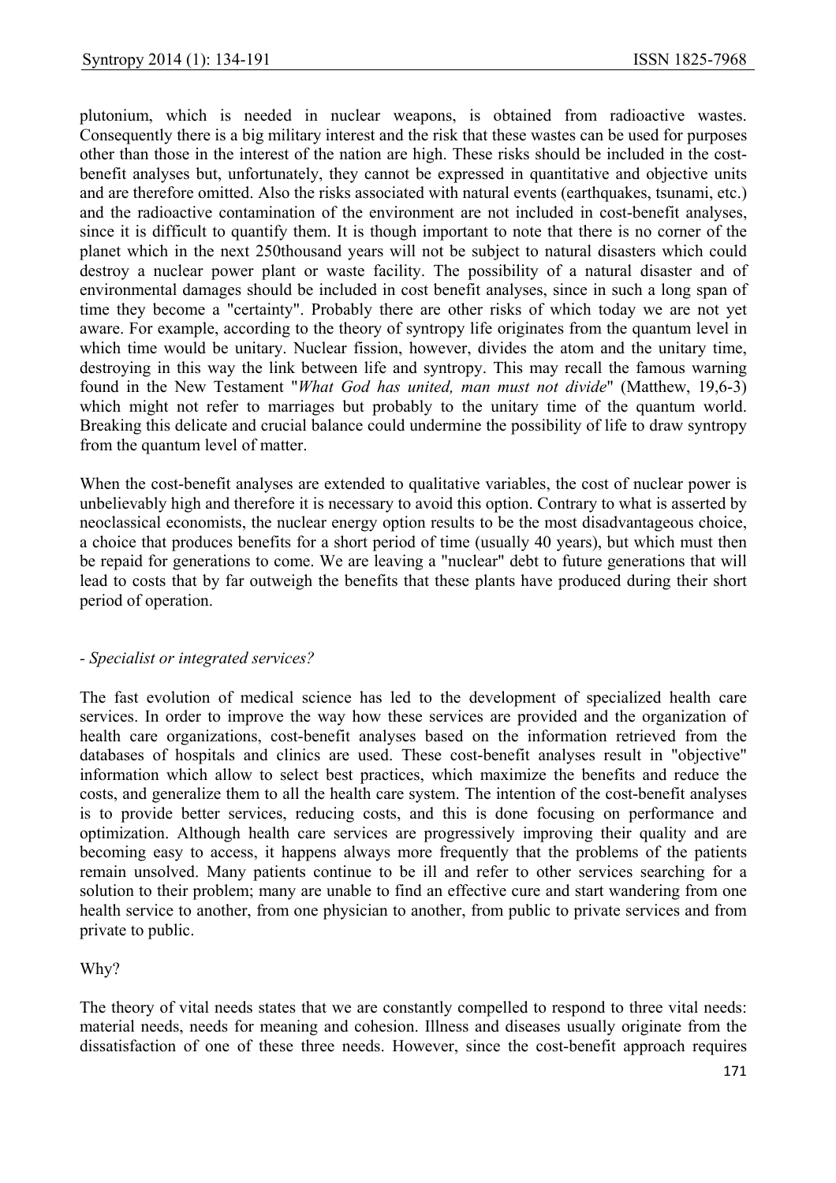plutonium, which is needed in nuclear weapons, is obtained from radioactive wastes. Consequently there is a big military interest and the risk that these wastes can be used for purposes other than those in the interest of the nation are high. These risks should be included in the cost-benefit analyses but, unfortunately, they cannot be expressed in quantitative and objective units and are therefore omitted. Also the risks associated with natural events (earthquakes, tsunami, etc.) and the radioactive contamination of the environment are not included in cost-benefit analyses, since it is difficult to quantify them. It is though important to note that there is no corner of the planet which in the next 250thousand years will not be subject to natural disasters which could destroy a nuclear power plant or waste facility. The possibility of a natural disaster and of environmental damages should be included in cost benefit analyses, since in such a long span of time they become a "certainty". Probably there are other risks of which today we are not yet aware. For example, according to the theory of syntropy life originates from the quantum level in which time would be unitary. Nuclear fission, however, divides the atom and the unitary time, destroying in this way the link between life and syntropy. This may recall the famous warning found in the New Testament "*What God has united, man must not divide*" (Matthew, 19,6-3) which might not refer to marriages but probably to the unitary time of the quantum world. Breaking this delicate and crucial balance could undermine the possibility of life to draw syntropy from the quantum level of matter.

When the cost-benefit analyses are extended to qualitative variables, the cost of nuclear power is unbelievably high and therefore it is necessary to avoid this option. Contrary to what is asserted by neoclassical economists, the nuclear energy option results to be the most disadvantageous choice, a choice that produces benefits for a short period of time (usually 40 years), but which must then be repaid for generations to come. We are leaving a "nuclear" debt to future generations that will lead to costs that by far outweigh the benefits that these plants have produced during their short period of operation.

*- Specialist or integrated services?*

The fast evolution of medical science has led to the development of specialized health care services. In order to improve the way how these services are provided and the organization of health care organizations, cost-benefit analyses based on the information retrieved from the databases of hospitals and clinics are used. These cost-benefit analyses result in "objective" information which allow to select best practices, which maximize the benefits and reduce the costs, and generalize them to all the health care system. The intention of the cost-benefit analyses is to provide better services, reducing costs, and this is done focusing on performance and optimization. Although health care services are progressively improving their quality and are becoming easy to access, it happens always more frequently that the problems of the patients remain unsolved. Many patients continue to be ill and refer to other services searching for a solution to their problem; many are unable to find an effective cure and start wandering from one health service to another, from one physician to another, from public to private services and from private to public.

Why?

The theory of vital needs states that we are constantly compelled to respond to three vital needs: material needs, needs for meaning and cohesion. Illness and diseases usually originate from the dissatisfaction of one of these three needs. However, since the cost-benefit approach requires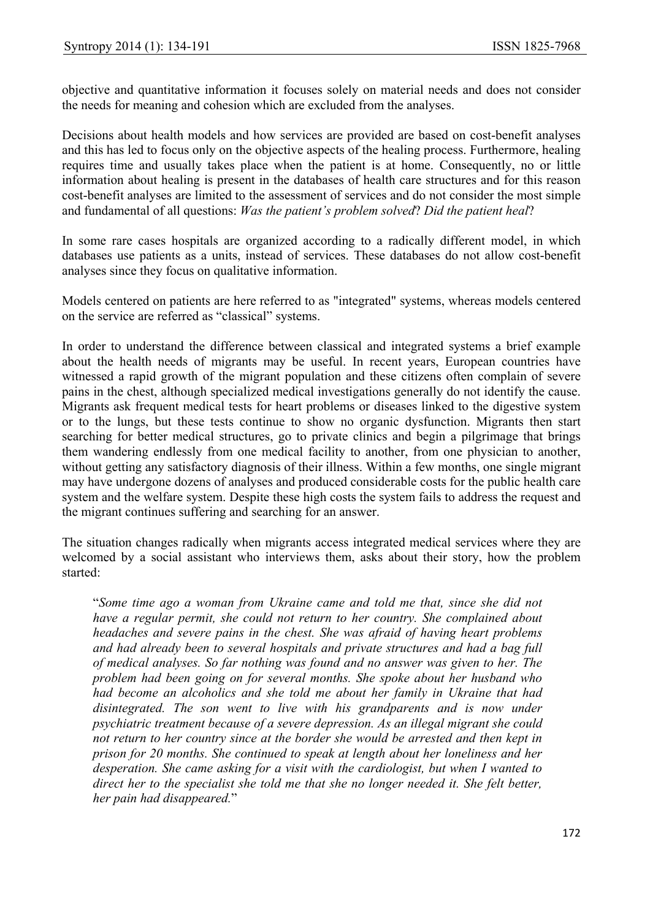objective and quantitative information it focuses solely on material needs and does not consider the needs for meaning and cohesion which are excluded from the analyses.

Decisions about health models and how services are provided are based on cost-benefit analyses and this has led to focus only on the objective aspects of the healing process. Furthermore, healing requires time and usually takes place when the patient is at home. Consequently, no or little information about healing is present in the databases of health care structures and for this reason cost-benefit analyses are limited to the assessment of services and do not consider the most simple and fundamental of all questions: *Was the patient's problem solved*? *Did the patient heal*?

In some rare cases hospitals are organized according to a radically different model, in which databases use patients as a units, instead of services. These databases do not allow cost-benefit analyses since they focus on qualitative information.

Models centered on patients are here referred to as "integrated" systems, whereas models centered on the service are referred as "classical" systems.

In order to understand the difference between classical and integrated systems a brief example about the health needs of migrants may be useful. In recent years, European countries have witnessed a rapid growth of the migrant population and these citizens often complain of severe pains in the chest, although specialized medical investigations generally do not identify the cause. Migrants ask frequent medical tests for heart problems or diseases linked to the digestive system or to the lungs, but these tests continue to show no organic dysfunction. Migrants then start searching for better medical structures, go to private clinics and begin a pilgrimage that brings them wandering endlessly from one medical facility to another, from one physician to another, without getting any satisfactory diagnosis of their illness. Within a few months, one single migrant may have undergone dozens of analyses and produced considerable costs for the public health care system and the welfare system. Despite these high costs the system fails to address the request and the migrant continues suffering and searching for an answer.

The situation changes radically when migrants access integrated medical services where they are welcomed by a social assistant who interviews them, asks about their story, how the problem started:

> "*Some time ago a woman from Ukraine came and told me that, since she did not have a regular permit, she could not return to her country. She complained about headaches and severe pains in the chest. She was afraid of having heart problems and had already been to several hospitals and private structures and had a bag full of medical analyses. So far nothing was found and no answer was given to her. The problem had been going on for several months. She spoke about her husband who had become an alcoholics and she told me about her family in Ukraine that had disintegrated. The son went to live with his grandparents and is now under psychiatric treatment because of a severe depression. As an illegal migrant she could not return to her country since at the border she would be arrested and then kept in prison for 20 months. She continued to speak at length about her loneliness and her desperation. She came asking for a visit with the cardiologist, but when I wanted to direct her to the specialist she told me that she no longer needed it. She felt better, her pain had disappeared.*"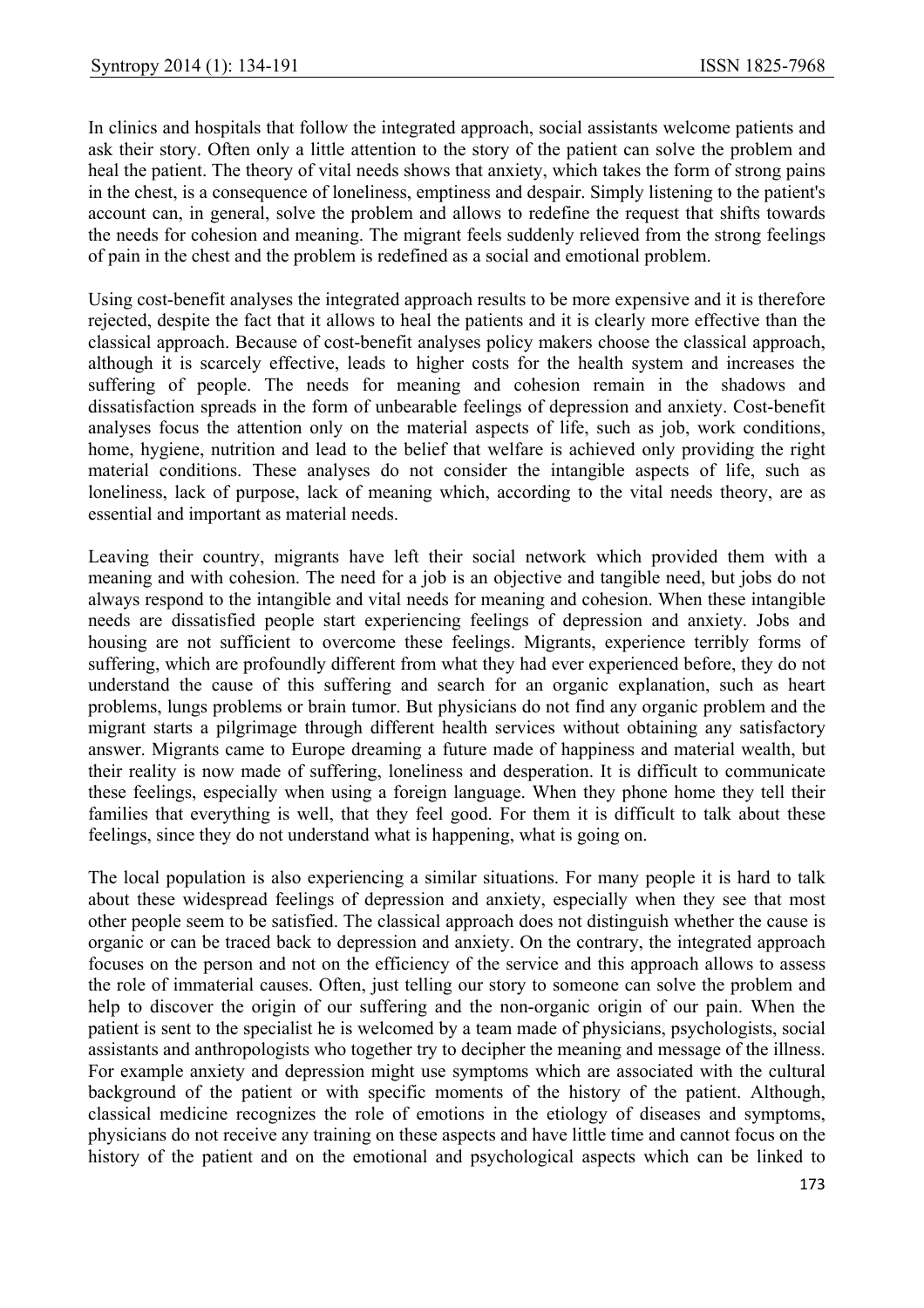In clinics and hospitals that follow the integrated approach, social assistants welcome patients and ask their story. Often only a little attention to the story of the patient can solve the problem and heal the patient. The theory of vital needs shows that anxiety, which takes the form of strong pains in the chest, is a consequence of loneliness, emptiness and despair. Simply listening to the patient's account can, in general, solve the problem and allows to redefine the request that shifts towards the needs for cohesion and meaning. The migrant feels suddenly relieved from the strong feelings of pain in the chest and the problem is redefined as a social and emotional problem.

Using cost-benefit analyses the integrated approach results to be more expensive and it is therefore rejected, despite the fact that it allows to heal the patients and it is clearly more effective than the classical approach. Because of cost-benefit analyses policy makers choose the classical approach, although it is scarcely effective, leads to higher costs for the health system and increases the suffering of people. The needs for meaning and cohesion remain in the shadows and dissatisfaction spreads in the form of unbearable feelings of depression and anxiety. Cost-benefit analyses focus the attention only on the material aspects of life, such as job, work conditions, home, hygiene, nutrition and lead to the belief that welfare is achieved only providing the right material conditions. These analyses do not consider the intangible aspects of life, such as loneliness, lack of purpose, lack of meaning which, according to the vital needs theory, are as essential and important as material needs.

Leaving their country, migrants have left their social network which provided them with a meaning and with cohesion. The need for a job is an objective and tangible need, but jobs do not always respond to the intangible and vital needs for meaning and cohesion. When these intangible needs are dissatisfied people start experiencing feelings of depression and anxiety. Jobs and housing are not sufficient to overcome these feelings. Migrants, experience terribly forms of suffering, which are profoundly different from what they had ever experienced before, they do not understand the cause of this suffering and search for an organic explanation, such as heart problems, lungs problems or brain tumor. But physicians do not find any organic problem and the migrant starts a pilgrimage through different health services without obtaining any satisfactory answer. Migrants came to Europe dreaming a future made of happiness and material wealth, but their reality is now made of suffering, loneliness and desperation. It is difficult to communicate these feelings, especially when using a foreign language. When they phone home they tell their families that everything is well, that they feel good. For them it is difficult to talk about these feelings, since they do not understand what is happening, what is going on.

The local population is also experiencing a similar situations. For many people it is hard to talk about these widespread feelings of depression and anxiety, especially when they see that most other people seem to be satisfied. The classical approach does not distinguish whether the cause is organic or can be traced back to depression and anxiety. On the contrary, the integrated approach focuses on the person and not on the efficiency of the service and this approach allows to assess the role of immaterial causes. Often, just telling our story to someone can solve the problem and help to discover the origin of our suffering and the non-organic origin of our pain. When the patient is sent to the specialist he is welcomed by a team made of physicians, psychologists, social assistants and anthropologists who together try to decipher the meaning and message of the illness. For example anxiety and depression might use symptoms which are associated with the cultural background of the patient or with specific moments of the history of the patient. Although, classical medicine recognizes the role of emotions in the etiology of diseases and symptoms, physicians do not receive any training on these aspects and have little time and cannot focus on the history of the patient and on the emotional and psychological aspects which can be linked to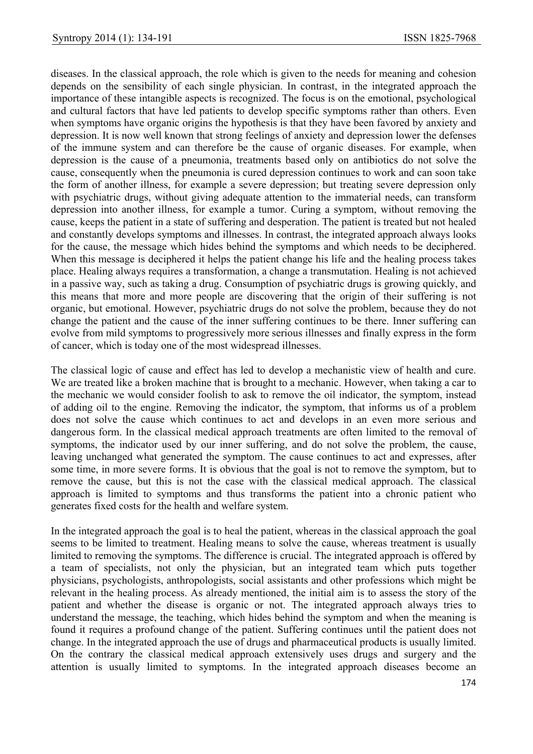diseases. In the classical approach, the role which is given to the needs for meaning and cohesion depends on the sensibility of each single physician. In contrast, in the integrated approach the importance of these intangible aspects is recognized. The focus is on the emotional, psychological and cultural factors that have led patients to develop specific symptoms rather than others. Even when symptoms have organic origins the hypothesis is that they have been favored by anxiety and depression. It is now well known that strong feelings of anxiety and depression lower the defenses of the immune system and can therefore be the cause of organic diseases. For example, when depression is the cause of a pneumonia, treatments based only on antibiotics do not solve the cause, consequently when the pneumonia is cured depression continues to work and can soon take the form of another illness, for example a severe depression; but treating severe depression only with psychiatric drugs, without giving adequate attention to the immaterial needs, can transform depression into another illness, for example a tumor. Curing a symptom, without removing the cause, keeps the patient in a state of suffering and desperation. The patient is treated but not healed and constantly develops symptoms and illnesses. In contrast, the integrated approach always looks for the cause, the message which hides behind the symptoms and which needs to be deciphered. When this message is deciphered it helps the patient change his life and the healing process takes place. Healing always requires a transformation, a change a transmutation. Healing is not achieved in a passive way, such as taking a drug. Consumption of psychiatric drugs is growing quickly, and this means that more and more people are discovering that the origin of their suffering is not organic, but emotional. However, psychiatric drugs do not solve the problem, because they do not change the patient and the cause of the inner suffering continues to be there. Inner suffering can evolve from mild symptoms to progressively more serious illnesses and finally express in the form of cancer, which is today one of the most widespread illnesses.

The classical logic of cause and effect has led to develop a mechanistic view of health and cure. We are treated like a broken machine that is brought to a mechanic. However, when taking a car to the mechanic we would consider foolish to ask to remove the oil indicator, the symptom, instead of adding oil to the engine. Removing the indicator, the symptom, that informs us of a problem does not solve the cause which continues to act and develops in an even more serious and dangerous form. In the classical medical approach treatments are often limited to the removal of symptoms, the indicator used by our inner suffering, and do not solve the problem, the cause, leaving unchanged what generated the symptom. The cause continues to act and expresses, after some time, in more severe forms. It is obvious that the goal is not to remove the symptom, but to remove the cause, but this is not the case with the classical medical approach. The classical approach is limited to symptoms and thus transforms the patient into a chronic patient who generates fixed costs for the health and welfare system.

In the integrated approach the goal is to heal the patient, whereas in the classical approach the goal seems to be limited to treatment. Healing means to solve the cause, whereas treatment is usually limited to removing the symptoms. The difference is crucial. The integrated approach is offered by a team of specialists, not only the physician, but an integrated team which puts together physicians, psychologists, anthropologists, social assistants and other professions which might be relevant in the healing process. As already mentioned, the initial aim is to assess the story of the patient and whether the disease is organic or not. The integrated approach always tries to understand the message, the teaching, which hides behind the symptom and when the meaning is found it requires a profound change of the patient. Suffering continues until the patient does not change. In the integrated approach the use of drugs and pharmaceutical products is usually limited. On the contrary the classical medical approach extensively uses drugs and surgery and the attention is usually limited to symptoms. In the integrated approach diseases become an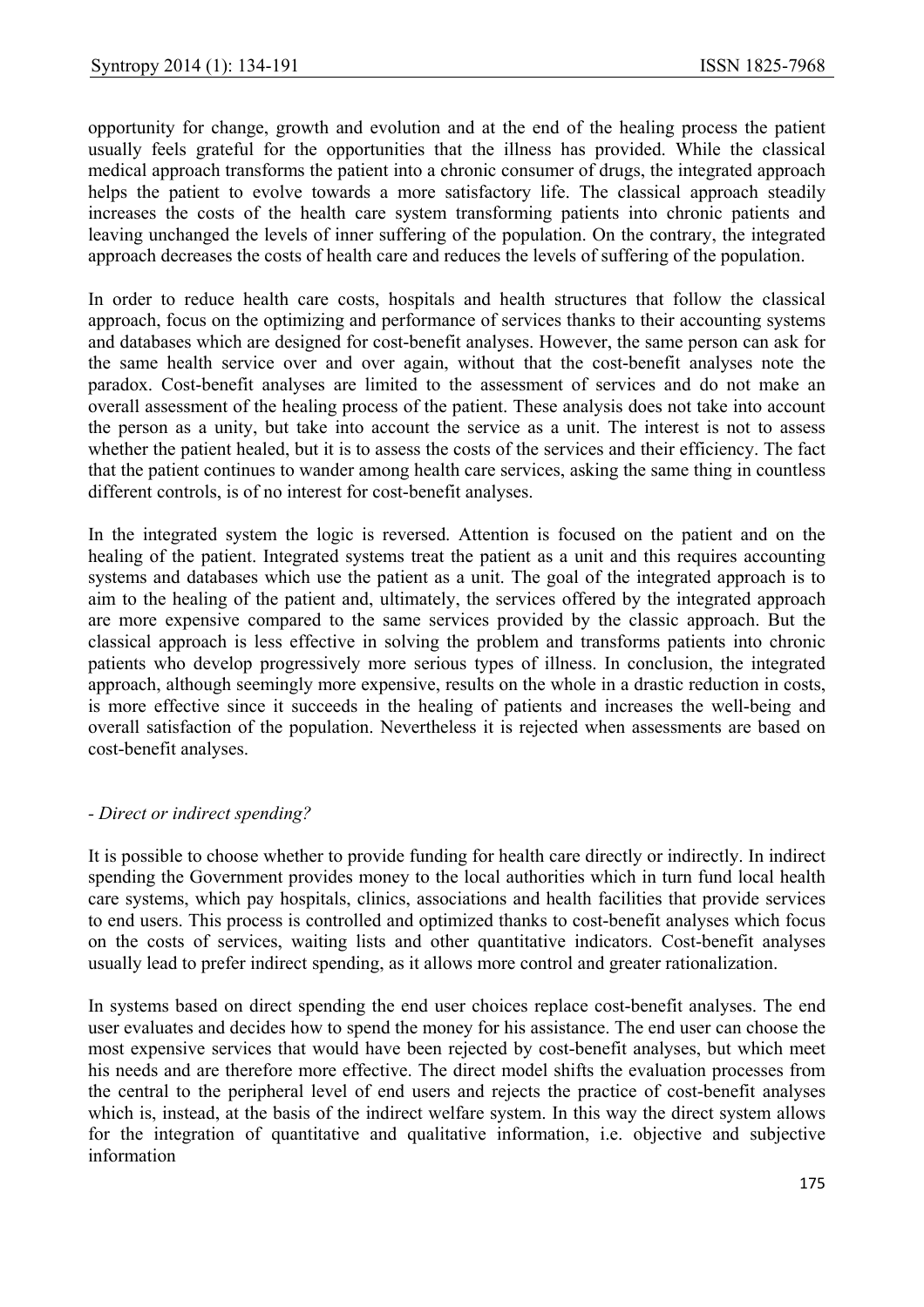opportunity for change, growth and evolution and at the end of the healing process the patient usually feels grateful for the opportunities that the illness has provided. While the classical medical approach transforms the patient into a chronic consumer of drugs, the integrated approach helps the patient to evolve towards a more satisfactory life. The classical approach steadily increases the costs of the health care system transforming patients into chronic patients and leaving unchanged the levels of inner suffering of the population. On the contrary, the integrated approach decreases the costs of health care and reduces the levels of suffering of the population.

In order to reduce health care costs, hospitals and health structures that follow the classical approach, focus on the optimizing and performance of services thanks to their accounting systems and databases which are designed for cost-benefit analyses. However, the same person can ask for the same health service over and over again, without that the cost-benefit analyses note the paradox. Cost-benefit analyses are limited to the assessment of services and do not make an overall assessment of the healing process of the patient. These analysis does not take into account the person as a unity, but take into account the service as a unit. The interest is not to assess whether the patient healed, but it is to assess the costs of the services and their efficiency. The fact that the patient continues to wander among health care services, asking the same thing in countless different controls, is of no interest for cost-benefit analyses.

In the integrated system the logic is reversed. Attention is focused on the patient and on the healing of the patient. Integrated systems treat the patient as a unit and this requires accounting systems and databases which use the patient as a unit. The goal of the integrated approach is to aim to the healing of the patient and, ultimately, the services offered by the integrated approach are more expensive compared to the same services provided by the classic approach. But the classical approach is less effective in solving the problem and transforms patients into chronic patients who develop progressively more serious types of illness. In conclusion, the integrated approach, although seemingly more expensive, results on the whole in a drastic reduction in costs, is more effective since it succeeds in the healing of patients and increases the well-being and overall satisfaction of the population. Nevertheless it is rejected when assessments are based on cost-benefit analyses.

*- Direct or indirect spending?*

It is possible to choose whether to provide funding for health care directly or indirectly. In indirect spending the Government provides money to the local authorities which in turn fund local health care systems, which pay hospitals, clinics, associations and health facilities that provide services to end users. This process is controlled and optimized thanks to cost-benefit analyses which focus on the costs of services, waiting lists and other quantitative indicators. Cost-benefit analyses usually lead to prefer indirect spending, as it allows more control and greater rationalization.

In systems based on direct spending the end user choices replace cost-benefit analyses. The end user evaluates and decides how to spend the money for his assistance. The end user can choose the most expensive services that would have been rejected by cost-benefit analyses, but which meet his needs and are therefore more effective. The direct model shifts the evaluation processes from the central to the peripheral level of end users and rejects the practice of cost-benefit analyses which is, instead, at the basis of the indirect welfare system. In this way the direct system allows for the integration of quantitative and qualitative information, i.e. objective and subjective information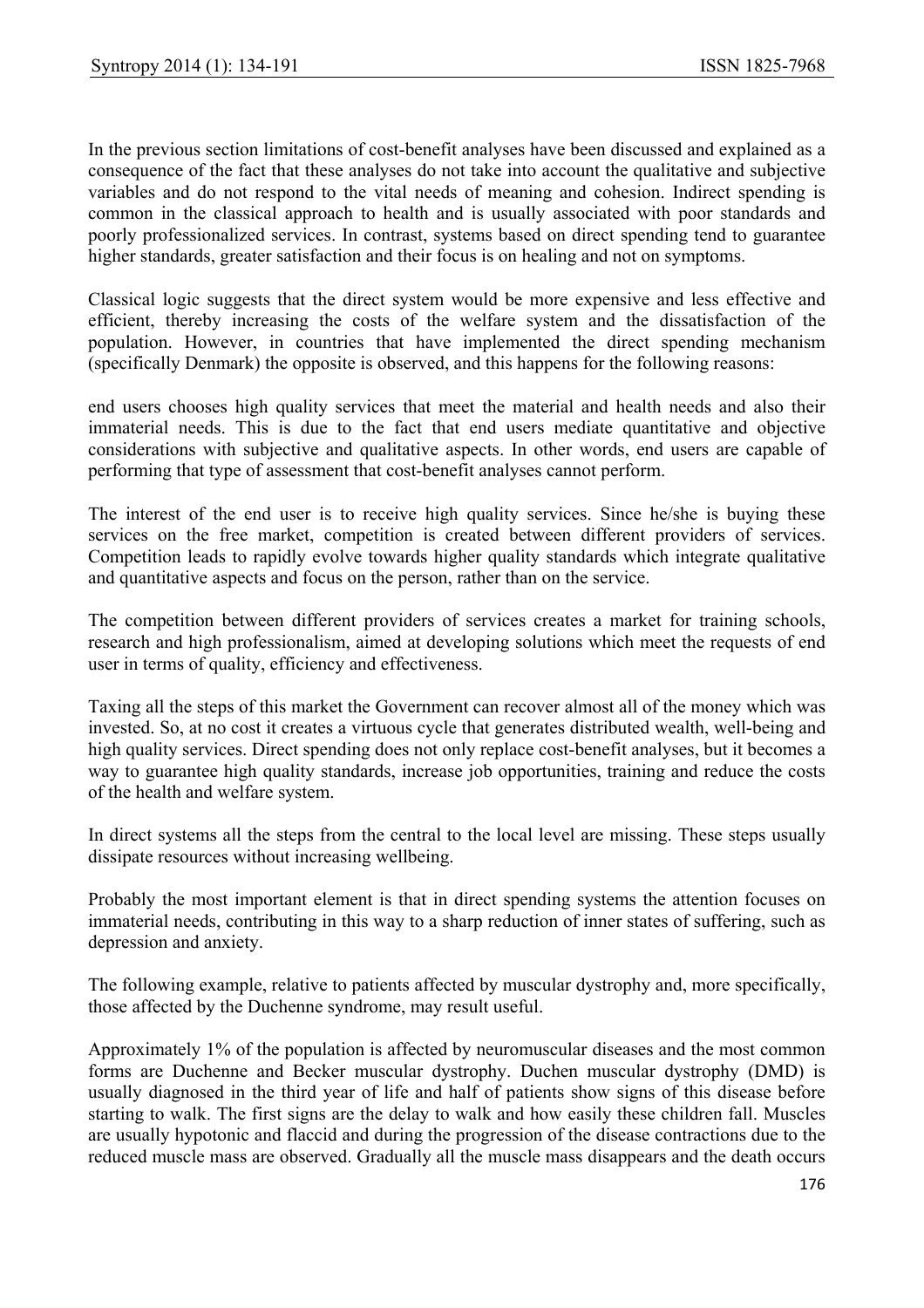In the previous section limitations of cost-benefit analyses have been discussed and explained as a consequence of the fact that these analyses do not take into account the qualitative and subjective variables and do not respond to the vital needs of meaning and cohesion. Indirect spending is common in the classical approach to health and is usually associated with poor standards and poorly professionalized services. In contrast, systems based on direct spending tend to guarantee higher standards, greater satisfaction and their focus is on healing and not on symptoms.

Classical logic suggests that the direct system would be more expensive and less effective and efficient, thereby increasing the costs of the welfare system and the dissatisfaction of the population. However, in countries that have implemented the direct spending mechanism (specifically Denmark) the opposite is observed, and this happens for the following reasons:

end users chooses high quality services that meet the material and health needs and also their immaterial needs. This is due to the fact that end users mediate quantitative and objective considerations with subjective and qualitative aspects. In other words, end users are capable of performing that type of assessment that cost-benefit analyses cannot perform.

The interest of the end user is to receive high quality services. Since he/she is buying these services on the free market, competition is created between different providers of services. Competition leads to rapidly evolve towards higher quality standards which integrate qualitative and quantitative aspects and focus on the person, rather than on the service.

The competition between different providers of services creates a market for training schools, research and high professionalism, aimed at developing solutions which meet the requests of end user in terms of quality, efficiency and effectiveness.

Taxing all the steps of this market the Government can recover almost all of the money which was invested. So, at no cost it creates a virtuous cycle that generates distributed wealth, well-being and high quality services. Direct spending does not only replace cost-benefit analyses, but it becomes a way to guarantee high quality standards, increase job opportunities, training and reduce the costs of the health and welfare system.

In direct systems all the steps from the central to the local level are missing. These steps usually dissipate resources without increasing wellbeing.

Probably the most important element is that in direct spending systems the attention focuses on immaterial needs, contributing in this way to a sharp reduction of inner states of suffering, such as depression and anxiety.

The following example, relative to patients affected by muscular dystrophy and, more specifically, those affected by the Duchenne syndrome, may result useful.

Approximately 1% of the population is affected by neuromuscular diseases and the most common forms are Duchenne and Becker muscular dystrophy. Duchen muscular dystrophy (DMD) is usually diagnosed in the third year of life and half of patients show signs of this disease before starting to walk. The first signs are the delay to walk and how easily these children fall. Muscles are usually hypotonic and flaccid and during the progression of the disease contractions due to the reduced muscle mass are observed. Gradually all the muscle mass disappears and the death occurs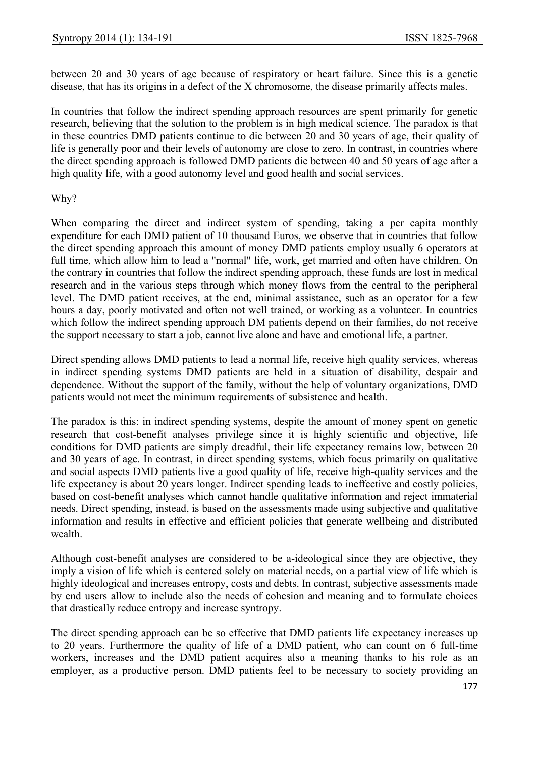between 20 and 30 years of age because of respiratory or heart failure. Since this is a genetic disease, that has its origins in a defect of the X chromosome, the disease primarily affects males.

In countries that follow the indirect spending approach resources are spent primarily for genetic research, believing that the solution to the problem is in high medical science. The paradox is that in these countries DMD patients continue to die between 20 and 30 years of age, their quality of life is generally poor and their levels of autonomy are close to zero. In contrast, in countries where the direct spending approach is followed DMD patients die between 40 and 50 years of age after a high quality life, with a good autonomy level and good health and social services.

Why?

When comparing the direct and indirect system of spending, taking a per capita monthly expenditure for each DMD patient of 10 thousand Euros, we observe that in countries that follow the direct spending approach this amount of money DMD patients employ usually 6 operators at full time, which allow him to lead a "normal" life, work, get married and often have children. On the contrary in countries that follow the indirect spending approach, these funds are lost in medical research and in the various steps through which money flows from the central to the peripheral level. The DMD patient receives, at the end, minimal assistance, such as an operator for a few hours a day, poorly motivated and often not well trained, or working as a volunteer. In countries which follow the indirect spending approach DM patients depend on their families, do not receive the support necessary to start a job, cannot live alone and have and emotional life, a partner.

Direct spending allows DMD patients to lead a normal life, receive high quality services, whereas in indirect spending systems DMD patients are held in a situation of disability, despair and dependence. Without the support of the family, without the help of voluntary organizations, DMD patients would not meet the minimum requirements of subsistence and health.

The paradox is this: in indirect spending systems, despite the amount of money spent on genetic research that cost-benefit analyses privilege since it is highly scientific and objective, life conditions for DMD patients are simply dreadful, their life expectancy remains low, between 20 and 30 years of age. In contrast, in direct spending systems, which focus primarily on qualitative and social aspects DMD patients live a good quality of life, receive high-quality services and the life expectancy is about 20 years longer. Indirect spending leads to ineffective and costly policies, based on cost-benefit analyses which cannot handle qualitative information and reject immaterial needs. Direct spending, instead, is based on the assessments made using subjective and qualitative information and results in effective and efficient policies that generate wellbeing and distributed wealth.

Although cost-benefit analyses are considered to be a-ideological since they are objective, they imply a vision of life which is centered solely on material needs, on a partial view of life which is highly ideological and increases entropy, costs and debts. In contrast, subjective assessments made by end users allow to include also the needs of cohesion and meaning and to formulate choices that drastically reduce entropy and increase syntropy.

The direct spending approach can be so effective that DMD patients life expectancy increases up to 20 years. Furthermore the quality of life of a DMD patient, who can count on 6 full-time workers, increases and the DMD patient acquires also a meaning thanks to his role as an employer, as a productive person. DMD patients feel to be necessary to society providing an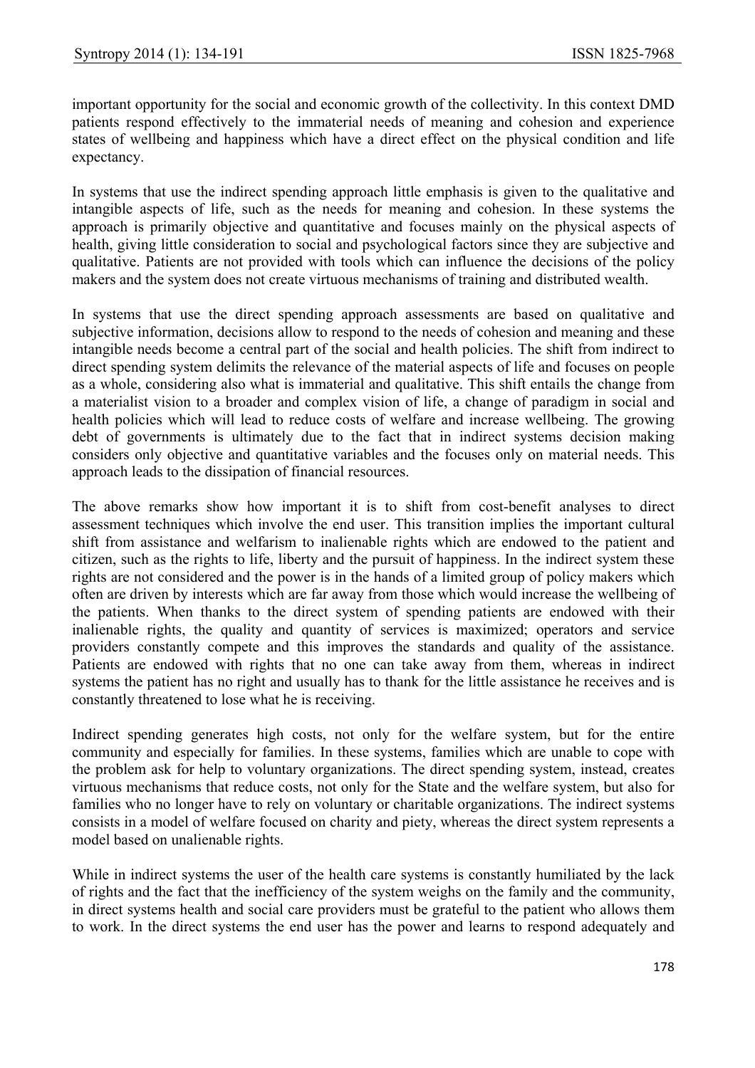important opportunity for the social and economic growth of the collectivity. In this context DMD patients respond effectively to the immaterial needs of meaning and cohesion and experience states of wellbeing and happiness which have a direct effect on the physical condition and life expectancy.

In systems that use the indirect spending approach little emphasis is given to the qualitative and intangible aspects of life, such as the needs for meaning and cohesion. In these systems the approach is primarily objective and quantitative and focuses mainly on the physical aspects of health, giving little consideration to social and psychological factors since they are subjective and qualitative. Patients are not provided with tools which can influence the decisions of the policy makers and the system does not create virtuous mechanisms of training and distributed wealth.

In systems that use the direct spending approach assessments are based on qualitative and subjective information, decisions allow to respond to the needs of cohesion and meaning and these intangible needs become a central part of the social and health policies. The shift from indirect to direct spending system delimits the relevance of the material aspects of life and focuses on people as a whole, considering also what is immaterial and qualitative. This shift entails the change from a materialist vision to a broader and complex vision of life, a change of paradigm in social and health policies which will lead to reduce costs of welfare and increase wellbeing. The growing debt of governments is ultimately due to the fact that in indirect systems decision making considers only objective and quantitative variables and the focuses only on material needs. This approach leads to the dissipation of financial resources.

The above remarks show how important it is to shift from cost-benefit analyses to direct assessment techniques which involve the end user. This transition implies the important cultural shift from assistance and welfarism to inalienable rights which are endowed to the patient and citizen, such as the rights to life, liberty and the pursuit of happiness. In the indirect system these rights are not considered and the power is in the hands of a limited group of policy makers which often are driven by interests which are far away from those which would increase the wellbeing of the patients. When thanks to the direct system of spending patients are endowed with their inalienable rights, the quality and quantity of services is maximized; operators and service providers constantly compete and this improves the standards and quality of the assistance. Patients are endowed with rights that no one can take away from them, whereas in indirect systems the patient has no right and usually has to thank for the little assistance he receives and is constantly threatened to lose what he is receiving.

Indirect spending generates high costs, not only for the welfare system, but for the entire community and especially for families. In these systems, families which are unable to cope with the problem ask for help to voluntary organizations. The direct spending system, instead, creates virtuous mechanisms that reduce costs, not only for the State and the welfare system, but also for families who no longer have to rely on voluntary or charitable organizations. The indirect systems consists in a model of welfare focused on charity and piety, whereas the direct system represents a model based on unalienable rights.

While in indirect systems the user of the health care systems is constantly humiliated by the lack of rights and the fact that the inefficiency of the system weighs on the family and the community, in direct systems health and social care providers must be grateful to the patient who allows them to work. In the direct systems the end user has the power and learns to respond adequately and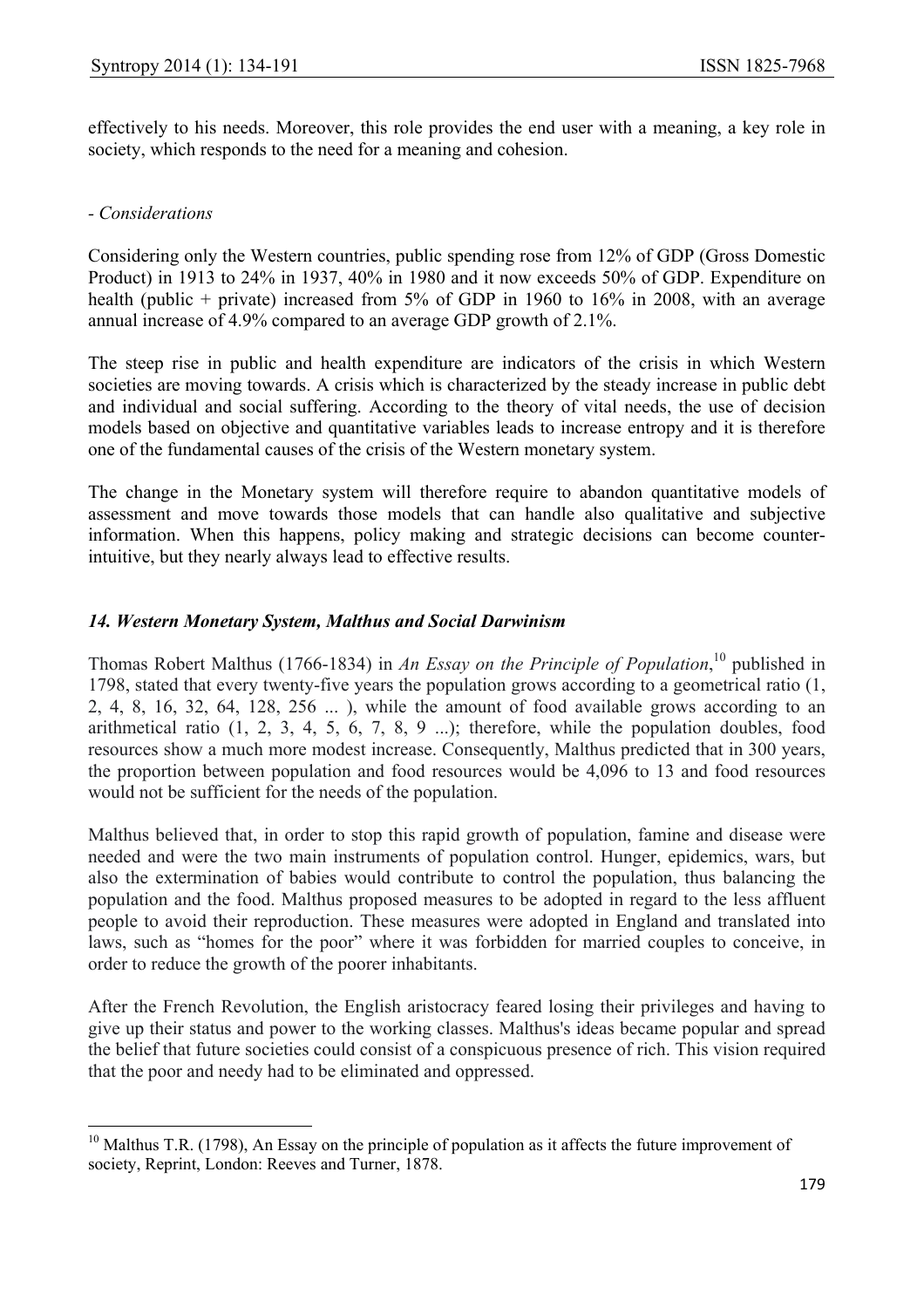effectively to his needs. Moreover, this role provides the end user with a meaning, a key role in society, which responds to the need for a meaning and cohesion.

- *Considerations*

Considering only the Western countries, public spending rose from 12% of GDP (Gross Domestic Product) in 1913 to 24% in 1937, 40% in 1980 and it now exceeds 50% of GDP. Expenditure on health (public + private) increased from 5% of GDP in 1960 to 16% in 2008, with an average annual increase of 4.9% compared to an average GDP growth of 2.1%.

The steep rise in public and health expenditure are indicators of the crisis in which Western societies are moving towards. A crisis which is characterized by the steady increase in public debt and individual and social suffering. According to the theory of vital needs, the use of decision models based on objective and quantitative variables leads to increase entropy and it is therefore one of the fundamental causes of the crisis of the Western monetary system.

The change in the Monetary system will therefore require to abandon quantitative models of assessment and move towards those models that can handle also qualitative and subjective information. When this happens, policy making and strategic decisions can become counter-intuitive, but they nearly always lead to effective results.

### *14. Western Monetary System, Malthus and Social Darwinism*

Thomas Robert Malthus (1766-1834) in *An Essay on the Principle of Population*,[10] published in 1798, stated that every twenty-five years the population grows according to a geometrical ratio (1, 2, 4, 8, 16, 32, 64, 128, 256 ... ), while the amount of food available grows according to an arithmetical ratio (1, 2, 3, 4, 5, 6, 7, 8, 9 ...); therefore, while the population doubles, food resources show a much more modest increase. Consequently, Malthus predicted that in 300 years, the proportion between population and food resources would be 4,096 to 13 and food resources would not be sufficient for the needs of the population.

Malthus believed that, in order to stop this rapid growth of population, famine and disease were needed and were the two main instruments of population control. Hunger, epidemics, wars, but also the extermination of babies would contribute to control the population, thus balancing the population and the food. Malthus proposed measures to be adopted in regard to the less affluent people to avoid their reproduction. These measures were adopted in England and translated into laws, such as "homes for the poor" where it was forbidden for married couples to conceive, in order to reduce the growth of the poorer inhabitants.

After the French Revolution, the English aristocracy feared losing their privileges and having to give up their status and power to the working classes. Malthus's ideas became popular and spread the belief that future societies could consist of a conspicuous presence of rich. This vision required that the poor and needy had to be eliminated and oppressed.

---

[10] Malthus T.R. (1798), An Essay on the principle of population as it affects the future improvement of society, Reprint, London: Reeves and Turner, 1878.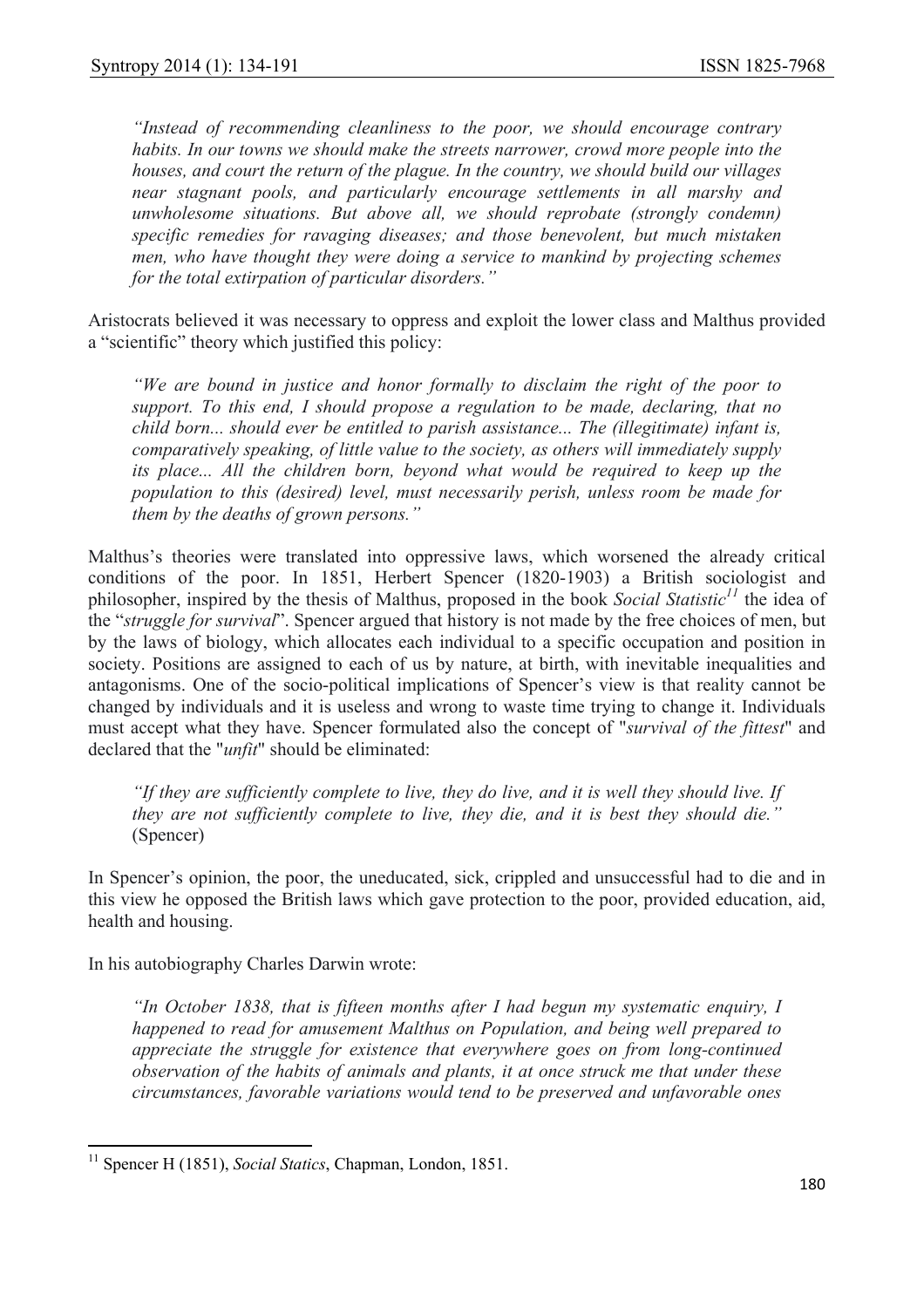> *"Instead of recommending cleanliness to the poor, we should encourage contrary habits. In our towns we should make the streets narrower, crowd more people into the houses, and court the return of the plague. In the country, we should build our villages near stagnant pools, and particularly encourage settlements in all marshy and unwholesome situations. But above all, we should reprobate (strongly condemn) specific remedies for ravaging diseases; and those benevolent, but much mistaken men, who have thought they were doing a service to mankind by projecting schemes for the total extirpation of particular disorders."*

Aristocrats believed it was necessary to oppress and exploit the lower class and Malthus provided a "scientific" theory which justified this policy:

> *"We are bound in justice and honor formally to disclaim the right of the poor to support. To this end, I should propose a regulation to be made, declaring, that no child born... should ever be entitled to parish assistance... The (illegitimate) infant is, comparatively speaking, of little value to the society, as others will immediately supply its place... All the children born, beyond what would be required to keep up the population to this (desired) level, must necessarily perish, unless room be made for them by the deaths of grown persons."*

Malthus's theories were translated into oppressive laws, which worsened the already critical conditions of the poor. In 1851, Herbert Spencer (1820-1903) a British sociologist and philosopher, inspired by the thesis of Malthus, proposed in the book *Social Statistic*[11] the idea of the "*struggle for survival*". Spencer argued that history is not made by the free choices of men, but by the laws of biology, which allocates each individual to a specific occupation and position in society. Positions are assigned to each of us by nature, at birth, with inevitable inequalities and antagonisms. One of the socio-political implications of Spencer's view is that reality cannot be changed by individuals and it is useless and wrong to waste time trying to change it. Individuals must accept what they have. Spencer formulated also the concept of "*survival of the fittest*" and declared that the "*unfit*" should be eliminated:

> *"If they are sufficiently complete to live, they do live, and it is well they should live. If they are not sufficiently complete to live, they die, and it is best they should die."* (Spencer)

In Spencer's opinion, the poor, the uneducated, sick, crippled and unsuccessful had to die and in this view he opposed the British laws which gave protection to the poor, provided education, aid, health and housing.

In his autobiography Charles Darwin wrote:

> *"In October 1838, that is fifteen months after I had begun my systematic enquiry, I happened to read for amusement Malthus on Population, and being well prepared to appreciate the struggle for existence that everywhere goes on from long-continued observation of the habits of animals and plants, it at once struck me that under these circumstances, favorable variations would tend to be preserved and unfavorable ones*

---

[11] Spencer H (1851), *Social Statics*, Chapman, London, 1851.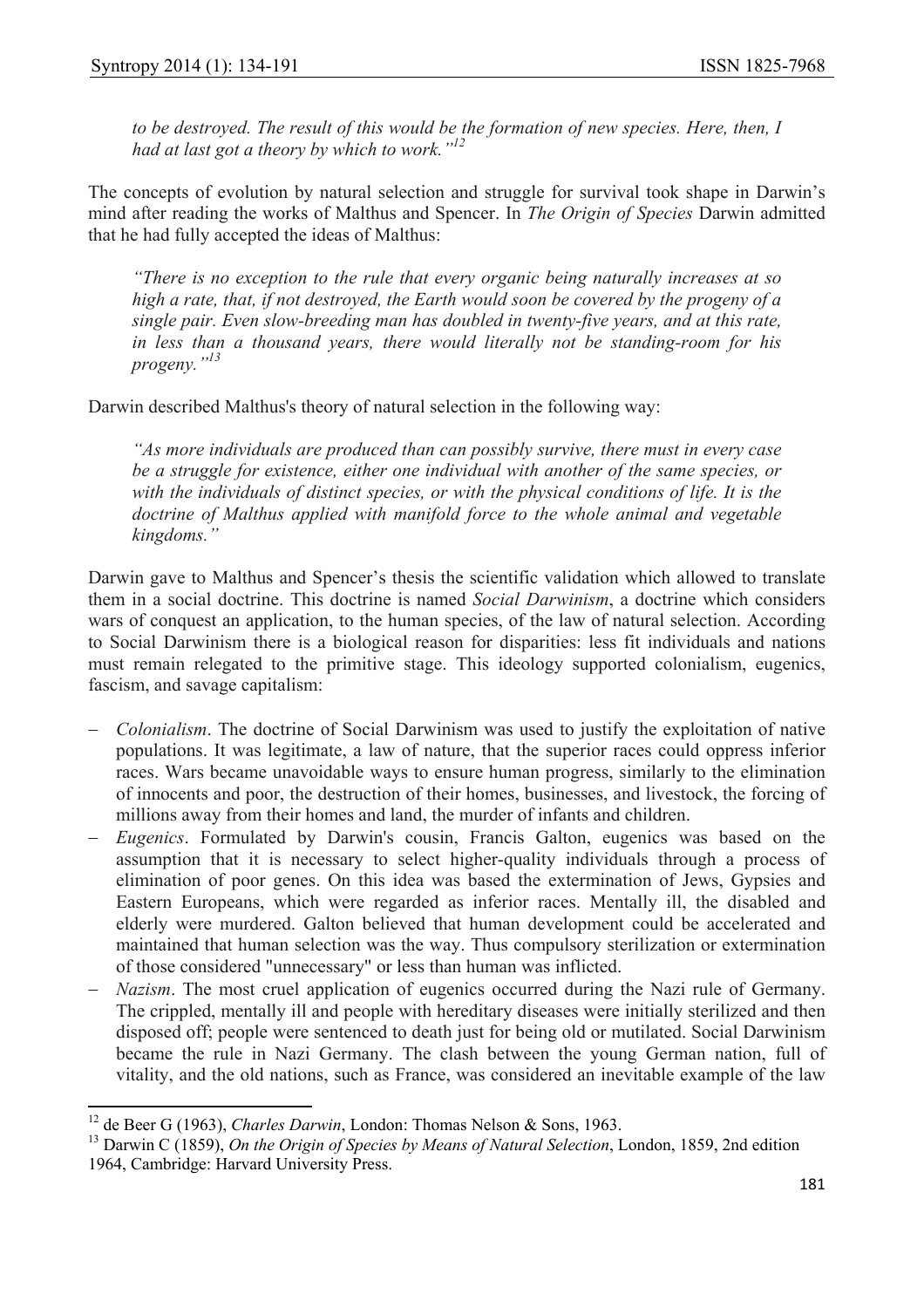> *to be destroyed. The result of this would be the formation of new species. Here, then, I had at last got a theory by which to work."*[12]

The concepts of evolution by natural selection and struggle for survival took shape in Darwin's mind after reading the works of Malthus and Spencer. In *The Origin of Species* Darwin admitted that he had fully accepted the ideas of Malthus:

> *"There is no exception to the rule that every organic being naturally increases at so high a rate, that, if not destroyed, the Earth would soon be covered by the progeny of a single pair. Even slow-breeding man has doubled in twenty-five years, and at this rate, in less than a thousand years, there would literally not be standing-room for his progeny."*[13]

Darwin described Malthus's theory of natural selection in the following way:

> *"As more individuals are produced than can possibly survive, there must in every case be a struggle for existence, either one individual with another of the same species, or with the individuals of distinct species, or with the physical conditions of life. It is the doctrine of Malthus applied with manifold force to the whole animal and vegetable kingdoms."*

Darwin gave to Malthus and Spencer's thesis the scientific validation which allowed to translate them in a social doctrine. This doctrine is named *Social Darwinism*, a doctrine which considers wars of conquest an application, to the human species, of the law of natural selection. According to Social Darwinism there is a biological reason for disparities: less fit individuals and nations must remain relegated to the primitive stage. This ideology supported colonialism, eugenics, fascism, and savage capitalism:

- *Colonialism*. The doctrine of Social Darwinism was used to justify the exploitation of native populations. It was legitimate, a law of nature, that the superior races could oppress inferior races. Wars became unavoidable ways to ensure human progress, similarly to the elimination of innocents and poor, the destruction of their homes, businesses, and livestock, the forcing of millions away from their homes and land, the murder of infants and children.
- *Eugenics*. Formulated by Darwin's cousin, Francis Galton, eugenics was based on the assumption that it is necessary to select higher-quality individuals through a process of elimination of poor genes. On this idea was based the extermination of Jews, Gypsies and Eastern Europeans, which were regarded as inferior races. Mentally ill, the disabled and elderly were murdered. Galton believed that human development could be accelerated and maintained that human selection was the way. Thus compulsory sterilization or extermination of those considered "unnecessary" or less than human was inflicted.
- *Nazism*. The most cruel application of eugenics occurred during the Nazi rule of Germany. The crippled, mentally ill and people with hereditary diseases were initially sterilized and then disposed off; people were sentenced to death just for being old or mutilated. Social Darwinism became the rule in Nazi Germany. The clash between the young German nation, full of vitality, and the old nations, such as France, was considered an inevitable example of the law

---

[12] de Beer G (1963), *Charles Darwin*, London: Thomas Nelson & Sons, 1963.

[13] Darwin C (1859), *On the Origin of Species by Means of Natural Selection*, London, 1859, 2nd edition 1964, Cambridge: Harvard University Press.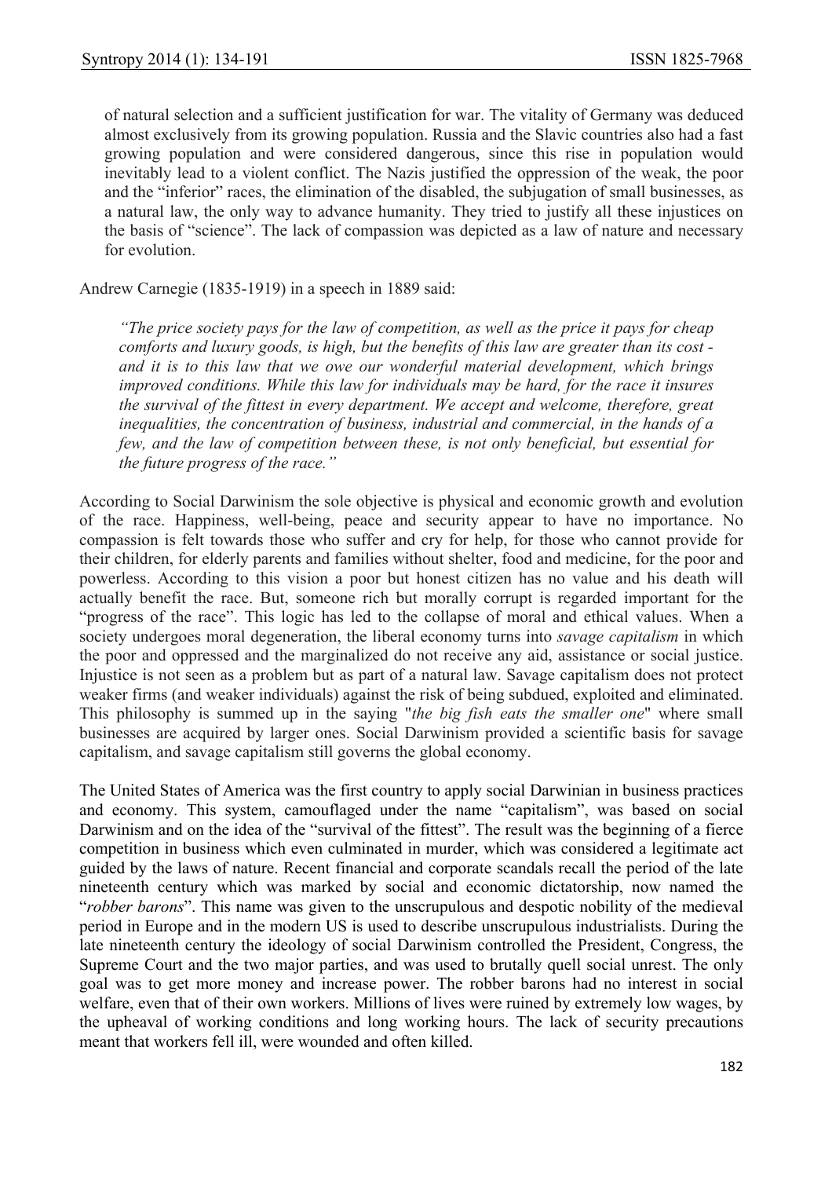of natural selection and a sufficient justification for war. The vitality of Germany was deduced almost exclusively from its growing population. Russia and the Slavic countries also had a fast growing population and were considered dangerous, since this rise in population would inevitably lead to a violent conflict. The Nazis justified the oppression of the weak, the poor and the "inferior" races, the elimination of the disabled, the subjugation of small businesses, as a natural law, the only way to advance humanity. They tried to justify all these injustices on the basis of "science". The lack of compassion was depicted as a law of nature and necessary for evolution.

Andrew Carnegie (1835-1919) in a speech in 1889 said:

> *"The price society pays for the law of competition, as well as the price it pays for cheap comforts and luxury goods, is high, but the benefits of this law are greater than its cost - and it is to this law that we owe our wonderful material development, which brings improved conditions. While this law for individuals may be hard, for the race it insures the survival of the fittest in every department. We accept and welcome, therefore, great inequalities, the concentration of business, industrial and commercial, in the hands of a few, and the law of competition between these, is not only beneficial, but essential for the future progress of the race."*

According to Social Darwinism the sole objective is physical and economic growth and evolution of the race. Happiness, well-being, peace and security appear to have no importance. No compassion is felt towards those who suffer and cry for help, for those who cannot provide for their children, for elderly parents and families without shelter, food and medicine, for the poor and powerless. According to this vision a poor but honest citizen has no value and his death will actually benefit the race. But, someone rich but morally corrupt is regarded important for the "progress of the race". This logic has led to the collapse of moral and ethical values. When a society undergoes moral degeneration, the liberal economy turns into *savage capitalism* in which the poor and oppressed and the marginalized do not receive any aid, assistance or social justice. Injustice is not seen as a problem but as part of a natural law. Savage capitalism does not protect weaker firms (and weaker individuals) against the risk of being subdued, exploited and eliminated. This philosophy is summed up in the saying "*the big fish eats the smaller one*" where small businesses are acquired by larger ones. Social Darwinism provided a scientific basis for savage capitalism, and savage capitalism still governs the global economy.

The United States of America was the first country to apply social Darwinian in business practices and economy. This system, camouflaged under the name "capitalism", was based on social Darwinism and on the idea of the "survival of the fittest". The result was the beginning of a fierce competition in business which even culminated in murder, which was considered a legitimate act guided by the laws of nature. Recent financial and corporate scandals recall the period of the late nineteenth century which was marked by social and economic dictatorship, now named the "*robber barons*". This name was given to the unscrupulous and despotic nobility of the medieval period in Europe and in the modern US is used to describe unscrupulous industrialists. During the late nineteenth century the ideology of social Darwinism controlled the President, Congress, the Supreme Court and the two major parties, and was used to brutally quell social unrest. The only goal was to get more money and increase power. The robber barons had no interest in social welfare, even that of their own workers. Millions of lives were ruined by extremely low wages, by the upheaval of working conditions and long working hours. The lack of security precautions meant that workers fell ill, were wounded and often killed.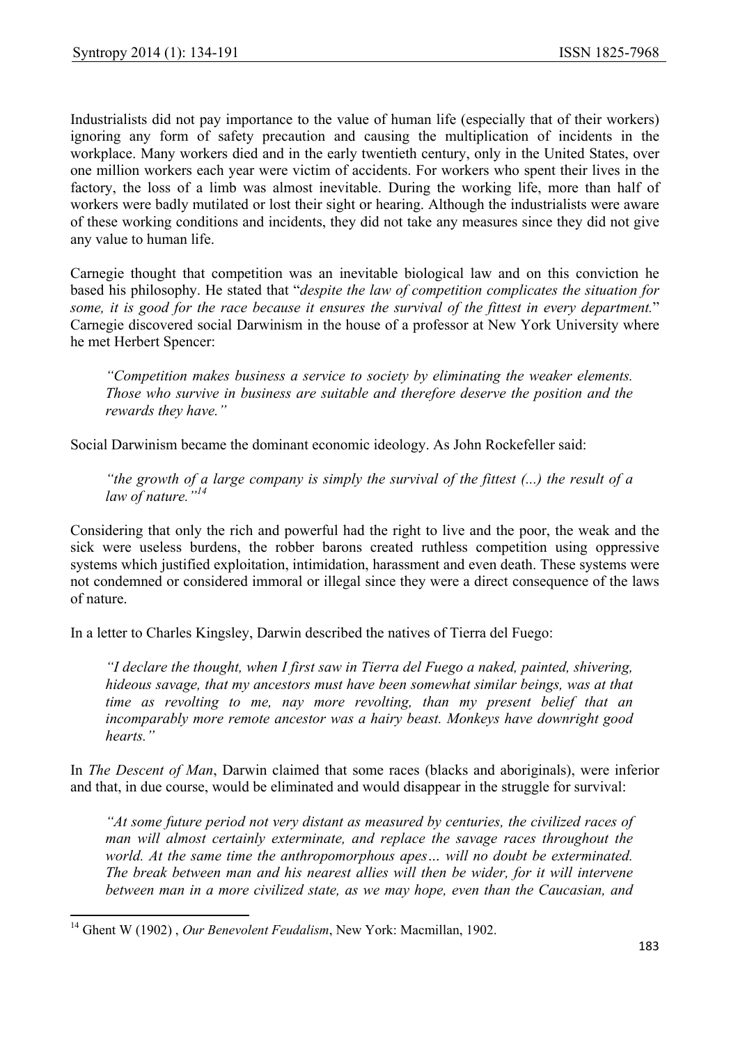Industrialists did not pay importance to the value of human life (especially that of their workers) ignoring any form of safety precaution and causing the multiplication of incidents in the workplace. Many workers died and in the early twentieth century, only in the United States, over one million workers each year were victim of accidents. For workers who spent their lives in the factory, the loss of a limb was almost inevitable. During the working life, more than half of workers were badly mutilated or lost their sight or hearing. Although the industrialists were aware of these working conditions and incidents, they did not take any measures since they did not give any value to human life.

Carnegie thought that competition was an inevitable biological law and on this conviction he based his philosophy. He stated that "*despite the law of competition complicates the situation for some, it is good for the race because it ensures the survival of the fittest in every department.*" Carnegie discovered social Darwinism in the house of a professor at New York University where he met Herbert Spencer:

> *"Competition makes business a service to society by eliminating the weaker elements. Those who survive in business are suitable and therefore deserve the position and the rewards they have."*

Social Darwinism became the dominant economic ideology. As John Rockefeller said:

> *"the growth of a large company is simply the survival of the fittest (...) the result of a law of nature."*[14]

Considering that only the rich and powerful had the right to live and the poor, the weak and the sick were useless burdens, the robber barons created ruthless competition using oppressive systems which justified exploitation, intimidation, harassment and even death. These systems were not condemned or considered immoral or illegal since they were a direct consequence of the laws of nature.

In a letter to Charles Kingsley, Darwin described the natives of Tierra del Fuego:

> *"I declare the thought, when I first saw in Tierra del Fuego a naked, painted, shivering, hideous savage, that my ancestors must have been somewhat similar beings, was at that time as revolting to me, nay more revolting, than my present belief that an incomparably more remote ancestor was a hairy beast. Monkeys have downright good hearts."*

In *The Descent of Man*, Darwin claimed that some races (blacks and aboriginals), were inferior and that, in due course, would be eliminated and would disappear in the struggle for survival:

> *"At some future period not very distant as measured by centuries, the civilized races of man will almost certainly exterminate, and replace the savage races throughout the world. At the same time the anthropomorphous apes… will no doubt be exterminated. The break between man and his nearest allies will then be wider, for it will intervene between man in a more civilized state, as we may hope, even than the Caucasian, and*

[14] Ghent W (1902) , *Our Benevolent Feudalism*, New York: Macmillan, 1902.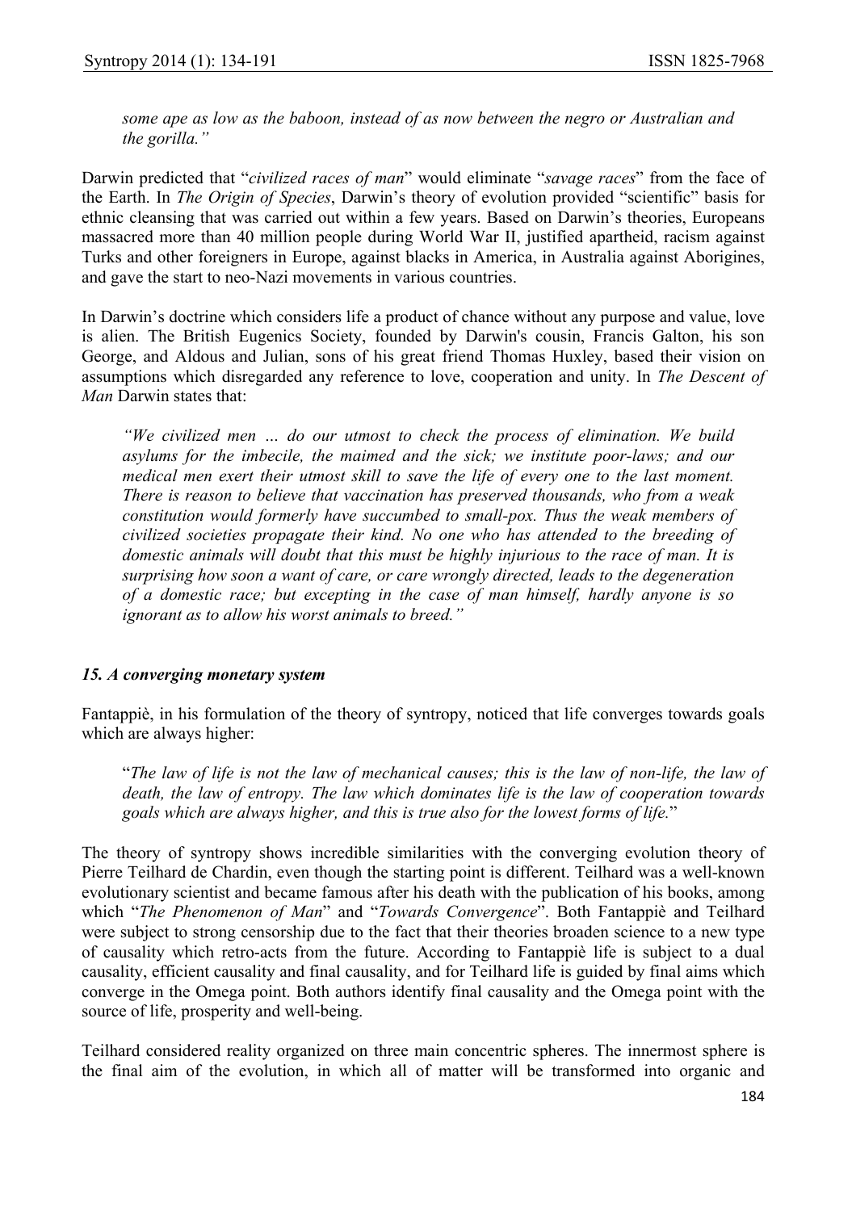> *some ape as low as the baboon, instead of as now between the negro or Australian and the gorilla.”*

Darwin predicted that “*civilized races of man*” would eliminate “*savage races*” from the face of the Earth. In *The Origin of Species*, Darwin’s theory of evolution provided “scientific” basis for ethnic cleansing that was carried out within a few years. Based on Darwin’s theories, Europeans massacred more than 40 million people during World War II, justified apartheid, racism against Turks and other foreigners in Europe, against blacks in America, in Australia against Aborigines, and gave the start to neo-Nazi movements in various countries.

In Darwin’s doctrine which considers life a product of chance without any purpose and value, love is alien. The British Eugenics Society, founded by Darwin's cousin, Francis Galton, his son George, and Aldous and Julian, sons of his great friend Thomas Huxley, based their vision on assumptions which disregarded any reference to love, cooperation and unity. In *The Descent of Man* Darwin states that:

> *“We civilized men … do our utmost to check the process of elimination. We build asylums for the imbecile, the maimed and the sick; we institute poor-laws; and our medical men exert their utmost skill to save the life of every one to the last moment. There is reason to believe that vaccination has preserved thousands, who from a weak constitution would formerly have succumbed to small-pox. Thus the weak members of civilized societies propagate their kind. No one who has attended to the breeding of domestic animals will doubt that this must be highly injurious to the race of man. It is surprising how soon a want of care, or care wrongly directed, leads to the degeneration of a domestic race; but excepting in the case of man himself, hardly anyone is so ignorant as to allow his worst animals to breed.”*

### *15. A converging monetary system*

Fantappiè, in his formulation of the theory of syntropy, noticed that life converges towards goals which are always higher:

> “*The law of life is not the law of mechanical causes; this is the law of non-life, the law of death, the law of entropy. The law which dominates life is the law of cooperation towards goals which are always higher, and this is true also for the lowest forms of life.*”

The theory of syntropy shows incredible similarities with the converging evolution theory of Pierre Teilhard de Chardin, even though the starting point is different. Teilhard was a well-known evolutionary scientist and became famous after his death with the publication of his books, among which “*The Phenomenon of Man*” and “*Towards Convergence*”. Both Fantappiè and Teilhard were subject to strong censorship due to the fact that their theories broaden science to a new type of causality which retro-acts from the future. According to Fantappiè life is subject to a dual causality, efficient causality and final causality, and for Teilhard life is guided by final aims which converge in the Omega point. Both authors identify final causality and the Omega point with the source of life, prosperity and well-being.

Teilhard considered reality organized on three main concentric spheres. The innermost sphere is the final aim of the evolution, in which all of matter will be transformed into organic and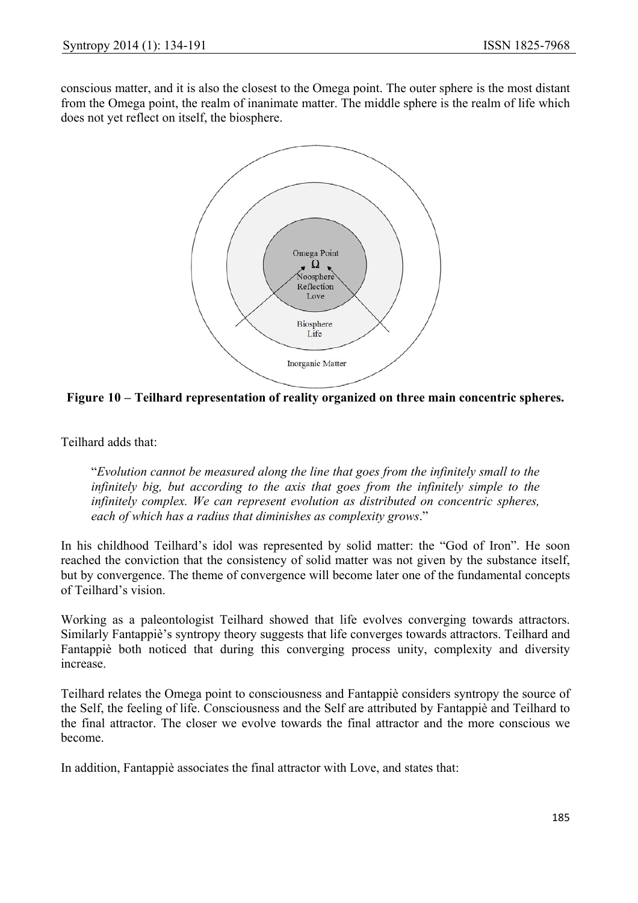conscious matter, and it is also the closest to the Omega point. The outer sphere is the most distant from the Omega point, the realm of inanimate matter. The middle sphere is the realm of life which does not yet reflect on itself, the biosphere.

**Figure 10 – Teilhard representation of reality organized on three main concentric spheres.**

Teilhard adds that:

> "*Evolution cannot be measured along the line that goes from the infinitely small to the infinitely big, but according to the axis that goes from the infinitely simple to the infinitely complex. We can represent evolution as distributed on concentric spheres, each of which has a radius that diminishes as complexity grows*."

In his childhood Teilhard's idol was represented by solid matter: the "God of Iron". He soon reached the conviction that the consistency of solid matter was not given by the substance itself, but by convergence. The theme of convergence will become later one of the fundamental concepts of Teilhard's vision.

Working as a paleontologist Teilhard showed that life evolves converging towards attractors. Similarly Fantappiè's syntropy theory suggests that life converges towards attractors. Teilhard and Fantappiè both noticed that during this converging process unity, complexity and diversity increase.

Teilhard relates the Omega point to consciousness and Fantappiè considers syntropy the source of the Self, the feeling of life. Consciousness and the Self are attributed by Fantappiè and Teilhard to the final attractor. The closer we evolve towards the final attractor and the more conscious we become.

In addition, Fantappiè associates the final attractor with Love, and states that: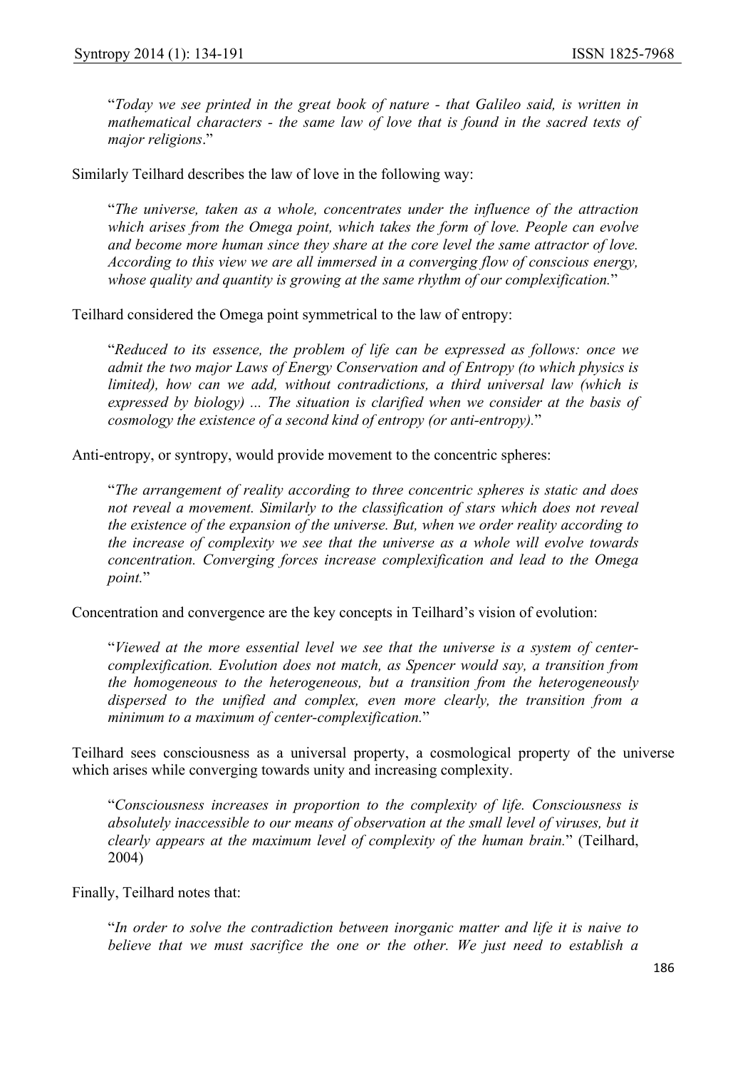> "*Today we see printed in the great book of nature - that Galileo said, is written in mathematical characters - the same law of love that is found in the sacred texts of major religions*."

Similarly Teilhard describes the law of love in the following way:

> "*The universe, taken as a whole, concentrates under the influence of the attraction which arises from the Omega point, which takes the form of love. People can evolve and become more human since they share at the core level the same attractor of love. According to this view we are all immersed in a converging flow of conscious energy, whose quality and quantity is growing at the same rhythm of our complexification.*"

Teilhard considered the Omega point symmetrical to the law of entropy:

> "*Reduced to its essence, the problem of life can be expressed as follows: once we admit the two major Laws of Energy Conservation and of Entropy (to which physics is limited), how can we add, without contradictions, a third universal law (which is expressed by biology) ... The situation is clarified when we consider at the basis of cosmology the existence of a second kind of entropy (or anti-entropy).*"

Anti-entropy, or syntropy, would provide movement to the concentric spheres:

> "*The arrangement of reality according to three concentric spheres is static and does not reveal a movement. Similarly to the classification of stars which does not reveal the existence of the expansion of the universe. But, when we order reality according to the increase of complexity we see that the universe as a whole will evolve towards concentration. Converging forces increase complexification and lead to the Omega point.*"

Concentration and convergence are the key concepts in Teilhard's vision of evolution:

> "*Viewed at the more essential level we see that the universe is a system of center-complexification. Evolution does not match, as Spencer would say, a transition from the homogeneous to the heterogeneous, but a transition from the heterogeneously dispersed to the unified and complex, even more clearly, the transition from a minimum to a maximum of center-complexification.*"

Teilhard sees consciousness as a universal property, a cosmological property of the universe which arises while converging towards unity and increasing complexity.

> "*Consciousness increases in proportion to the complexity of life. Consciousness is absolutely inaccessible to our means of observation at the small level of viruses, but it clearly appears at the maximum level of complexity of the human brain.*" (Teilhard, 2004)

Finally, Teilhard notes that:

> "*In order to solve the contradiction between inorganic matter and life it is naive to believe that we must sacrifice the one or the other. We just need to establish a*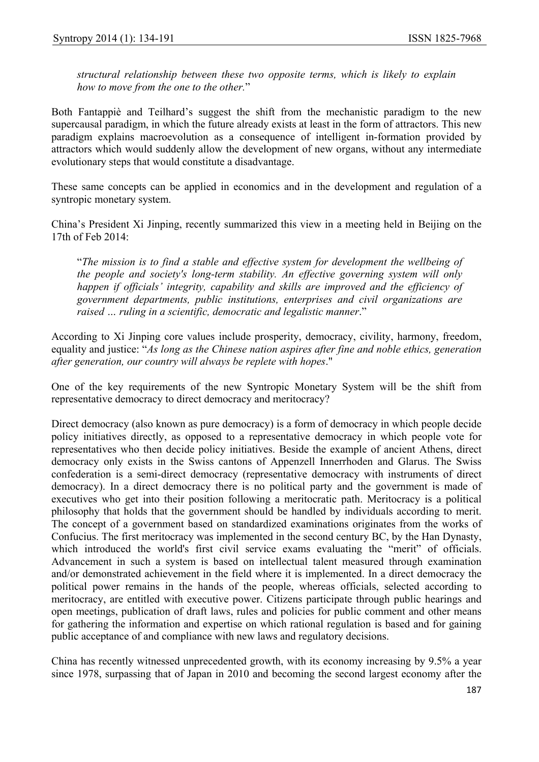*structural relationship between these two opposite terms, which is likely to explain how to move from the one to the other.*"

Both Fantappiè and Teilhard's suggest the shift from the mechanistic paradigm to the new supercausal paradigm, in which the future already exists at least in the form of attractors. This new paradigm explains macroevolution as a consequence of intelligent in-formation provided by attractors which would suddenly allow the development of new organs, without any intermediate evolutionary steps that would constitute a disadvantage.

These same concepts can be applied in economics and in the development and regulation of a syntropic monetary system.

China's President Xi Jinping, recently summarized this view in a meeting held in Beijing on the 17th of Feb 2014:

> "*The mission is to find a stable and effective system for development the wellbeing of the people and society's long-term stability. An effective governing system will only happen if officials' integrity, capability and skills are improved and the efficiency of government departments, public institutions, enterprises and civil organizations are raised … ruling in a scientific, democratic and legalistic manner*."

According to Xi Jinping core values include prosperity, democracy, civility, harmony, freedom, equality and justice: "*As long as the Chinese nation aspires after fine and noble ethics, generation after generation, our country will always be replete with hopes*."

One of the key requirements of the new Syntropic Monetary System will be the shift from representative democracy to direct democracy and meritocracy?

Direct democracy (also known as pure democracy) is a form of democracy in which people decide policy initiatives directly, as opposed to a representative democracy in which people vote for representatives who then decide policy initiatives. Beside the example of ancient Athens, direct democracy only exists in the Swiss cantons of Appenzell Innerrhoden and Glarus. The Swiss confederation is a semi-direct democracy (representative democracy with instruments of direct democracy). In a direct democracy there is no political party and the government is made of executives who get into their position following a meritocratic path. Meritocracy is a political philosophy that holds that the government should be handled by individuals according to merit. The concept of a government based on standardized examinations originates from the works of Confucius. The first meritocracy was implemented in the second century BC, by the Han Dynasty, which introduced the world's first civil service exams evaluating the "merit" of officials. Advancement in such a system is based on intellectual talent measured through examination and/or demonstrated achievement in the field where it is implemented. In a direct democracy the political power remains in the hands of the people, whereas officials, selected according to meritocracy, are entitled with executive power. Citizens participate through public hearings and open meetings, publication of draft laws, rules and policies for public comment and other means for gathering the information and expertise on which rational regulation is based and for gaining public acceptance of and compliance with new laws and regulatory decisions.

China has recently witnessed unprecedented growth, with its economy increasing by 9.5% a year since 1978, surpassing that of Japan in 2010 and becoming the second largest economy after the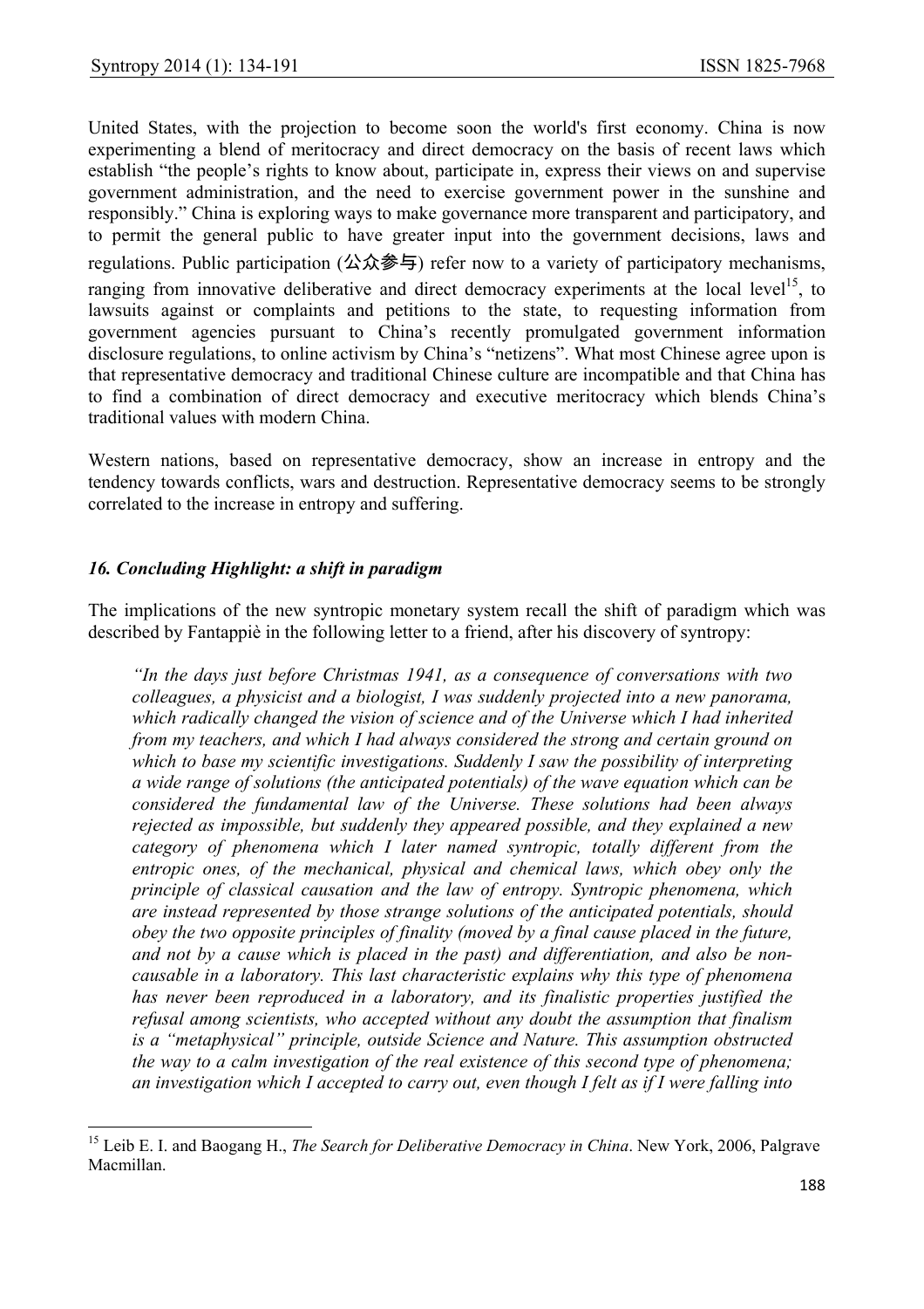United States, with the projection to become soon the world's first economy. China is now experimenting a blend of meritocracy and direct democracy on the basis of recent laws which establish "the people's rights to know about, participate in, express their views on and supervise government administration, and the need to exercise government power in the sunshine and responsibly." China is exploring ways to make governance more transparent and participatory, and to permit the general public to have greater input into the government decisions, laws and regulations. Public participation (公众参与) refer now to a variety of participatory mechanisms, ranging from innovative deliberative and direct democracy experiments at the local level[15], to lawsuits against or complaints and petitions to the state, to requesting information from government agencies pursuant to China's recently promulgated government information disclosure regulations, to online activism by China's "netizens". What most Chinese agree upon is that representative democracy and traditional Chinese culture are incompatible and that China has to find a combination of direct democracy and executive meritocracy which blends China's traditional values with modern China.

Western nations, based on representative democracy, show an increase in entropy and the tendency towards conflicts, wars and destruction. Representative democracy seems to be strongly correlated to the increase in entropy and suffering.

## *16. Concluding Highlight: a shift in paradigm*

The implications of the new syntropic monetary system recall the shift of paradigm which was described by Fantappiè in the following letter to a friend, after his discovery of syntropy:

> *"In the days just before Christmas 1941, as a consequence of conversations with two colleagues, a physicist and a biologist, I was suddenly projected into a new panorama, which radically changed the vision of science and of the Universe which I had inherited from my teachers, and which I had always considered the strong and certain ground on which to base my scientific investigations. Suddenly I saw the possibility of interpreting a wide range of solutions (the anticipated potentials) of the wave equation which can be considered the fundamental law of the Universe. These solutions had been always rejected as impossible, but suddenly they appeared possible, and they explained a new category of phenomena which I later named syntropic, totally different from the entropic ones, of the mechanical, physical and chemical laws, which obey only the principle of classical causation and the law of entropy. Syntropic phenomena, which are instead represented by those strange solutions of the anticipated potentials, should obey the two opposite principles of finality (moved by a final cause placed in the future, and not by a cause which is placed in the past) and differentiation, and also be non-causable in a laboratory. This last characteristic explains why this type of phenomena has never been reproduced in a laboratory, and its finalistic properties justified the refusal among scientists, who accepted without any doubt the assumption that finalism is a "metaphysical" principle, outside Science and Nature. This assumption obstructed the way to a calm investigation of the real existence of this second type of phenomena; an investigation which I accepted to carry out, even though I felt as if I were falling into*

---

[15] Leib E. I. and Baogang H., *The Search for Deliberative Democracy in China*. New York, 2006, Palgrave Macmillan.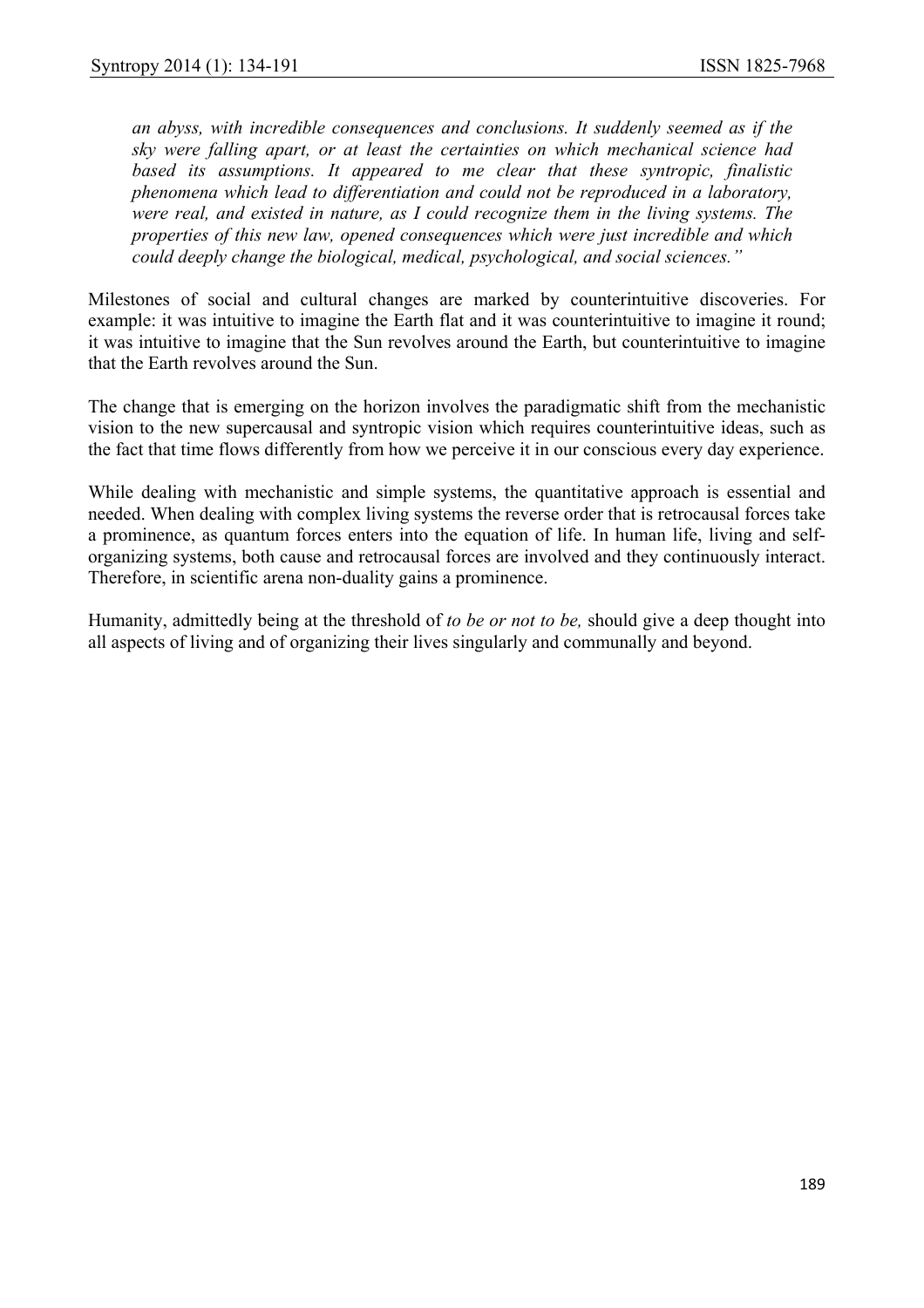> *an abyss, with incredible consequences and conclusions. It suddenly seemed as if the sky were falling apart, or at least the certainties on which mechanical science had based its assumptions. It appeared to me clear that these syntropic, finalistic phenomena which lead to differentiation and could not be reproduced in a laboratory, were real, and existed in nature, as I could recognize them in the living systems. The properties of this new law, opened consequences which were just incredible and which could deeply change the biological, medical, psychological, and social sciences."*

Milestones of social and cultural changes are marked by counterintuitive discoveries. For example: it was intuitive to imagine the Earth flat and it was counterintuitive to imagine it round; it was intuitive to imagine that the Sun revolves around the Earth, but counterintuitive to imagine that the Earth revolves around the Sun.

The change that is emerging on the horizon involves the paradigmatic shift from the mechanistic vision to the new supercausal and syntropic vision which requires counterintuitive ideas, such as the fact that time flows differently from how we perceive it in our conscious every day experience.

While dealing with mechanistic and simple systems, the quantitative approach is essential and needed. When dealing with complex living systems the reverse order that is retrocausal forces take a prominence, as quantum forces enters into the equation of life. In human life, living and self-organizing systems, both cause and retrocausal forces are involved and they continuously interact. Therefore, in scientific arena non-duality gains a prominence.

Humanity, admittedly being at the threshold of *to be or not to be,* should give a deep thought into all aspects of living and of organizing their lives singularly and communally and beyond.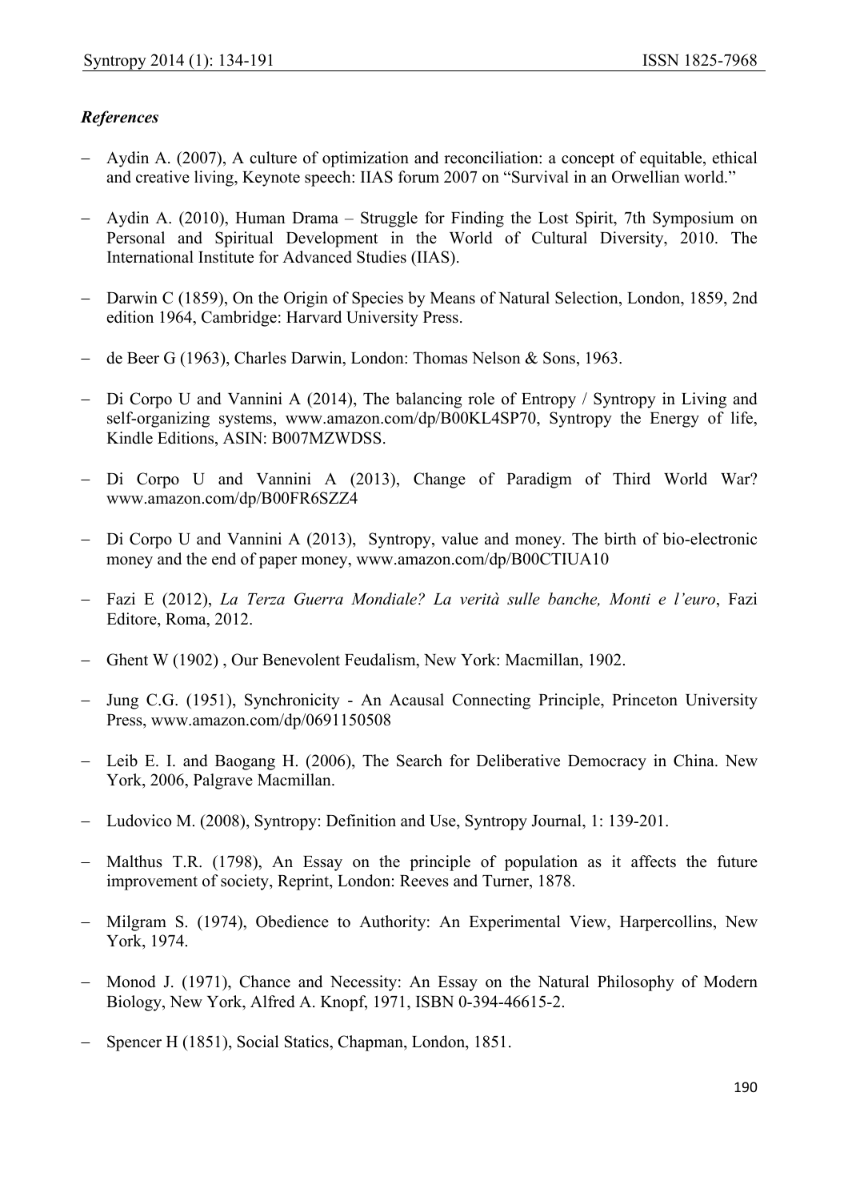***References***

- Aydin A. (2007), A culture of optimization and reconciliation: a concept of equitable, ethical and creative living, Keynote speech: IIAS forum 2007 on "Survival in an Orwellian world."

- Aydin A. (2010), Human Drama – Struggle for Finding the Lost Spirit, 7th Symposium on Personal and Spiritual Development in the World of Cultural Diversity, 2010. The International Institute for Advanced Studies (IIAS).

- Darwin C (1859), On the Origin of Species by Means of Natural Selection, London, 1859, 2nd edition 1964, Cambridge: Harvard University Press.

- de Beer G (1963), Charles Darwin, London: Thomas Nelson & Sons, 1963.

- Di Corpo U and Vannini A (2014), The balancing role of Entropy / Syntropy in Living and self-organizing systems, www.amazon.com/dp/B00KL4SP70, Syntropy the Energy of life, Kindle Editions, ASIN: B007MZWDSS.

- Di Corpo U and Vannini A (2013), Change of Paradigm of Third World War? www.amazon.com/dp/B00FR6SZZ4

- Di Corpo U and Vannini A (2013), Syntropy, value and money. The birth of bio-electronic money and the end of paper money, www.amazon.com/dp/B00CTIUA10

- Fazi E (2012), *La Terza Guerra Mondiale? La verità sulle banche, Monti e l'euro*, Fazi Editore, Roma, 2012.

- Ghent W (1902) , Our Benevolent Feudalism, New York: Macmillan, 1902.

- Jung C.G. (1951), Synchronicity - An Acausal Connecting Principle, Princeton University Press, www.amazon.com/dp/0691150508

- Leib E. I. and Baogang H. (2006), The Search for Deliberative Democracy in China. New York, 2006, Palgrave Macmillan.

- Ludovico M. (2008), Syntropy: Definition and Use, Syntropy Journal, 1: 139-201.

- Malthus T.R. (1798), An Essay on the principle of population as it affects the future improvement of society, Reprint, London: Reeves and Turner, 1878.

- Milgram S. (1974), Obedience to Authority: An Experimental View, Harpercollins, New York, 1974.

- Monod J. (1971), Chance and Necessity: An Essay on the Natural Philosophy of Modern Biology, New York, Alfred A. Knopf, 1971, ISBN 0-394-46615-2.

- Spencer H (1851), Social Statics, Chapman, London, 1851.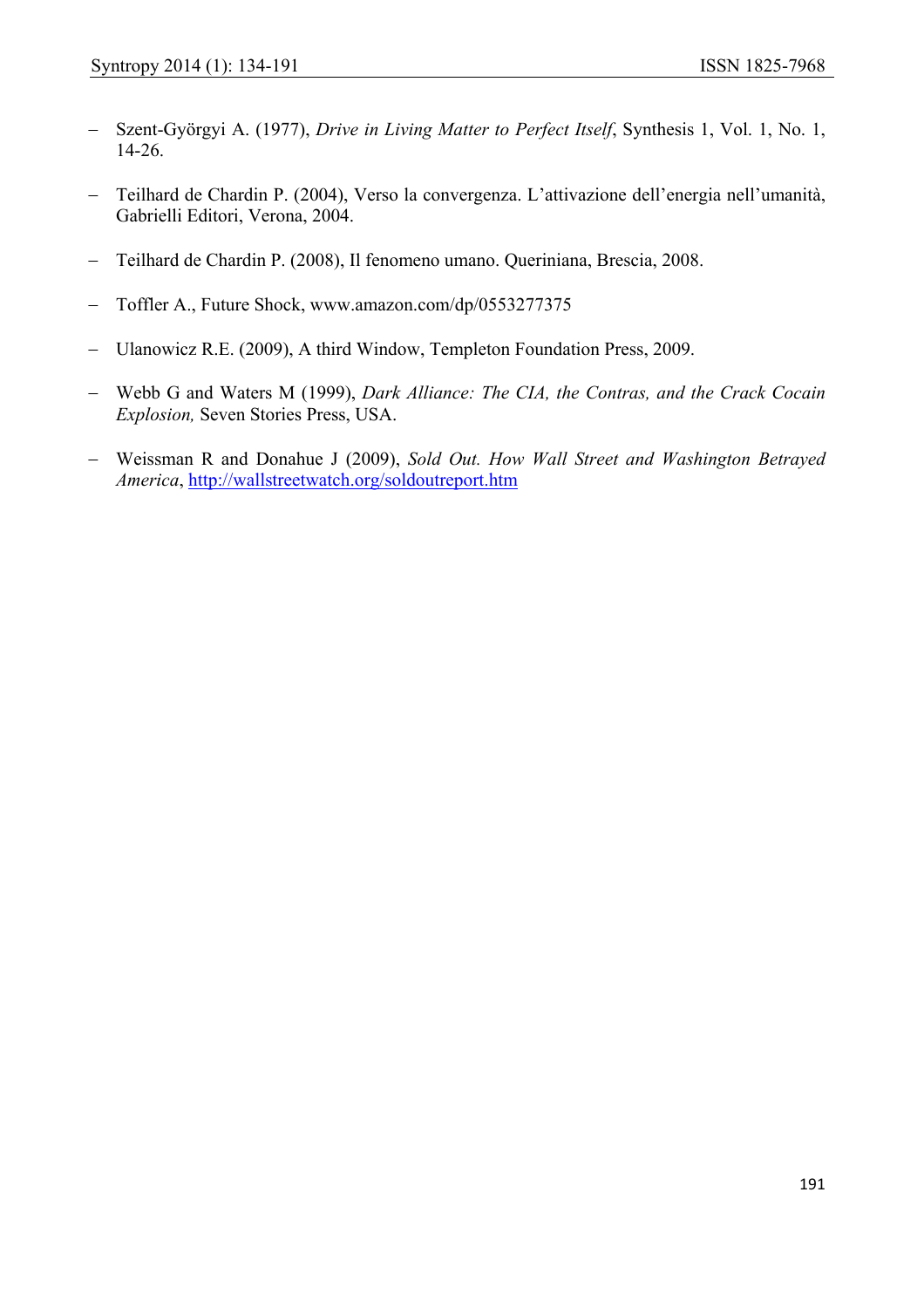- Szent-Györgyi A. (1977), *Drive in Living Matter to Perfect Itself*, Synthesis 1, Vol. 1, No. 1, 14-26.

- Teilhard de Chardin P. (2004), Verso la convergenza. L'attivazione dell'energia nell'umanità, Gabrielli Editori, Verona, 2004.

- Teilhard de Chardin P. (2008), Il fenomeno umano. Queriniana, Brescia, 2008.

- Toffler A., Future Shock, www.amazon.com/dp/0553277375

- Ulanowicz R.E. (2009), A third Window, Templeton Foundation Press, 2009.

- Webb G and Waters M (1999), *Dark Alliance: The CIA, the Contras, and the Crack Cocain Explosion,* Seven Stories Press, USA.

- Weissman R and Donahue J (2009), *Sold Out. How Wall Street and Washington Betrayed America*, http://wallstreetwatch.org/soldoutreport.htm